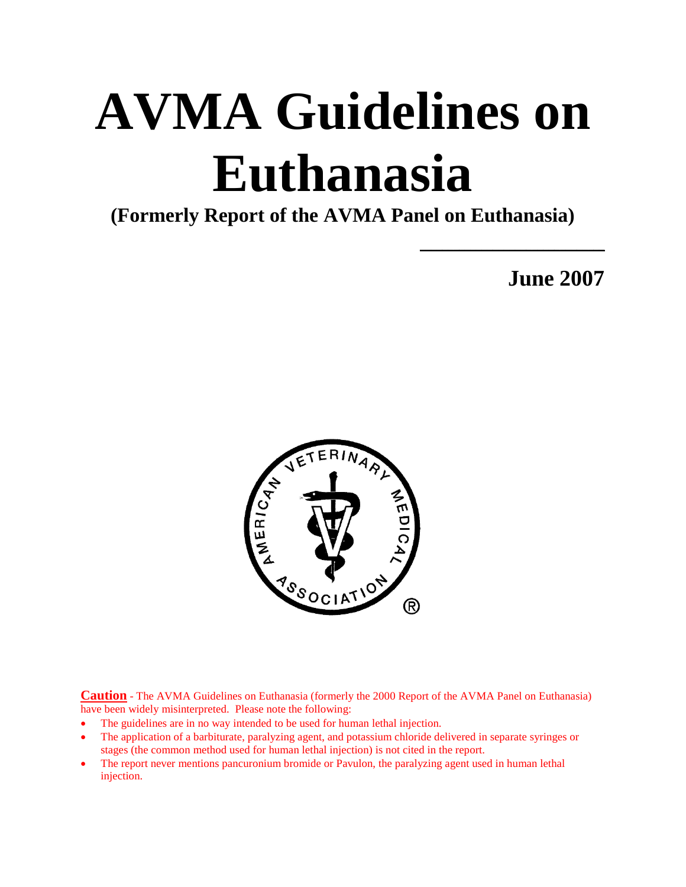# AVMA Guidelines on Euthanasia

**(Formerly Report of the AVMA Panel on Euthanasia)**

**June 2007**

**Caution** - The AVMA Guidelines on Euthanasia (formerly the 2000 Report of the AVMA Panel on Euthanasia) have been widely misinterpreted. Please note the following:

- The guidelines are in no way intended to be used for human lethal injection.
- The application of a barbiturate, paralyzing agent, and potassium chloride delivered in separate syringes or stages (the common method used for human lethal injection) is not cited in the report.
- The report never mentions pancuronium bromide or Pavulon, the paralyzing agent used in human lethal injection.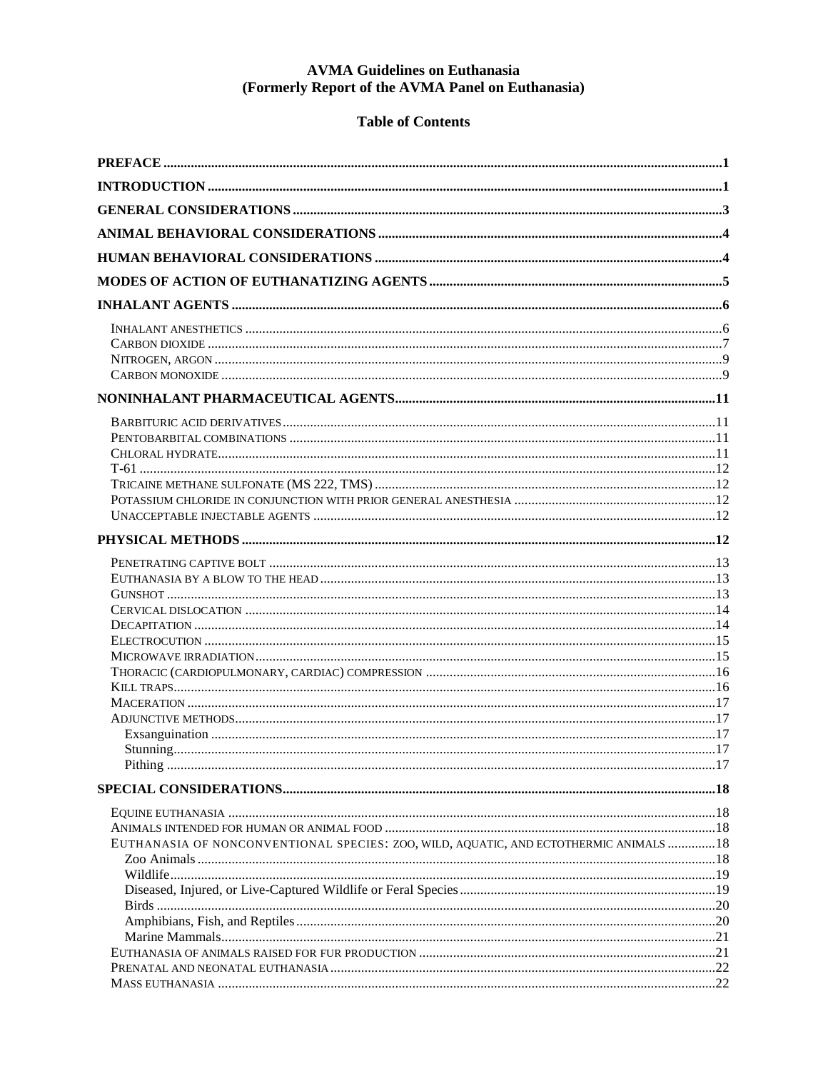# AVMA Guidelines on Euthanasia
## (Formerly Report of the AVMA Panel on Euthanasia)

### Table of Contents

**PREFACE** .......... 1

**INTRODUCTION** .......... 1

**GENERAL CONSIDERATIONS** .......... 3

**ANIMAL BEHAVIORAL CONSIDERATIONS** .......... 4

**HUMAN BEHAVIORAL CONSIDERATIONS** .......... 4

**MODES OF ACTION OF EUTHANATIZING AGENTS** .......... 5

**INHALANT AGENTS** .......... 6

- INHALANT ANESTHETICS .......... 6
- CARBON DIOXIDE .......... 7
- NITROGEN, ARGON .......... 9
- CARBON MONOXIDE .......... 9

**NONINHALANT PHARMACEUTICAL AGENTS** .......... 11

- BARBITURIC ACID DERIVATIVES .......... 11
- PENTOBARBITAL COMBINATIONS .......... 11
- CHLORAL HYDRATE .......... 11
- T-61 .......... 12
- TRICAINE METHANE SULFONATE (MS 222, TMS) .......... 12
- POTASSIUM CHLORIDE IN CONJUNCTION WITH PRIOR GENERAL ANESTHESIA .......... 12
- UNACCEPTABLE INJECTABLE AGENTS .......... 12

**PHYSICAL METHODS** .......... 12

- PENETRATING CAPTIVE BOLT .......... 13
- EUTHANASIA BY A BLOW TO THE HEAD .......... 13
- GUNSHOT .......... 13
- CERVICAL DISLOCATION .......... 14
- DECAPITATION .......... 14
- ELECTROCUTION .......... 15
- MICROWAVE IRRADIATION .......... 15
- THORACIC (CARDIOPULMONARY, CARDIAC) COMPRESSION .......... 16
- KILL TRAPS .......... 16
- MACERATION .......... 17
- ADJUNCTIVE METHODS .......... 17
  - Exsanguination .......... 17
  - Stunning .......... 17
  - Pithing .......... 17

**SPECIAL CONSIDERATIONS** .......... 18

- EQUINE EUTHANASIA .......... 18
- ANIMALS INTENDED FOR HUMAN OR ANIMAL FOOD .......... 18
- EUTHANASIA OF NONCONVENTIONAL SPECIES: ZOO, WILD, AQUATIC, AND ECTOTHERMIC ANIMALS .......... 18
  - Zoo Animals .......... 18
  - Wildlife .......... 19
  - Diseased, Injured, or Live-Captured Wildlife or Feral Species .......... 19
  - Birds .......... 20
  - Amphibians, Fish, and Reptiles .......... 20
  - Marine Mammals .......... 21
- EUTHANASIA OF ANIMALS RAISED FOR FUR PRODUCTION .......... 21
- PRENATAL AND NEONATAL EUTHANASIA .......... 22
- MASS EUTHANASIA .......... 22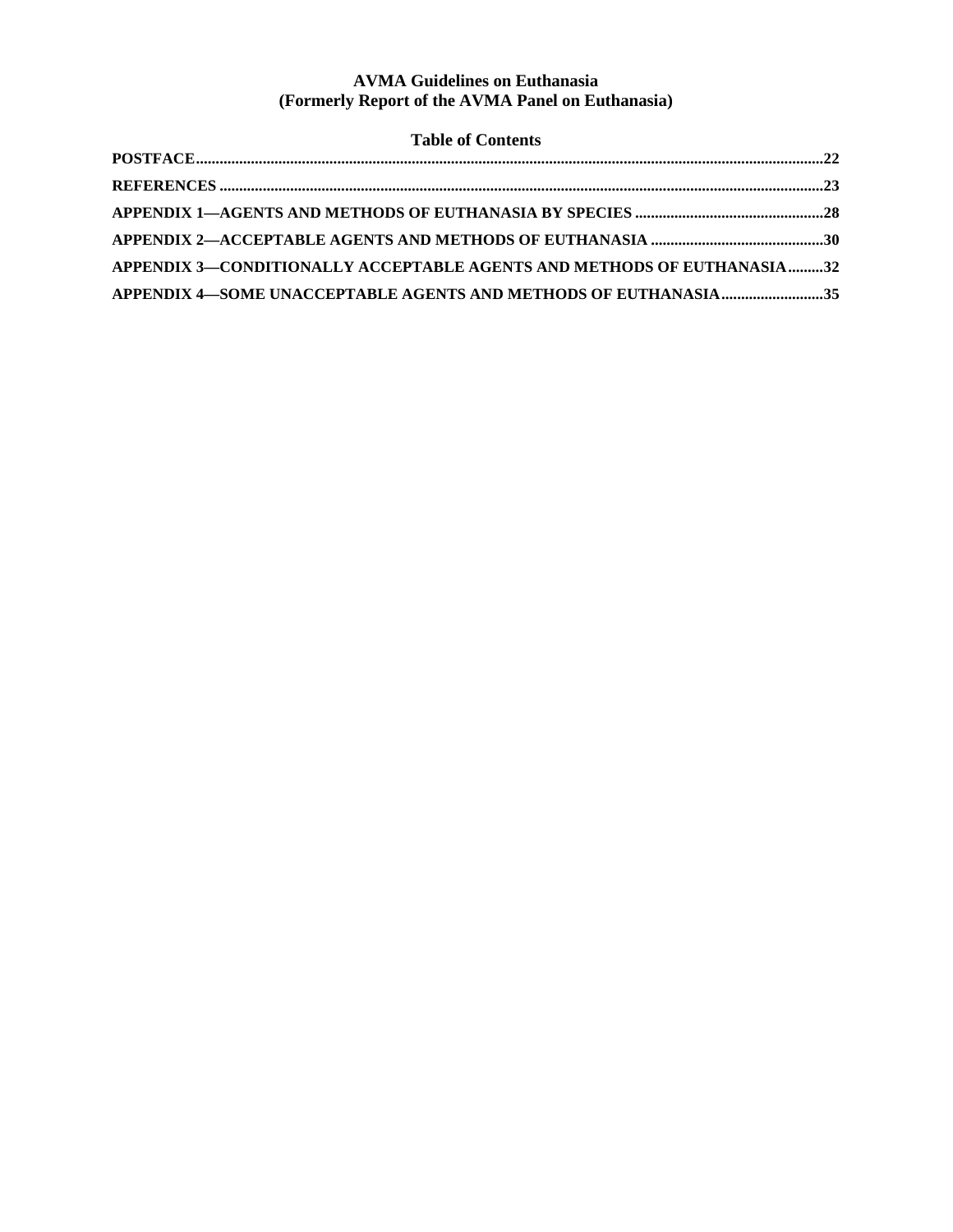**AVMA Guidelines on Euthanasia**
**(Formerly Report of the AVMA Panel on Euthanasia)**

**Table of Contents**

**POSTFACE....................................................................................................................................................22**

**REFERENCES .............................................................................................................................................23**

**APPENDIX 1—AGENTS AND METHODS OF EUTHANASIA BY SPECIES ...............................................28**

**APPENDIX 2—ACCEPTABLE AGENTS AND METHODS OF EUTHANASIA ...........................................30**

**APPENDIX 3—CONDITIONALLY ACCEPTABLE AGENTS AND METHODS OF EUTHANASIA.........32**

**APPENDIX 4—SOME UNACCEPTABLE AGENTS AND METHODS OF EUTHANASIA.........................35**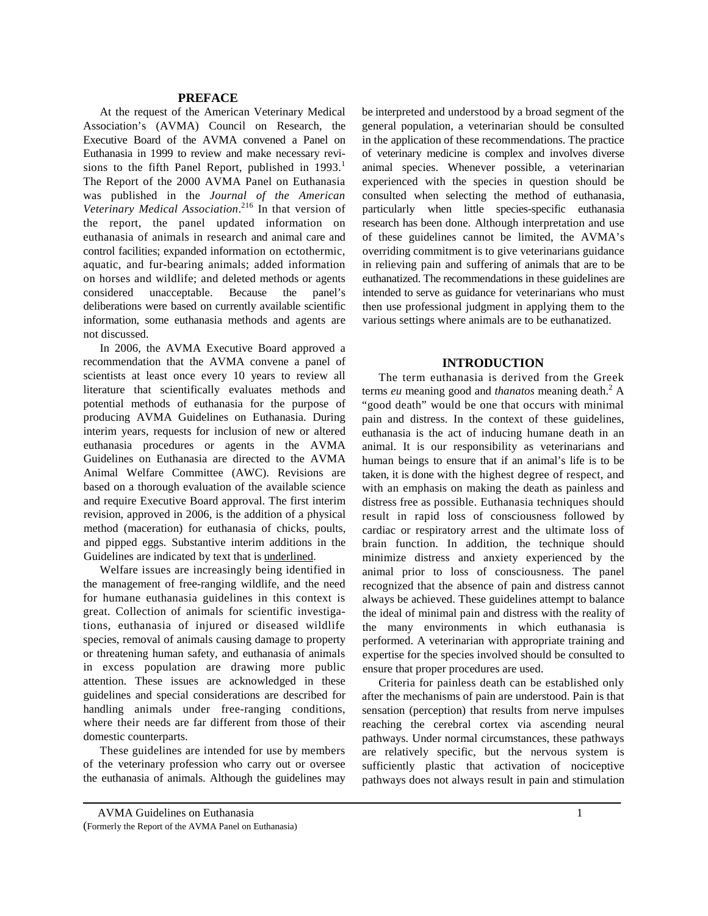## PREFACE

At the request of the American Veterinary Medical Association's (AVMA) Council on Research, the Executive Board of the AVMA convened a Panel on Euthanasia in 1999 to review and make necessary revisions to the fifth Panel Report, published in 1993.[1] The Report of the 2000 AVMA Panel on Euthanasia was published in the *Journal of the American Veterinary Medical Association*.[216] In that version of the report, the panel updated information on euthanasia of animals in research and animal care and control facilities; expanded information on ectothermic, aquatic, and fur-bearing animals; added information on horses and wildlife; and deleted methods or agents considered unacceptable. Because the panel's deliberations were based on currently available scientific information, some euthanasia methods and agents are not discussed.

In 2006, the AVMA Executive Board approved a recommendation that the AVMA convene a panel of scientists at least once every 10 years to review all literature that scientifically evaluates methods and potential methods of euthanasia for the purpose of producing AVMA Guidelines on Euthanasia. During interim years, requests for inclusion of new or altered euthanasia procedures or agents in the AVMA Guidelines on Euthanasia are directed to the AVMA Animal Welfare Committee (AWC). Revisions are based on a thorough evaluation of the available science and require Executive Board approval. The first interim revision, approved in 2006, is the addition of a physical method (maceration) for euthanasia of chicks, poults, and pipped eggs. Substantive interim additions in the Guidelines are indicated by text that is <u>underlined</u>.

Welfare issues are increasingly being identified in the management of free-ranging wildlife, and the need for humane euthanasia guidelines in this context is great. Collection of animals for scientific investigations, euthanasia of injured or diseased wildlife species, removal of animals causing damage to property or threatening human safety, and euthanasia of animals in excess population are drawing more public attention. These issues are acknowledged in these guidelines and special considerations are described for handling animals under free-ranging conditions, where their needs are far different from those of their domestic counterparts.

These guidelines are intended for use by members of the veterinary profession who carry out or oversee the euthanasia of animals. Although the guidelines may be interpreted and understood by a broad segment of the general population, a veterinarian should be consulted in the application of these recommendations. The practice of veterinary medicine is complex and involves diverse animal species. Whenever possible, a veterinarian experienced with the species in question should be consulted when selecting the method of euthanasia, particularly when little species-specific euthanasia research has been done. Although interpretation and use of these guidelines cannot be limited, the AVMA's overriding commitment is to give veterinarians guidance in relieving pain and suffering of animals that are to be euthanatized. The recommendations in these guidelines are intended to serve as guidance for veterinarians who must then use professional judgment in applying them to the various settings where animals are to be euthanatized.

## INTRODUCTION

The term euthanasia is derived from the Greek terms *eu* meaning good and *thanatos* meaning death.[2] A "good death" would be one that occurs with minimal pain and distress. In the context of these guidelines, euthanasia is the act of inducing humane death in an animal. It is our responsibility as veterinarians and human beings to ensure that if an animal's life is to be taken, it is done with the highest degree of respect, and with an emphasis on making the death as painless and distress free as possible. Euthanasia techniques should result in rapid loss of consciousness followed by cardiac or respiratory arrest and the ultimate loss of brain function. In addition, the technique should minimize distress and anxiety experienced by the animal prior to loss of consciousness. The panel recognized that the absence of pain and distress cannot always be achieved. These guidelines attempt to balance the ideal of minimal pain and distress with the reality of the many environments in which euthanasia is performed. A veterinarian with appropriate training and expertise for the species involved should be consulted to ensure that proper procedures are used.

Criteria for painless death can be established only after the mechanisms of pain are understood. Pain is that sensation (perception) that results from nerve impulses reaching the cerebral cortex via ascending neural pathways. Under normal circumstances, these pathways are relatively specific, but the nervous system is sufficiently plastic that activation of nociceptive pathways does not always result in pain and stimulation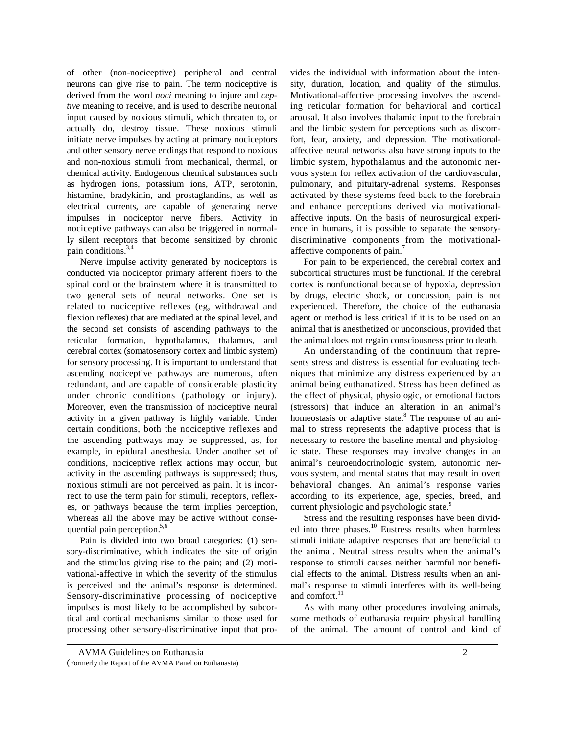of other (non-nociceptive) peripheral and central neurons can give rise to pain. The term nociceptive is derived from the word *noci* meaning to injure and *ceptive* meaning to receive, and is used to describe neuronal input caused by noxious stimuli, which threaten to, or actually do, destroy tissue. These noxious stimuli initiate nerve impulses by acting at primary nociceptors and other sensory nerve endings that respond to noxious and non-noxious stimuli from mechanical, thermal, or chemical activity. Endogenous chemical substances such as hydrogen ions, potassium ions, ATP, serotonin, histamine, bradykinin, and prostaglandins, as well as electrical currents, are capable of generating nerve impulses in nociceptor nerve fibers. Activity in nociceptive pathways can also be triggered in normally silent receptors that become sensitized by chronic pain conditions.[3,4]

Nerve impulse activity generated by nociceptors is conducted via nociceptor primary afferent fibers to the spinal cord or the brainstem where it is transmitted to two general sets of neural networks. One set is related to nociceptive reflexes (eg, withdrawal and flexion reflexes) that are mediated at the spinal level, and the second set consists of ascending pathways to the reticular formation, hypothalamus, thalamus, and cerebral cortex (somatosensory cortex and limbic system) for sensory processing. It is important to understand that ascending nociceptive pathways are numerous, often redundant, and are capable of considerable plasticity under chronic conditions (pathology or injury). Moreover, even the transmission of nociceptive neural activity in a given pathway is highly variable. Under certain conditions, both the nociceptive reflexes and the ascending pathways may be suppressed, as, for example, in epidural anesthesia. Under another set of conditions, nociceptive reflex actions may occur, but activity in the ascending pathways is suppressed; thus, noxious stimuli are not perceived as pain. It is incorrect to use the term pain for stimuli, receptors, reflexes, or pathways because the term implies perception, whereas all the above may be active without consequential pain perception.[5,6]

Pain is divided into two broad categories: (1) sensory-discriminative, which indicates the site of origin and the stimulus giving rise to the pain; and (2) motivational-affective in which the severity of the stimulus is perceived and the animal's response is determined. Sensory-discriminative processing of nociceptive impulses is most likely to be accomplished by subcortical and cortical mechanisms similar to those used for processing other sensory-discriminative input that provides the individual with information about the intensity, duration, location, and quality of the stimulus. Motivational-affective processing involves the ascending reticular formation for behavioral and cortical arousal. It also involves thalamic input to the forebrain and the limbic system for perceptions such as discomfort, fear, anxiety, and depression. The motivational-affective neural networks also have strong inputs to the limbic system, hypothalamus and the autonomic nervous system for reflex activation of the cardiovascular, pulmonary, and pituitary-adrenal systems. Responses activated by these systems feed back to the forebrain and enhance perceptions derived via motivational-affective inputs. On the basis of neurosurgical experience in humans, it is possible to separate the sensory-discriminative components from the motivational-affective components of pain.[7]

For pain to be experienced, the cerebral cortex and subcortical structures must be functional. If the cerebral cortex is nonfunctional because of hypoxia, depression by drugs, electric shock, or concussion, pain is not experienced. Therefore, the choice of the euthanasia agent or method is less critical if it is to be used on an animal that is anesthetized or unconscious, provided that the animal does not regain consciousness prior to death.

An understanding of the continuum that represents stress and distress is essential for evaluating techniques that minimize any distress experienced by an animal being euthanatized. Stress has been defined as the effect of physical, physiologic, or emotional factors (stressors) that induce an alteration in an animal's homeostasis or adaptive state.[8] The response of an animal to stress represents the adaptive process that is necessary to restore the baseline mental and physiologic state. These responses may involve changes in an animal's neuroendocrinologic system, autonomic nervous system, and mental status that may result in overt behavioral changes. An animal's response varies according to its experience, age, species, breed, and current physiologic and psychologic state.[9]

Stress and the resulting responses have been divided into three phases.[10] Eustress results when harmless stimuli initiate adaptive responses that are beneficial to the animal. Neutral stress results when the animal's response to stimuli causes neither harmful nor beneficial effects to the animal. Distress results when an animal's response to stimuli interferes with its well-being and comfort.[11]

As with many other procedures involving animals, some methods of euthanasia require physical handling of the animal. The amount of control and kind of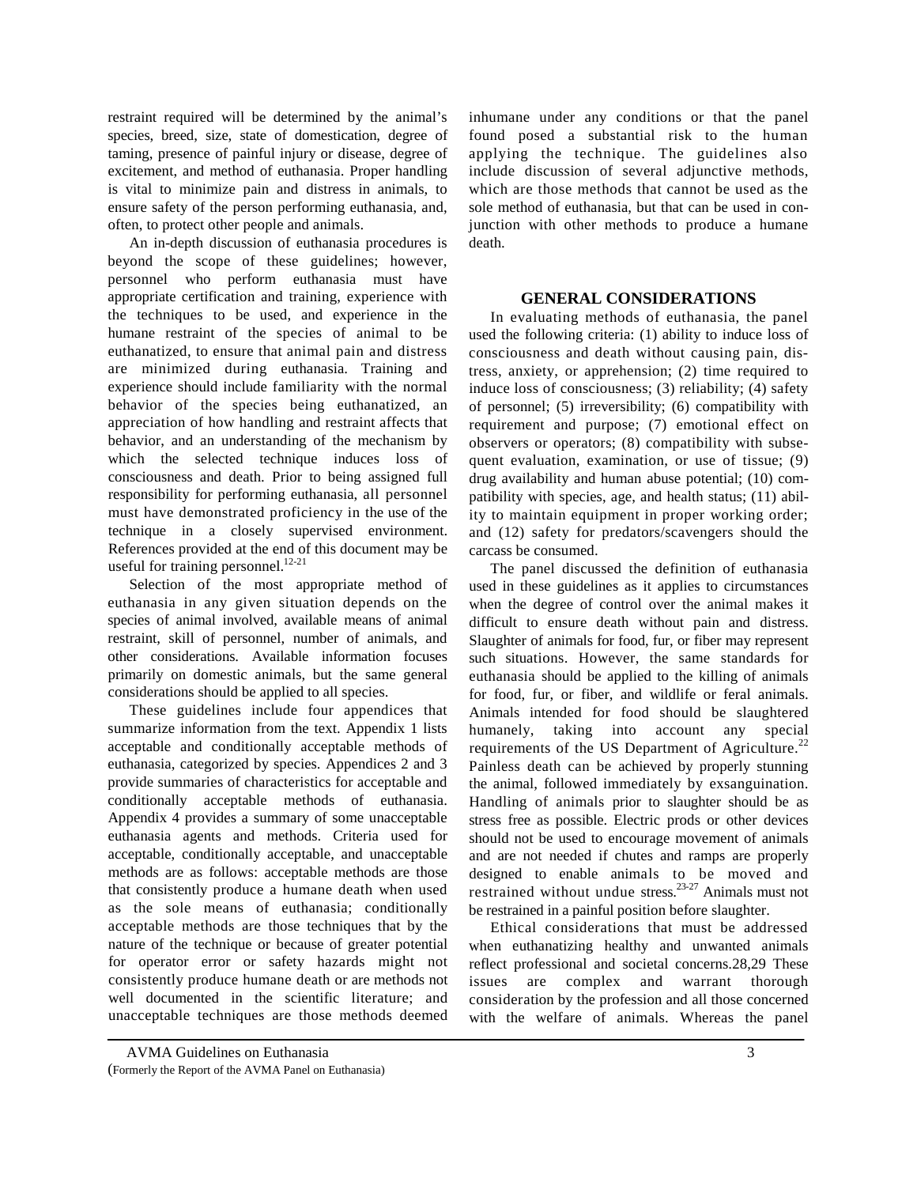restraint required will be determined by the animal's species, breed, size, state of domestication, degree of taming, presence of painful injury or disease, degree of excitement, and method of euthanasia. Proper handling is vital to minimize pain and distress in animals, to ensure safety of the person performing euthanasia, and, often, to protect other people and animals.

An in-depth discussion of euthanasia procedures is beyond the scope of these guidelines; however, personnel who perform euthanasia must have appropriate certification and training, experience with the techniques to be used, and experience in the humane restraint of the species of animal to be euthanatized, to ensure that animal pain and distress are minimized during euthanasia. Training and experience should include familiarity with the normal behavior of the species being euthanatized, an appreciation of how handling and restraint affects that behavior, and an understanding of the mechanism by which the selected technique induces loss of consciousness and death. Prior to being assigned full responsibility for performing euthanasia, all personnel must have demonstrated proficiency in the use of the technique in a closely supervised environment. References provided at the end of this document may be useful for training personnel.[12-21]

Selection of the most appropriate method of euthanasia in any given situation depends on the species of animal involved, available means of animal restraint, skill of personnel, number of animals, and other considerations. Available information focuses primarily on domestic animals, but the same general considerations should be applied to all species.

These guidelines include four appendices that summarize information from the text. Appendix 1 lists acceptable and conditionally acceptable methods of euthanasia, categorized by species. Appendices 2 and 3 provide summaries of characteristics for acceptable and conditionally acceptable methods of euthanasia. Appendix 4 provides a summary of some unacceptable euthanasia agents and methods. Criteria used for acceptable, conditionally acceptable, and unacceptable methods are as follows: acceptable methods are those that consistently produce a humane death when used as the sole means of euthanasia; conditionally acceptable methods are those techniques that by the nature of the technique or because of greater potential for operator error or safety hazards might not consistently produce humane death or are methods not well documented in the scientific literature; and unacceptable techniques are those methods deemed inhumane under any conditions or that the panel found posed a substantial risk to the human applying the technique. The guidelines also include discussion of several adjunctive methods, which are those methods that cannot be used as the sole method of euthanasia, but that can be used in conjunction with other methods to produce a humane death.

## GENERAL CONSIDERATIONS

In evaluating methods of euthanasia, the panel used the following criteria: (1) ability to induce loss of consciousness and death without causing pain, distress, anxiety, or apprehension; (2) time required to induce loss of consciousness; (3) reliability; (4) safety of personnel; (5) irreversibility; (6) compatibility with requirement and purpose; (7) emotional effect on observers or operators; (8) compatibility with subsequent evaluation, examination, or use of tissue; (9) drug availability and human abuse potential; (10) compatibility with species, age, and health status; (11) ability to maintain equipment in proper working order; and (12) safety for predators/scavengers should the carcass be consumed.

The panel discussed the definition of euthanasia used in these guidelines as it applies to circumstances when the degree of control over the animal makes it difficult to ensure death without pain and distress. Slaughter of animals for food, fur, or fiber may represent such situations. However, the same standards for euthanasia should be applied to the killing of animals for food, fur, or fiber, and wildlife or feral animals. Animals intended for food should be slaughtered humanely, taking into account any special requirements of the US Department of Agriculture.[22] Painless death can be achieved by properly stunning the animal, followed immediately by exsanguination. Handling of animals prior to slaughter should be as stress free as possible. Electric prods or other devices should not be used to encourage movement of animals and are not needed if chutes and ramps are properly designed to enable animals to be moved and restrained without undue stress.[23-27] Animals must not be restrained in a painful position before slaughter.

Ethical considerations that must be addressed when euthanatizing healthy and unwanted animals reflect professional and societal concerns.28,29 These issues are complex and warrant thorough consideration by the profession and all those concerned with the welfare of animals. Whereas the panel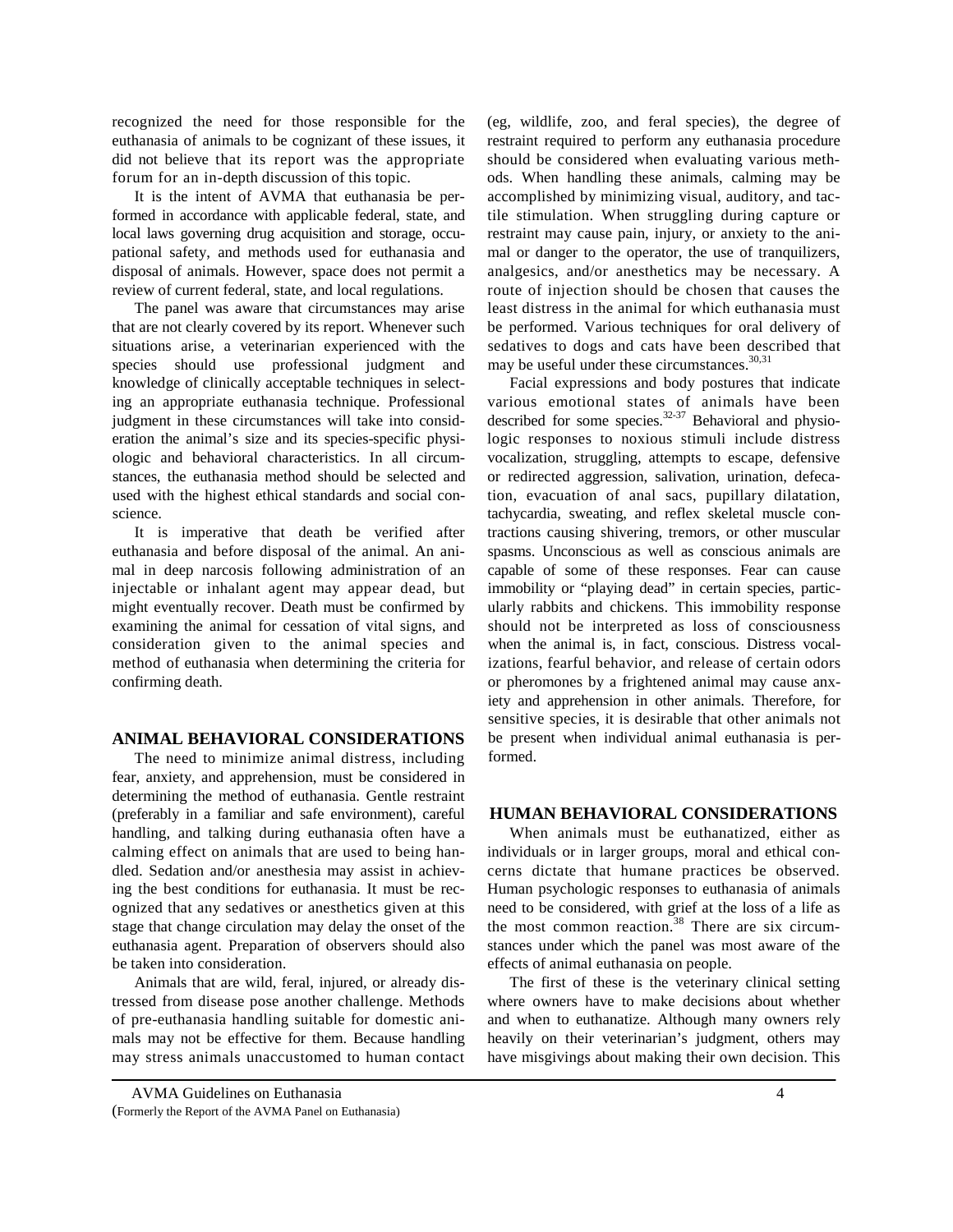recognized the need for those responsible for the euthanasia of animals to be cognizant of these issues, it did not believe that its report was the appropriate forum for an in-depth discussion of this topic.

It is the intent of AVMA that euthanasia be performed in accordance with applicable federal, state, and local laws governing drug acquisition and storage, occupational safety, and methods used for euthanasia and disposal of animals. However, space does not permit a review of current federal, state, and local regulations.

The panel was aware that circumstances may arise that are not clearly covered by its report. Whenever such situations arise, a veterinarian experienced with the species should use professional judgment and knowledge of clinically acceptable techniques in selecting an appropriate euthanasia technique. Professional judgment in these circumstances will take into consideration the animal's size and its species-specific physiologic and behavioral characteristics. In all circumstances, the euthanasia method should be selected and used with the highest ethical standards and social conscience.

It is imperative that death be verified after euthanasia and before disposal of the animal. An animal in deep narcosis following administration of an injectable or inhalant agent may appear dead, but might eventually recover. Death must be confirmed by examining the animal for cessation of vital signs, and consideration given to the animal species and method of euthanasia when determining the criteria for confirming death.

## ANIMAL BEHAVIORAL CONSIDERATIONS

The need to minimize animal distress, including fear, anxiety, and apprehension, must be considered in determining the method of euthanasia. Gentle restraint (preferably in a familiar and safe environment), careful handling, and talking during euthanasia often have a calming effect on animals that are used to being handled. Sedation and/or anesthesia may assist in achieving the best conditions for euthanasia. It must be recognized that any sedatives or anesthetics given at this stage that change circulation may delay the onset of the euthanasia agent. Preparation of observers should also be taken into consideration.

Animals that are wild, feral, injured, or already distressed from disease pose another challenge. Methods of pre-euthanasia handling suitable for domestic animals may not be effective for them. Because handling may stress animals unaccustomed to human contact (eg, wildlife, zoo, and feral species), the degree of restraint required to perform any euthanasia procedure should be considered when evaluating various methods. When handling these animals, calming may be accomplished by minimizing visual, auditory, and tactile stimulation. When struggling during capture or restraint may cause pain, injury, or anxiety to the animal or danger to the operator, the use of tranquilizers, analgesics, and/or anesthetics may be necessary. A route of injection should be chosen that causes the least distress in the animal for which euthanasia must be performed. Various techniques for oral delivery of sedatives to dogs and cats have been described that may be useful under these circumstances.[30,31]

Facial expressions and body postures that indicate various emotional states of animals have been described for some species.[32-37] Behavioral and physiologic responses to noxious stimuli include distress vocalization, struggling, attempts to escape, defensive or redirected aggression, salivation, urination, defecation, evacuation of anal sacs, pupillary dilatation, tachycardia, sweating, and reflex skeletal muscle contractions causing shivering, tremors, or other muscular spasms. Unconscious as well as conscious animals are capable of some of these responses. Fear can cause immobility or "playing dead" in certain species, particularly rabbits and chickens. This immobility response should not be interpreted as loss of consciousness when the animal is, in fact, conscious. Distress vocalizations, fearful behavior, and release of certain odors or pheromones by a frightened animal may cause anxiety and apprehension in other animals. Therefore, for sensitive species, it is desirable that other animals not be present when individual animal euthanasia is performed.

## HUMAN BEHAVIORAL CONSIDERATIONS

When animals must be euthanatized, either as individuals or in larger groups, moral and ethical concerns dictate that humane practices be observed. Human psychologic responses to euthanasia of animals need to be considered, with grief at the loss of a life as the most common reaction.[38] There are six circumstances under which the panel was most aware of the effects of animal euthanasia on people.

The first of these is the veterinary clinical setting where owners have to make decisions about whether and when to euthanatize. Although many owners rely heavily on their veterinarian's judgment, others may have misgivings about making their own decision. This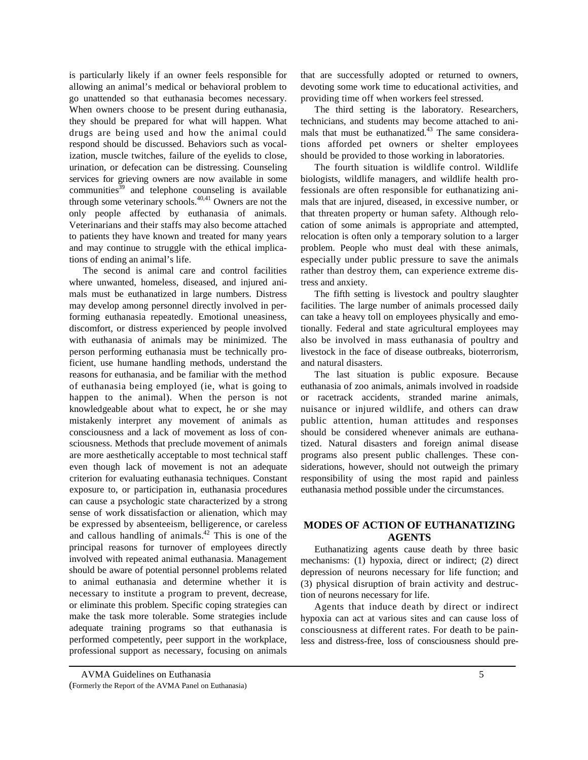is particularly likely if an owner feels responsible for allowing an animal's medical or behavioral problem to go unattended so that euthanasia becomes necessary. When owners choose to be present during euthanasia, they should be prepared for what will happen. What drugs are being used and how the animal could respond should be discussed. Behaviors such as vocalization, muscle twitches, failure of the eyelids to close, urination, or defecation can be distressing. Counseling services for grieving owners are now available in some communities[39] and telephone counseling is available through some veterinary schools.[40,41] Owners are not the only people affected by euthanasia of animals. Veterinarians and their staffs may also become attached to patients they have known and treated for many years and may continue to struggle with the ethical implications of ending an animal's life.

The second is animal care and control facilities where unwanted, homeless, diseased, and injured animals must be euthanatized in large numbers. Distress may develop among personnel directly involved in performing euthanasia repeatedly. Emotional uneasiness, discomfort, or distress experienced by people involved with euthanasia of animals may be minimized. The person performing euthanasia must be technically proficient, use humane handling methods, understand the reasons for euthanasia, and be familiar with the method of euthanasia being employed (ie, what is going to happen to the animal). When the person is not knowledgeable about what to expect, he or she may mistakenly interpret any movement of animals as consciousness and a lack of movement as loss of consciousness. Methods that preclude movement of animals are more aesthetically acceptable to most technical staff even though lack of movement is not an adequate criterion for evaluating euthanasia techniques. Constant exposure to, or participation in, euthanasia procedures can cause a psychologic state characterized by a strong sense of work dissatisfaction or alienation, which may be expressed by absenteeism, belligerence, or careless and callous handling of animals.[42] This is one of the principal reasons for turnover of employees directly involved with repeated animal euthanasia. Management should be aware of potential personnel problems related to animal euthanasia and determine whether it is necessary to institute a program to prevent, decrease, or eliminate this problem. Specific coping strategies can make the task more tolerable. Some strategies include adequate training programs so that euthanasia is performed competently, peer support in the workplace, professional support as necessary, focusing on animals that are successfully adopted or returned to owners, devoting some work time to educational activities, and providing time off when workers feel stressed.

The third setting is the laboratory. Researchers, technicians, and students may become attached to animals that must be euthanatized.[43] The same considerations afforded pet owners or shelter employees should be provided to those working in laboratories.

The fourth situation is wildlife control. Wildlife biologists, wildlife managers, and wildlife health professionals are often responsible for euthanatizing animals that are injured, diseased, in excessive number, or that threaten property or human safety. Although relocation of some animals is appropriate and attempted, relocation is often only a temporary solution to a larger problem. People who must deal with these animals, especially under public pressure to save the animals rather than destroy them, can experience extreme distress and anxiety.

The fifth setting is livestock and poultry slaughter facilities. The large number of animals processed daily can take a heavy toll on employees physically and emotionally. Federal and state agricultural employees may also be involved in mass euthanasia of poultry and livestock in the face of disease outbreaks, bioterrorism, and natural disasters.

The last situation is public exposure. Because euthanasia of zoo animals, animals involved in roadside or racetrack accidents, stranded marine animals, nuisance or injured wildlife, and others can draw public attention, human attitudes and responses should be considered whenever animals are euthanatized. Natural disasters and foreign animal disease programs also present public challenges. These considerations, however, should not outweigh the primary responsibility of using the most rapid and painless euthanasia method possible under the circumstances.

## MODES OF ACTION OF EUTHANATIZING AGENTS

Euthanatizing agents cause death by three basic mechanisms: (1) hypoxia, direct or indirect; (2) direct depression of neurons necessary for life function; and (3) physical disruption of brain activity and destruction of neurons necessary for life.

Agents that induce death by direct or indirect hypoxia can act at various sites and can cause loss of consciousness at different rates. For death to be painless and distress-free, loss of consciousness should pre-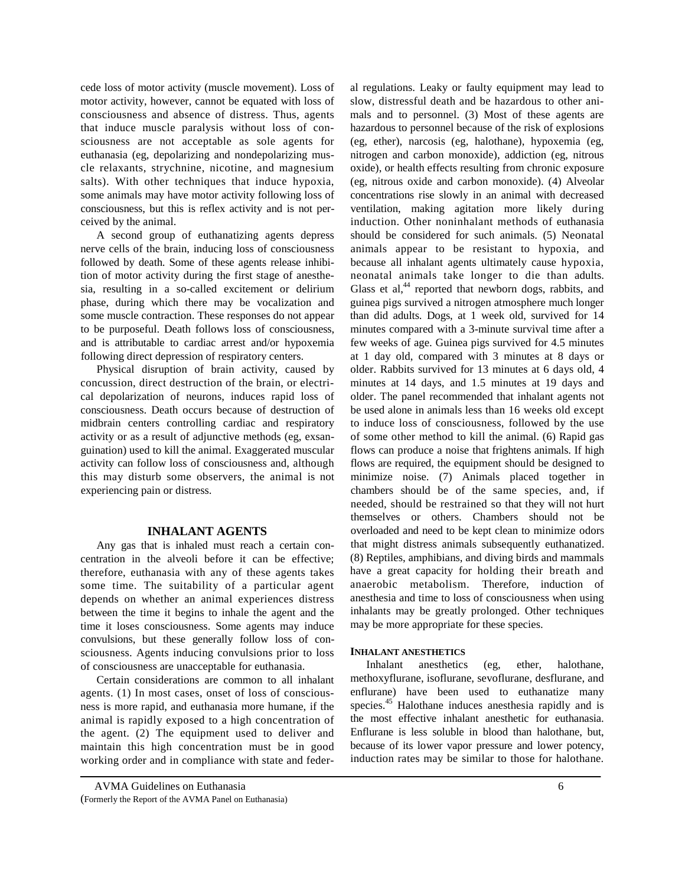cede loss of motor activity (muscle movement). Loss of motor activity, however, cannot be equated with loss of consciousness and absence of distress. Thus, agents that induce muscle paralysis without loss of consciousness are not acceptable as sole agents for euthanasia (eg, depolarizing and nondepolarizing muscle relaxants, strychnine, nicotine, and magnesium salts). With other techniques that induce hypoxia, some animals may have motor activity following loss of consciousness, but this is reflex activity and is not perceived by the animal.

A second group of euthanatizing agents depress nerve cells of the brain, inducing loss of consciousness followed by death. Some of these agents release inhibition of motor activity during the first stage of anesthesia, resulting in a so-called excitement or delirium phase, during which there may be vocalization and some muscle contraction. These responses do not appear to be purposeful. Death follows loss of consciousness, and is attributable to cardiac arrest and/or hypoxemia following direct depression of respiratory centers.

Physical disruption of brain activity, caused by concussion, direct destruction of the brain, or electrical depolarization of neurons, induces rapid loss of consciousness. Death occurs because of destruction of midbrain centers controlling cardiac and respiratory activity or as a result of adjunctive methods (eg, exsanguination) used to kill the animal. Exaggerated muscular activity can follow loss of consciousness and, although this may disturb some observers, the animal is not experiencing pain or distress.

## INHALANT AGENTS

Any gas that is inhaled must reach a certain concentration in the alveoli before it can be effective; therefore, euthanasia with any of these agents takes some time. The suitability of a particular agent depends on whether an animal experiences distress between the time it begins to inhale the agent and the time it loses consciousness. Some agents may induce convulsions, but these generally follow loss of consciousness. Agents inducing convulsions prior to loss of consciousness are unacceptable for euthanasia.

Certain considerations are common to all inhalant agents. (1) In most cases, onset of loss of consciousness is more rapid, and euthanasia more humane, if the animal is rapidly exposed to a high concentration of the agent. (2) The equipment used to deliver and maintain this high concentration must be in good working order and in compliance with state and federal regulations. Leaky or faulty equipment may lead to slow, distressful death and be hazardous to other animals and to personnel. (3) Most of these agents are hazardous to personnel because of the risk of explosions (eg, ether), narcosis (eg, halothane), hypoxemia (eg, nitrogen and carbon monoxide), addiction (eg, nitrous oxide), or health effects resulting from chronic exposure (eg, nitrous oxide and carbon monoxide). (4) Alveolar concentrations rise slowly in an animal with decreased ventilation, making agitation more likely during induction. Other noninhalant methods of euthanasia should be considered for such animals. (5) Neonatal animals appear to be resistant to hypoxia, and because all inhalant agents ultimately cause hypoxia, neonatal animals take longer to die than adults. Glass et al,[44] reported that newborn dogs, rabbits, and guinea pigs survived a nitrogen atmosphere much longer than did adults. Dogs, at 1 week old, survived for 14 minutes compared with a 3-minute survival time after a few weeks of age. Guinea pigs survived for 4.5 minutes at 1 day old, compared with 3 minutes at 8 days or older. Rabbits survived for 13 minutes at 6 days old, 4 minutes at 14 days, and 1.5 minutes at 19 days and older. The panel recommended that inhalant agents not be used alone in animals less than 16 weeks old except to induce loss of consciousness, followed by the use of some other method to kill the animal. (6) Rapid gas flows can produce a noise that frightens animals. If high flows are required, the equipment should be designed to minimize noise. (7) Animals placed together in chambers should be of the same species, and, if needed, should be restrained so that they will not hurt themselves or others. Chambers should not be overloaded and need to be kept clean to minimize odors that might distress animals subsequently euthanatized. (8) Reptiles, amphibians, and diving birds and mammals have a great capacity for holding their breath and anaerobic metabolism. Therefore, induction of anesthesia and time to loss of consciousness when using inhalants may be greatly prolonged. Other techniques may be more appropriate for these species.

### INHALANT ANESTHETICS

Inhalant anesthetics (eg, ether, halothane, methoxyflurane, isoflurane, sevoflurane, desflurane, and enflurane) have been used to euthanatize many species.[45] Halothane induces anesthesia rapidly and is the most effective inhalant anesthetic for euthanasia. Enflurane is less soluble in blood than halothane, but, because of its lower vapor pressure and lower potency, induction rates may be similar to those for halothane.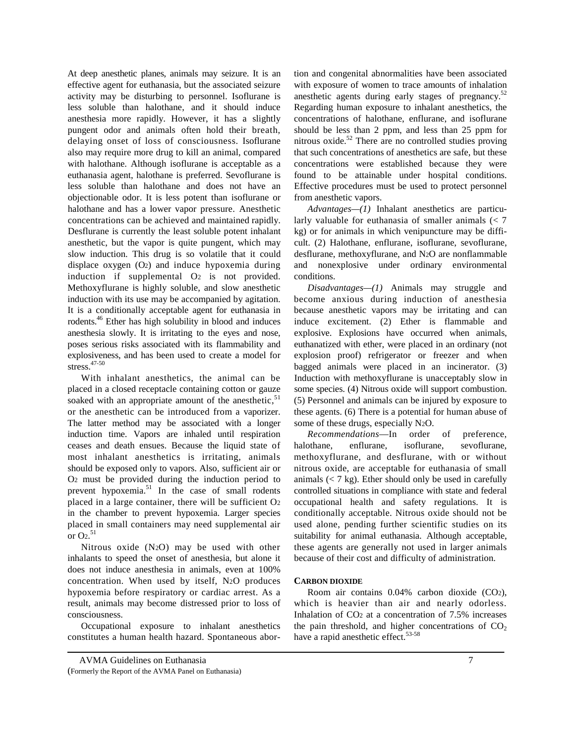At deep anesthetic planes, animals may seizure. It is an effective agent for euthanasia, but the associated seizure activity may be disturbing to personnel. Isoflurane is less soluble than halothane, and it should induce anesthesia more rapidly. However, it has a slightly pungent odor and animals often hold their breath, delaying onset of loss of consciousness. Isoflurane also may require more drug to kill an animal, compared with halothane. Although isoflurane is acceptable as a euthanasia agent, halothane is preferred. Sevoflurane is less soluble than halothane and does not have an objectionable odor. It is less potent than isoflurane or halothane and has a lower vapor pressure. Anesthetic concentrations can be achieved and maintained rapidly. Desflurane is currently the least soluble potent inhalant anesthetic, but the vapor is quite pungent, which may slow induction. This drug is so volatile that it could displace oxygen ($O_2$) and induce hypoxemia during induction if supplemental $O_2$ is not provided. Methoxyflurane is highly soluble, and slow anesthetic induction with its use may be accompanied by agitation. It is a conditionally acceptable agent for euthanasia in rodents.[46] Ether has high solubility in blood and induces anesthesia slowly. It is irritating to the eyes and nose, poses serious risks associated with its flammability and explosiveness, and has been used to create a model for stress.[47-50]

With inhalant anesthetics, the animal can be placed in a closed receptacle containing cotton or gauze soaked with an appropriate amount of the anesthetic,[51] or the anesthetic can be introduced from a vaporizer. The latter method may be associated with a longer induction time. Vapors are inhaled until respiration ceases and death ensues. Because the liquid state of most inhalant anesthetics is irritating, animals should be exposed only to vapors. Also, sufficient air or $O_2$ must be provided during the induction period to prevent hypoxemia.[51] In the case of small rodents placed in a large container, there will be sufficient $O_2$ in the chamber to prevent hypoxemia. Larger species placed in small containers may need supplemental air or $O_2$.[51]

Nitrous oxide ($N_2O$) may be used with other inhalants to speed the onset of anesthesia, but alone it does not induce anesthesia in animals, even at 100% concentration. When used by itself, $N_2O$ produces hypoxemia before respiratory or cardiac arrest. As a result, animals may become distressed prior to loss of consciousness.

Occupational exposure to inhalant anesthetics constitutes a human health hazard. Spontaneous abortion and congenital abnormalities have been associated with exposure of women to trace amounts of inhalation anesthetic agents during early stages of pregnancy.[52] Regarding human exposure to inhalant anesthetics, the concentrations of halothane, enflurane, and isoflurane should be less than 2 ppm, and less than 25 ppm for nitrous oxide.[52] There are no controlled studies proving that such concentrations of anesthetics are safe, but these concentrations were established because they were found to be attainable under hospital conditions. Effective procedures must be used to protect personnel from anesthetic vapors.

*Advantages—(1)* Inhalant anesthetics are particularly valuable for euthanasia of smaller animals (< 7 kg) or for animals in which venipuncture may be difficult. (2) Halothane, enflurane, isoflurane, sevoflurane, desflurane, methoxyflurane, and $N_2O$ are nonflammable and nonexplosive under ordinary environmental conditions.

*Disadvantages—(1)* Animals may struggle and become anxious during induction of anesthesia because anesthetic vapors may be irritating and can induce excitement. (2) Ether is flammable and explosive. Explosions have occurred when animals, euthanatized with ether, were placed in an ordinary (not explosion proof) refrigerator or freezer and when bagged animals were placed in an incinerator. (3) Induction with methoxyflurane is unacceptably slow in some species. (4) Nitrous oxide will support combustion. (5) Personnel and animals can be injured by exposure to these agents. (6) There is a potential for human abuse of some of these drugs, especially $N_2O$.

*Recommendations*—In order of preference, halothane, enflurane, isoflurane, sevoflurane, methoxyflurane, and desflurane, with or without nitrous oxide, are acceptable for euthanasia of small animals (< 7 kg). Ether should only be used in carefully controlled situations in compliance with state and federal occupational health and safety regulations. It is conditionally acceptable. Nitrous oxide should not be used alone, pending further scientific studies on its suitability for animal euthanasia. Although acceptable, these agents are generally not used in larger animals because of their cost and difficulty of administration.

### CARBON DIOXIDE

Room air contains 0.04% carbon dioxide ($CO_2$), which is heavier than air and nearly odorless. Inhalation of $CO_2$ at a concentration of 7.5% increases the pain threshold, and higher concentrations of $CO_2$ have a rapid anesthetic effect.[53-58]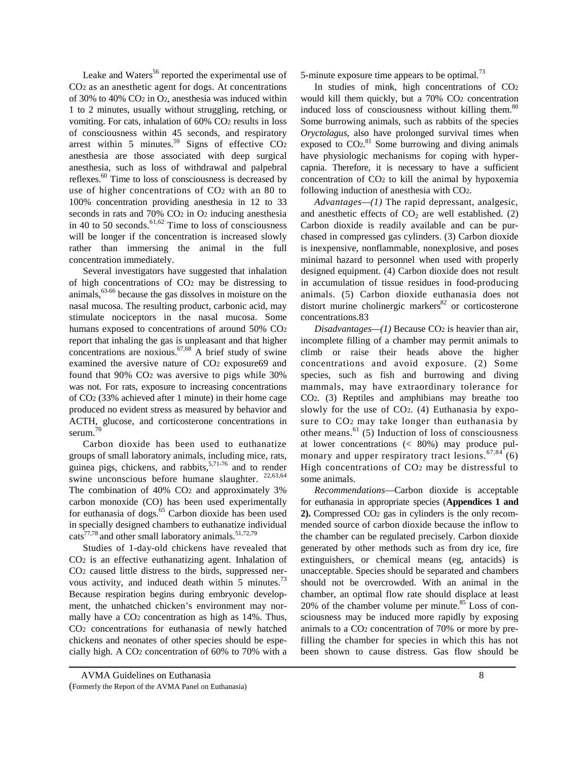Leake and Waters[56] reported the experimental use of $CO_2$ as an anesthetic agent for dogs. At concentrations of 30% to 40% $CO_2$ in $O_2$, anesthesia was induced within 1 to 2 minutes, usually without struggling, retching, or vomiting. For cats, inhalation of 60% $CO_2$ results in loss of consciousness within 45 seconds, and respiratory arrest within 5 minutes.[59] Signs of effective $CO_2$ anesthesia are those associated with deep surgical anesthesia, such as loss of withdrawal and palpebral reflexes.[60] Time to loss of consciousness is decreased by use of higher concentrations of $CO_2$ with an 80 to 100% concentration providing anesthesia in 12 to 33 seconds in rats and 70% $CO_2$ in $O_2$ inducing anesthesia in 40 to 50 seconds.[61,62] Time to loss of consciousness will be longer if the concentration is increased slowly rather than immersing the animal in the full concentration immediately.

Several investigators have suggested that inhalation of high concentrations of $CO_2$ may be distressing to animals,[63-66] because the gas dissolves in moisture on the nasal mucosa. The resulting product, carbonic acid, may stimulate nociceptors in the nasal mucosa. Some humans exposed to concentrations of around 50% $CO_2$ report that inhaling the gas is unpleasant and that higher concentrations are noxious.[67,68] A brief study of swine examined the aversive nature of $CO_2$ exposure69 and found that 90% $CO_2$ was aversive to pigs while 30% was not. For rats, exposure to increasing concentrations of $CO_2$ (33% achieved after 1 minute) in their home cage produced no evident stress as measured by behavior and ACTH, glucose, and corticosterone concentrations in serum.[70]

Carbon dioxide has been used to euthanatize groups of small laboratory animals, including mice, rats, guinea pigs, chickens, and rabbits,[5,71-76] and to render swine unconscious before humane slaughter.[22,63,64] The combination of 40% $CO_2$ and approximately 3% carbon monoxide (CO) has been used experimentally for euthanasia of dogs.[65] Carbon dioxide has been used in specially designed chambers to euthanatize individual cats[77,78] and other small laboratory animals.[51,72,79]

Studies of 1-day-old chickens have revealed that $CO_2$ is an effective euthanatizing agent. Inhalation of $CO_2$ caused little distress to the birds, suppressed nervous activity, and induced death within 5 minutes.[73] Because respiration begins during embryonic development, the unhatched chicken's environment may normally have a $CO_2$ concentration as high as 14%. Thus, $CO_2$ concentrations for euthanasia of newly hatched chickens and neonates of other species should be especially high. A $CO_2$ concentration of 60% to 70% with a 5-minute exposure time appears to be optimal.[73]

In studies of mink, high concentrations of $CO_2$ would kill them quickly, but a 70% $CO_2$ concentration induced loss of consciousness without killing them.[80] Some burrowing animals, such as rabbits of the species *Oryctolagus*, also have prolonged survival times when exposed to $CO_2$.[81] Some burrowing and diving animals have physiologic mechanisms for coping with hypercapnia. Therefore, it is necessary to have a sufficient concentration of $CO_2$ to kill the animal by hypoxemia following induction of anesthesia with $CO_2$.

*Advantages—(1)* The rapid depressant, analgesic, and anesthetic effects of $CO_2$ are well established. (2) Carbon dioxide is readily available and can be purchased in compressed gas cylinders. (3) Carbon dioxide is inexpensive, nonflammable, nonexplosive, and poses minimal hazard to personnel when used with properly designed equipment. (4) Carbon dioxide does not result in accumulation of tissue residues in food-producing animals. (5) Carbon dioxide euthanasia does not distort murine cholinergic markers[82] or corticosterone concentrations.83

*Disadvantages—(1)* Because $CO_2$ is heavier than air, incomplete filling of a chamber may permit animals to climb or raise their heads above the higher concentrations and avoid exposure. (2) Some species, such as fish and burrowing and diving mammals, may have extraordinary tolerance for $CO_2$. (3) Reptiles and amphibians may breathe too slowly for the use of $CO_2$. (4) Euthanasia by exposure to $CO_2$ may take longer than euthanasia by other means.[61] (5) Induction of loss of consciousness at lower concentrations (< 80%) may produce pulmonary and upper respiratory tract lesions.[67,84] (6) High concentrations of $CO_2$ may be distressful to some animals.

*Recommendations*—Carbon dioxide is acceptable for euthanasia in appropriate species (**Appendices 1 and 2).** Compressed $CO_2$ gas in cylinders is the only recommended source of carbon dioxide because the inflow to the chamber can be regulated precisely. Carbon dioxide generated by other methods such as from dry ice, fire extinguishers, or chemical means (eg, antacids) is unacceptable. Species should be separated and chambers should not be overcrowded. With an animal in the chamber, an optimal flow rate should displace at least 20% of the chamber volume per minute.[85] Loss of consciousness may be induced more rapidly by exposing animals to a $CO_2$ concentration of 70% or more by prefilling the chamber for species in which this has not been shown to cause distress. Gas flow should be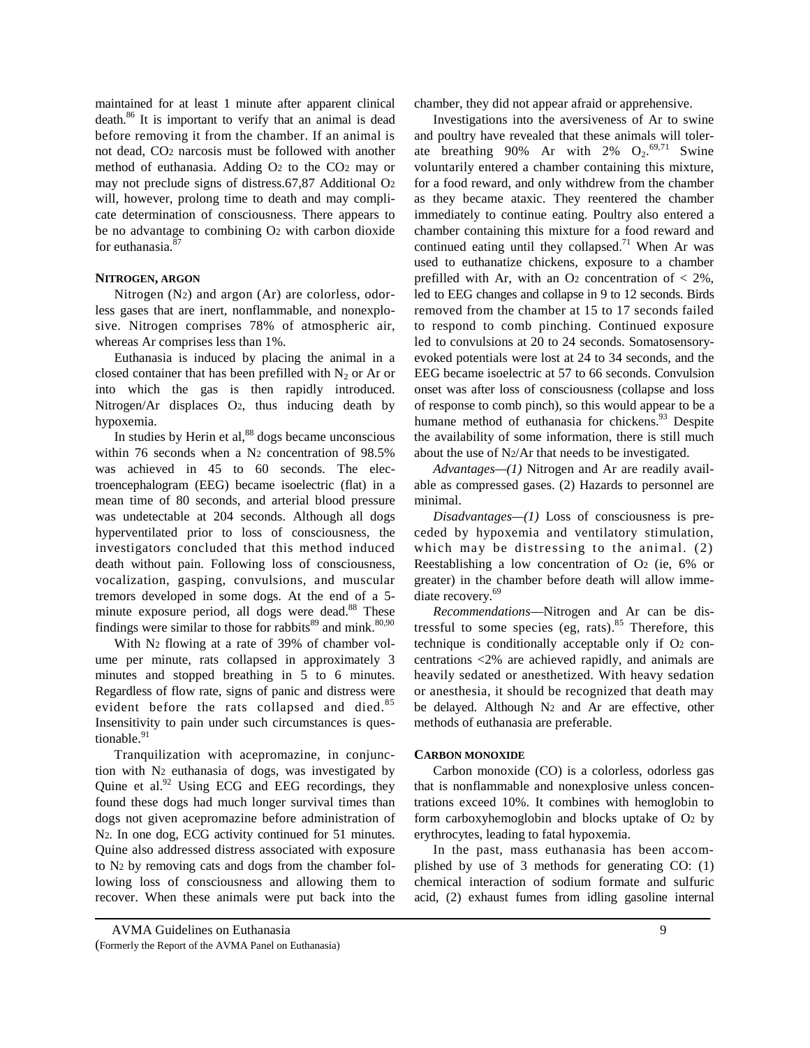maintained for at least 1 minute after apparent clinical death.[86] It is important to verify that an animal is dead before removing it from the chamber. If an animal is not dead, $CO_2$ narcosis must be followed with another method of euthanasia. Adding $O_2$ to the $CO_2$ may or may not preclude signs of distress.67,87 Additional $O_2$ will, however, prolong time to death and may complicate determination of consciousness. There appears to be no advantage to combining $O_2$ with carbon dioxide for euthanasia.[87]

**NITROGEN, ARGON**

Nitrogen ($N_2$) and argon (Ar) are colorless, odorless gases that are inert, nonflammable, and nonexplosive. Nitrogen comprises 78% of atmospheric air, whereas Ar comprises less than 1%.

Euthanasia is induced by placing the animal in a closed container that has been prefilled with $N_2$ or Ar or into which the gas is then rapidly introduced. Nitrogen/Ar displaces $O_2$, thus inducing death by hypoxemia.

In studies by Herin et al,[88] dogs became unconscious within 76 seconds when a $N_2$ concentration of 98.5% was achieved in 45 to 60 seconds. The electroencephalogram (EEG) became isoelectric (flat) in a mean time of 80 seconds, and arterial blood pressure was undetectable at 204 seconds. Although all dogs hyperventilated prior to loss of consciousness, the investigators concluded that this method induced death without pain. Following loss of consciousness, vocalization, gasping, convulsions, and muscular tremors developed in some dogs. At the end of a 5-minute exposure period, all dogs were dead.[88] These findings were similar to those for rabbits[89] and mink.[80,90]

With $N_2$ flowing at a rate of 39% of chamber volume per minute, rats collapsed in approximately 3 minutes and stopped breathing in 5 to 6 minutes. Regardless of flow rate, signs of panic and distress were evident before the rats collapsed and died.[85] Insensitivity to pain under such circumstances is questionable.[91]

Tranquilization with acepromazine, in conjunction with $N_2$ euthanasia of dogs, was investigated by Quine et al.[92] Using ECG and EEG recordings, they found these dogs had much longer survival times than dogs not given acepromazine before administration of $N_2$. In one dog, ECG activity continued for 51 minutes. Quine also addressed distress associated with exposure to $N_2$ by removing cats and dogs from the chamber following loss of consciousness and allowing them to recover. When these animals were put back into the chamber, they did not appear afraid or apprehensive.

Investigations into the aversiveness of Ar to swine and poultry have revealed that these animals will tolerate breathing 90% Ar with 2% $O_2$.[69,71] Swine voluntarily entered a chamber containing this mixture, for a food reward, and only withdrew from the chamber as they became ataxic. They reentered the chamber immediately to continue eating. Poultry also entered a chamber containing this mixture for a food reward and continued eating until they collapsed.[71] When Ar was used to euthanatize chickens, exposure to a chamber prefilled with Ar, with an $O_2$ concentration of $< 2\%$, led to EEG changes and collapse in 9 to 12 seconds. Birds removed from the chamber at 15 to 17 seconds failed to respond to comb pinching. Continued exposure led to convulsions at 20 to 24 seconds. Somatosensory-evoked potentials were lost at 24 to 34 seconds, and the EEG became isoelectric at 57 to 66 seconds. Convulsion onset was after loss of consciousness (collapse and loss of response to comb pinch), so this would appear to be a humane method of euthanasia for chickens.[93] Despite the availability of some information, there is still much about the use of $N_2$/Ar that needs to be investigated.

*Advantages—(1)* Nitrogen and Ar are readily available as compressed gases. (2) Hazards to personnel are minimal.

*Disadvantages—(1)* Loss of consciousness is preceded by hypoxemia and ventilatory stimulation, which may be distressing to the animal. (2) Reestablishing a low concentration of $O_2$ (ie, 6% or greater) in the chamber before death will allow immediate recovery.[69]

*Recommendations*—Nitrogen and Ar can be distressful to some species (eg, rats).[85] Therefore, this technique is conditionally acceptable only if $O_2$ concentrations <2% are achieved rapidly, and animals are heavily sedated or anesthetized. With heavy sedation or anesthesia, it should be recognized that death may be delayed. Although $N_2$ and Ar are effective, other methods of euthanasia are preferable.

**CARBON MONOXIDE**

Carbon monoxide (CO) is a colorless, odorless gas that is nonflammable and nonexplosive unless concentrations exceed 10%. It combines with hemoglobin to form carboxyhemoglobin and blocks uptake of $O_2$ by erythrocytes, leading to fatal hypoxemia.

In the past, mass euthanasia has been accomplished by use of 3 methods for generating CO: (1) chemical interaction of sodium formate and sulfuric acid, (2) exhaust fumes from idling gasoline internal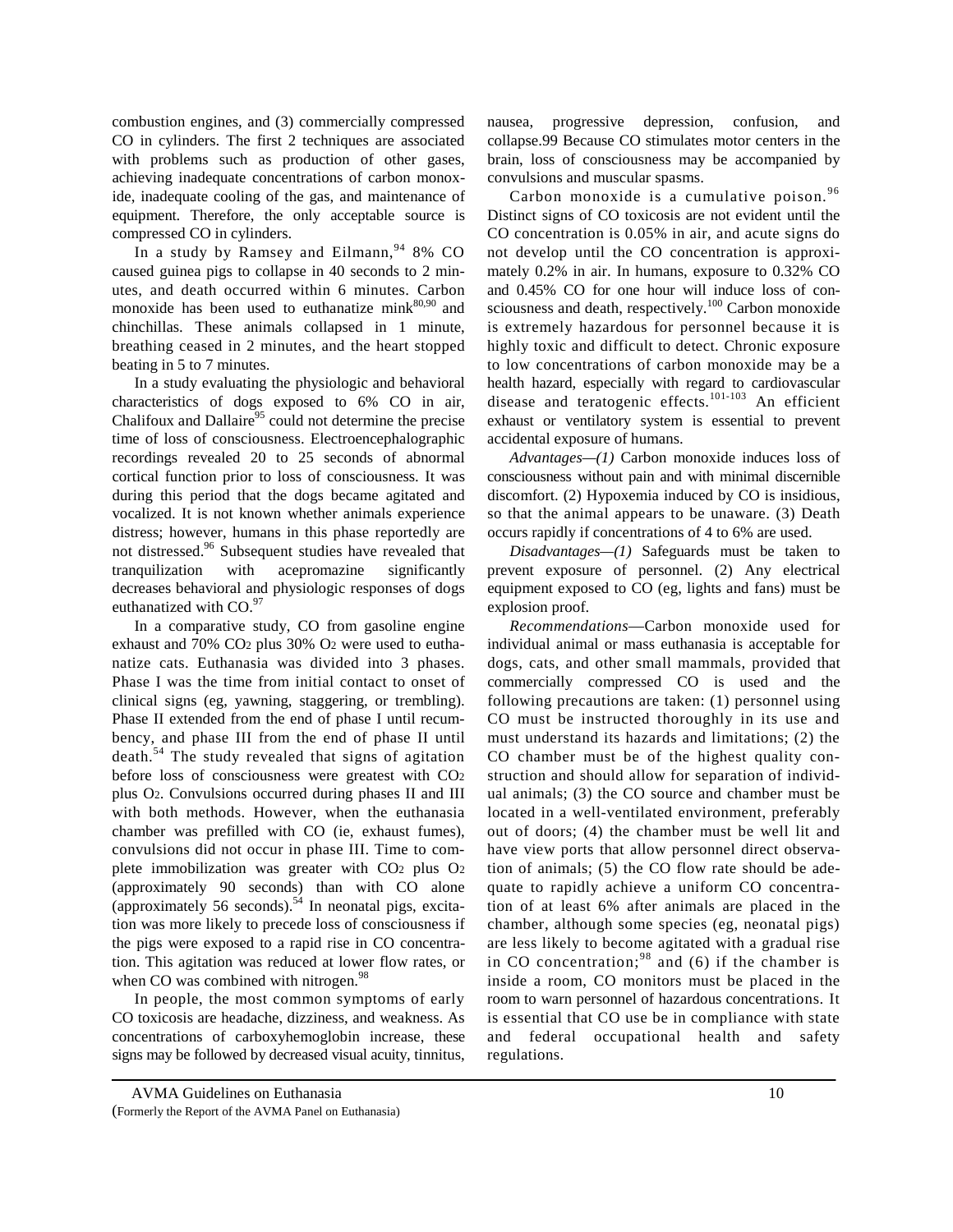combustion engines, and (3) commercially compressed CO in cylinders. The first 2 techniques are associated with problems such as production of other gases, achieving inadequate concentrations of carbon monoxide, inadequate cooling of the gas, and maintenance of equipment. Therefore, the only acceptable source is compressed CO in cylinders.

In a study by Ramsey and Eilmann,[94] 8% CO caused guinea pigs to collapse in 40 seconds to 2 minutes, and death occurred within 6 minutes. Carbon monoxide has been used to euthanatize mink[80,90] and chinchillas. These animals collapsed in 1 minute, breathing ceased in 2 minutes, and the heart stopped beating in 5 to 7 minutes.

In a study evaluating the physiologic and behavioral characteristics of dogs exposed to 6% CO in air, Chalifoux and Dallaire[95] could not determine the precise time of loss of consciousness. Electroencephalographic recordings revealed 20 to 25 seconds of abnormal cortical function prior to loss of consciousness. It was during this period that the dogs became agitated and vocalized. It is not known whether animals experience distress; however, humans in this phase reportedly are not distressed.[96] Subsequent studies have revealed that tranquilization with acepromazine significantly decreases behavioral and physiologic responses of dogs euthanatized with CO.[97]

In a comparative study, CO from gasoline engine exhaust and 70% $CO_2$ plus 30% $O_2$ were used to euthanatize cats. Euthanasia was divided into 3 phases. Phase I was the time from initial contact to onset of clinical signs (eg, yawning, staggering, or trembling). Phase II extended from the end of phase I until recumbency, and phase III from the end of phase II until death.[54] The study revealed that signs of agitation before loss of consciousness were greatest with $CO_2$ plus $O_2$. Convulsions occurred during phases II and III with both methods. However, when the euthanasia chamber was prefilled with CO (ie, exhaust fumes), convulsions did not occur in phase III. Time to complete immobilization was greater with $CO_2$ plus $O_2$ (approximately 90 seconds) than with CO alone (approximately 56 seconds).[54] In neonatal pigs, excitation was more likely to precede loss of consciousness if the pigs were exposed to a rapid rise in CO concentration. This agitation was reduced at lower flow rates, or when CO was combined with nitrogen.[98]

In people, the most common symptoms of early CO toxicosis are headache, dizziness, and weakness. As concentrations of carboxyhemoglobin increase, these signs may be followed by decreased visual acuity, tinnitus, nausea, progressive depression, confusion, and collapse.99 Because CO stimulates motor centers in the brain, loss of consciousness may be accompanied by convulsions and muscular spasms.

Carbon monoxide is a cumulative poison.[96] Distinct signs of CO toxicosis are not evident until the CO concentration is 0.05% in air, and acute signs do not develop until the CO concentration is approximately 0.2% in air. In humans, exposure to 0.32% CO and 0.45% CO for one hour will induce loss of consciousness and death, respectively.[100] Carbon monoxide is extremely hazardous for personnel because it is highly toxic and difficult to detect. Chronic exposure to low concentrations of carbon monoxide may be a health hazard, especially with regard to cardiovascular disease and teratogenic effects.[101-103] An efficient exhaust or ventilatory system is essential to prevent accidental exposure of humans.

*Advantages—(1)* Carbon monoxide induces loss of consciousness without pain and with minimal discernible discomfort. (2) Hypoxemia induced by CO is insidious, so that the animal appears to be unaware. (3) Death occurs rapidly if concentrations of 4 to 6% are used.

*Disadvantages—(1)* Safeguards must be taken to prevent exposure of personnel. (2) Any electrical equipment exposed to CO (eg, lights and fans) must be explosion proof.

*Recommendations*—Carbon monoxide used for individual animal or mass euthanasia is acceptable for dogs, cats, and other small mammals, provided that commercially compressed CO is used and the following precautions are taken: (1) personnel using CO must be instructed thoroughly in its use and must understand its hazards and limitations; (2) the CO chamber must be of the highest quality construction and should allow for separation of individual animals; (3) the CO source and chamber must be located in a well-ventilated environment, preferably out of doors; (4) the chamber must be well lit and have view ports that allow personnel direct observation of animals; (5) the CO flow rate should be adequate to rapidly achieve a uniform CO concentration of at least 6% after animals are placed in the chamber, although some species (eg, neonatal pigs) are less likely to become agitated with a gradual rise in CO concentration;[98] and (6) if the chamber is inside a room, CO monitors must be placed in the room to warn personnel of hazardous concentrations. It is essential that CO use be in compliance with state and federal occupational health and safety regulations.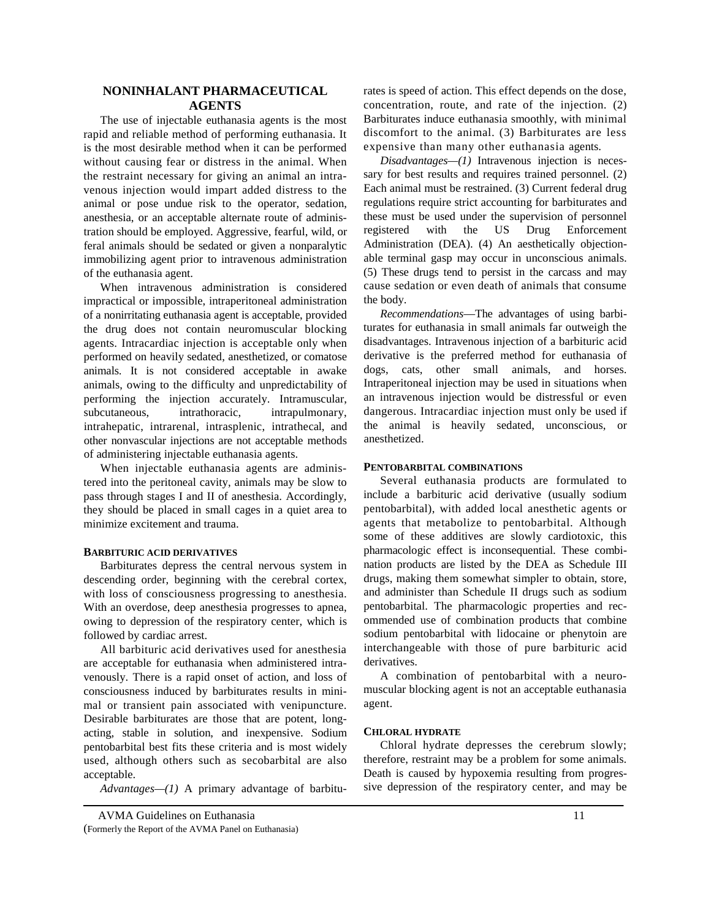## NONINHALANT PHARMACEUTICAL AGENTS

The use of injectable euthanasia agents is the most rapid and reliable method of performing euthanasia. It is the most desirable method when it can be performed without causing fear or distress in the animal. When the restraint necessary for giving an animal an intravenous injection would impart added distress to the animal or pose undue risk to the operator, sedation, anesthesia, or an acceptable alternate route of administration should be employed. Aggressive, fearful, wild, or feral animals should be sedated or given a nonparalytic immobilizing agent prior to intravenous administration of the euthanasia agent.

When intravenous administration is considered impractical or impossible, intraperitoneal administration of a nonirritating euthanasia agent is acceptable, provided the drug does not contain neuromuscular blocking agents. Intracardiac injection is acceptable only when performed on heavily sedated, anesthetized, or comatose animals. It is not considered acceptable in awake animals, owing to the difficulty and unpredictability of performing the injection accurately. Intramuscular, subcutaneous, intrathoracic, intrapulmonary, intrahepatic, intrarenal, intrasplenic, intrathecal, and other nonvascular injections are not acceptable methods of administering injectable euthanasia agents.

When injectable euthanasia agents are administered into the peritoneal cavity, animals may be slow to pass through stages I and II of anesthesia. Accordingly, they should be placed in small cages in a quiet area to minimize excitement and trauma.

### BARBITURIC ACID DERIVATIVES

Barbiturates depress the central nervous system in descending order, beginning with the cerebral cortex, with loss of consciousness progressing to anesthesia. With an overdose, deep anesthesia progresses to apnea, owing to depression of the respiratory center, which is followed by cardiac arrest.

All barbituric acid derivatives used for anesthesia are acceptable for euthanasia when administered intravenously. There is a rapid onset of action, and loss of consciousness induced by barbiturates results in minimal or transient pain associated with venipuncture. Desirable barbiturates are those that are potent, long-acting, stable in solution, and inexpensive. Sodium pentobarbital best fits these criteria and is most widely used, although others such as secobarbital are also acceptable.

*Advantages—(1)* A primary advantage of barbiturates is speed of action. This effect depends on the dose, concentration, route, and rate of the injection. (2) Barbiturates induce euthanasia smoothly, with minimal discomfort to the animal. (3) Barbiturates are less expensive than many other euthanasia agents.

*Disadvantages—(1)* Intravenous injection is necessary for best results and requires trained personnel. (2) Each animal must be restrained. (3) Current federal drug regulations require strict accounting for barbiturates and these must be used under the supervision of personnel registered with the US Drug Enforcement Administration (DEA). (4) An aesthetically objectionable terminal gasp may occur in unconscious animals. (5) These drugs tend to persist in the carcass and may cause sedation or even death of animals that consume the body.

*Recommendations*—The advantages of using barbiturates for euthanasia in small animals far outweigh the disadvantages. Intravenous injection of a barbituric acid derivative is the preferred method for euthanasia of dogs, cats, other small animals, and horses. Intraperitoneal injection may be used in situations when an intravenous injection would be distressful or even dangerous. Intracardiac injection must only be used if the animal is heavily sedated, unconscious, or anesthetized.

### PENTOBARBITAL COMBINATIONS

Several euthanasia products are formulated to include a barbituric acid derivative (usually sodium pentobarbital), with added local anesthetic agents or agents that metabolize to pentobarbital. Although some of these additives are slowly cardiotoxic, this pharmacologic effect is inconsequential. These combination products are listed by the DEA as Schedule III drugs, making them somewhat simpler to obtain, store, and administer than Schedule II drugs such as sodium pentobarbital. The pharmacologic properties and recommended use of combination products that combine sodium pentobarbital with lidocaine or phenytoin are interchangeable with those of pure barbituric acid derivatives.

A combination of pentobarbital with a neuromuscular blocking agent is not an acceptable euthanasia agent.

### CHLORAL HYDRATE

Chloral hydrate depresses the cerebrum slowly; therefore, restraint may be a problem for some animals. Death is caused by hypoxemia resulting from progressive depression of the respiratory center, and may be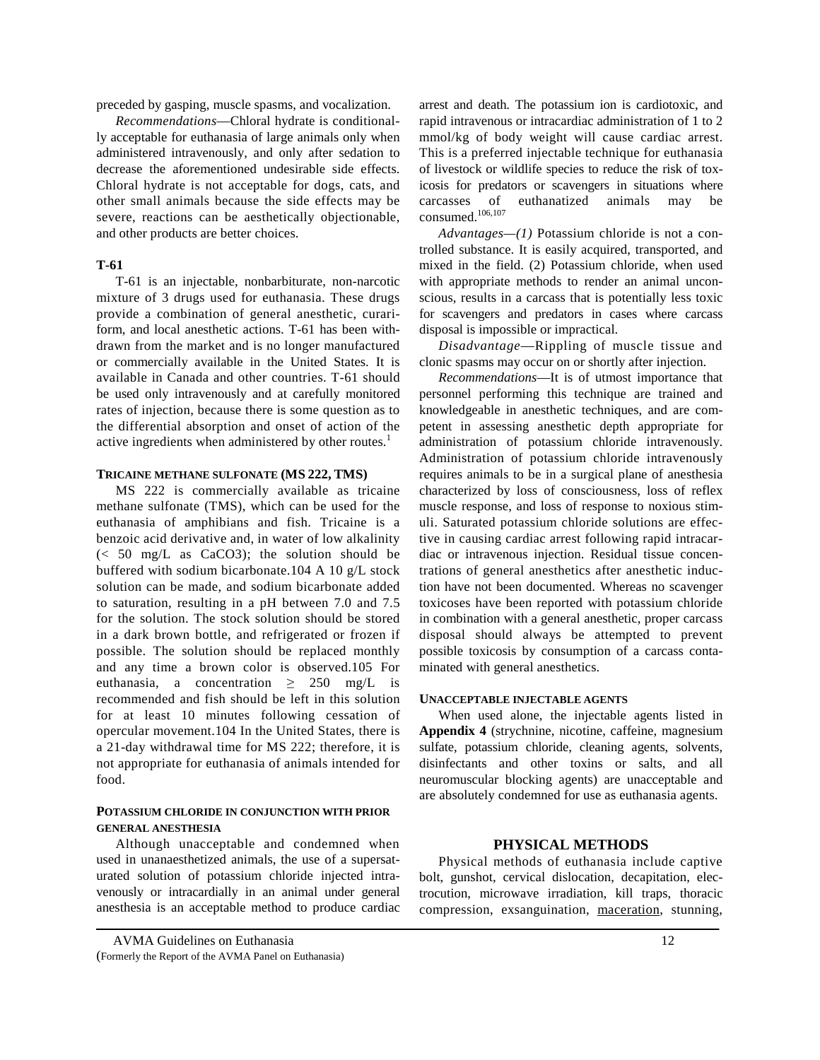preceded by gasping, muscle spasms, and vocalization.

*Recommendations*—Chloral hydrate is conditionally acceptable for euthanasia of large animals only when administered intravenously, and only after sedation to decrease the aforementioned undesirable side effects. Chloral hydrate is not acceptable for dogs, cats, and other small animals because the side effects may be severe, reactions can be aesthetically objectionable, and other products are better choices.

**T-61**

T-61 is an injectable, nonbarbiturate, non-narcotic mixture of 3 drugs used for euthanasia. These drugs provide a combination of general anesthetic, curariform, and local anesthetic actions. T-61 has been withdrawn from the market and is no longer manufactured or commercially available in the United States. It is available in Canada and other countries. T-61 should be used only intravenously and at carefully monitored rates of injection, because there is some question as to the differential absorption and onset of action of the active ingredients when administered by other routes.[1]

**TRICAINE METHANE SULFONATE (MS 222, TMS)**

MS 222 is commercially available as tricaine methane sulfonate (TMS), which can be used for the euthanasia of amphibians and fish. Tricaine is a benzoic acid derivative and, in water of low alkalinity (< 50 mg/L as $CaCO_3$); the solution should be buffered with sodium bicarbonate.104 A 10 g/L stock solution can be made, and sodium bicarbonate added to saturation, resulting in a pH between 7.0 and 7.5 for the solution. The stock solution should be stored in a dark brown bottle, and refrigerated or frozen if possible. The solution should be replaced monthly and any time a brown color is observed.105 For euthanasia, a concentration $\geq$ 250 mg/L is recommended and fish should be left in this solution for at least 10 minutes following cessation of opercular movement.104 In the United States, there is a 21-day withdrawal time for MS 222; therefore, it is not appropriate for euthanasia of animals intended for food.

**POTASSIUM CHLORIDE IN CONJUNCTION WITH PRIOR GENERAL ANESTHESIA**

Although unacceptable and condemned when used in unanaesthetized animals, the use of a supersaturated solution of potassium chloride injected intravenously or intracardially in an animal under general anesthesia is an acceptable method to produce cardiac arrest and death. The potassium ion is cardiotoxic, and rapid intravenous or intracardiac administration of 1 to 2 mmol/kg of body weight will cause cardiac arrest. This is a preferred injectable technique for euthanasia of livestock or wildlife species to reduce the risk of toxicosis for predators or scavengers in situations where carcasses of euthanatized animals may be consumed.[106,107]

*Advantages—(1)* Potassium chloride is not a controlled substance. It is easily acquired, transported, and mixed in the field. (2) Potassium chloride, when used with appropriate methods to render an animal unconscious, results in a carcass that is potentially less toxic for scavengers and predators in cases where carcass disposal is impossible or impractical.

*Disadvantage*—Rippling of muscle tissue and clonic spasms may occur on or shortly after injection.

*Recommendations*—It is of utmost importance that personnel performing this technique are trained and knowledgeable in anesthetic techniques, and are competent in assessing anesthetic depth appropriate for administration of potassium chloride intravenously. Administration of potassium chloride intravenously requires animals to be in a surgical plane of anesthesia characterized by loss of consciousness, loss of reflex muscle response, and loss of response to noxious stimuli. Saturated potassium chloride solutions are effective in causing cardiac arrest following rapid intracardiac or intravenous injection. Residual tissue concentrations of general anesthetics after anesthetic induction have not been documented. Whereas no scavenger toxicoses have been reported with potassium chloride in combination with a general anesthetic, proper carcass disposal should always be attempted to prevent possible toxicosis by consumption of a carcass contaminated with general anesthetics.

**UNACCEPTABLE INJECTABLE AGENTS**

When used alone, the injectable agents listed in **Appendix 4** (strychnine, nicotine, caffeine, magnesium sulfate, potassium chloride, cleaning agents, solvents, disinfectants and other toxins or salts, and all neuromuscular blocking agents) are unacceptable and are absolutely condemned for use as euthanasia agents.

## PHYSICAL METHODS

Physical methods of euthanasia include captive bolt, gunshot, cervical dislocation, decapitation, electrocution, microwave irradiation, kill traps, thoracic compression, exsanguination, maceration, stunning,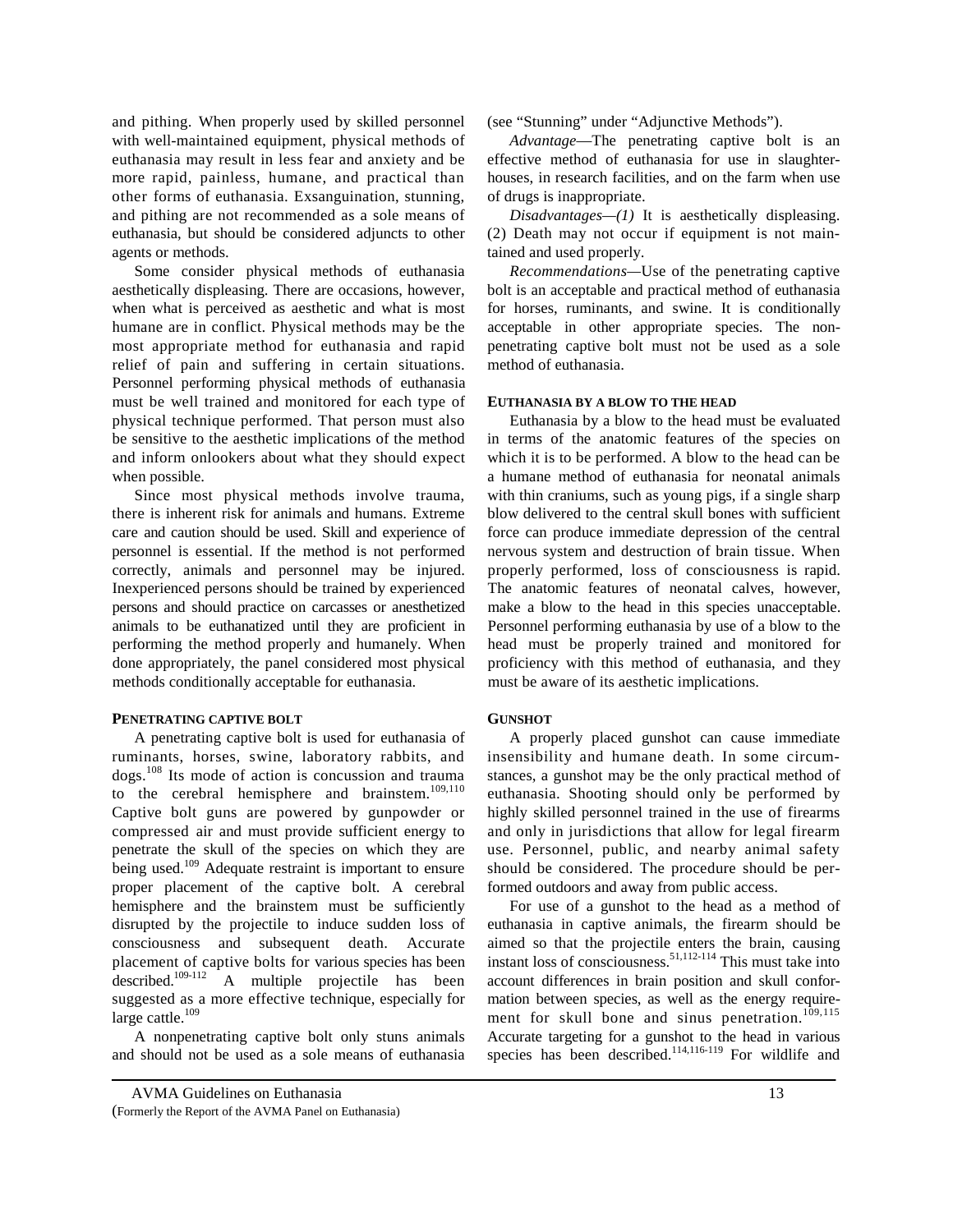and pithing. When properly used by skilled personnel with well-maintained equipment, physical methods of euthanasia may result in less fear and anxiety and be more rapid, painless, humane, and practical than other forms of euthanasia. Exsanguination, stunning, and pithing are not recommended as a sole means of euthanasia, but should be considered adjuncts to other agents or methods.

Some consider physical methods of euthanasia aesthetically displeasing. There are occasions, however, when what is perceived as aesthetic and what is most humane are in conflict. Physical methods may be the most appropriate method for euthanasia and rapid relief of pain and suffering in certain situations. Personnel performing physical methods of euthanasia must be well trained and monitored for each type of physical technique performed. That person must also be sensitive to the aesthetic implications of the method and inform onlookers about what they should expect when possible.

Since most physical methods involve trauma, there is inherent risk for animals and humans. Extreme care and caution should be used. Skill and experience of personnel is essential. If the method is not performed correctly, animals and personnel may be injured. Inexperienced persons should be trained by experienced persons and should practice on carcasses or anesthetized animals to be euthanatized until they are proficient in performing the method properly and humanely. When done appropriately, the panel considered most physical methods conditionally acceptable for euthanasia.

#### PENETRATING CAPTIVE BOLT

A penetrating captive bolt is used for euthanasia of ruminants, horses, swine, laboratory rabbits, and dogs.[108] Its mode of action is concussion and trauma to the cerebral hemisphere and brainstem.[109,110] Captive bolt guns are powered by gunpowder or compressed air and must provide sufficient energy to penetrate the skull of the species on which they are being used.[109] Adequate restraint is important to ensure proper placement of the captive bolt. A cerebral hemisphere and the brainstem must be sufficiently disrupted by the projectile to induce sudden loss of consciousness and subsequent death. Accurate placement of captive bolts for various species has been described.[109-112] A multiple projectile has been suggested as a more effective technique, especially for large cattle.[109]

A nonpenetrating captive bolt only stuns animals and should not be used as a sole means of euthanasia (see "Stunning" under "Adjunctive Methods").

*Advantage*—The penetrating captive bolt is an effective method of euthanasia for use in slaughterhouses, in research facilities, and on the farm when use of drugs is inappropriate.

*Disadvantages—(1)* It is aesthetically displeasing. (2) Death may not occur if equipment is not maintained and used properly.

*Recommendations*—Use of the penetrating captive bolt is an acceptable and practical method of euthanasia for horses, ruminants, and swine. It is conditionally acceptable in other appropriate species. The nonpenetrating captive bolt must not be used as a sole method of euthanasia.

#### EUTHANASIA BY A BLOW TO THE HEAD

Euthanasia by a blow to the head must be evaluated in terms of the anatomic features of the species on which it is to be performed. A blow to the head can be a humane method of euthanasia for neonatal animals with thin craniums, such as young pigs, if a single sharp blow delivered to the central skull bones with sufficient force can produce immediate depression of the central nervous system and destruction of brain tissue. When properly performed, loss of consciousness is rapid. The anatomic features of neonatal calves, however, make a blow to the head in this species unacceptable. Personnel performing euthanasia by use of a blow to the head must be properly trained and monitored for proficiency with this method of euthanasia, and they must be aware of its aesthetic implications.

#### GUNSHOT

A properly placed gunshot can cause immediate insensibility and humane death. In some circumstances, a gunshot may be the only practical method of euthanasia. Shooting should only be performed by highly skilled personnel trained in the use of firearms and only in jurisdictions that allow for legal firearm use. Personnel, public, and nearby animal safety should be considered. The procedure should be performed outdoors and away from public access.

For use of a gunshot to the head as a method of euthanasia in captive animals, the firearm should be aimed so that the projectile enters the brain, causing instant loss of consciousness.[51,112-114] This must take into account differences in brain position and skull conformation between species, as well as the energy requirement for skull bone and sinus penetration.[109,115] Accurate targeting for a gunshot to the head in various species has been described.[114,116-119] For wildlife and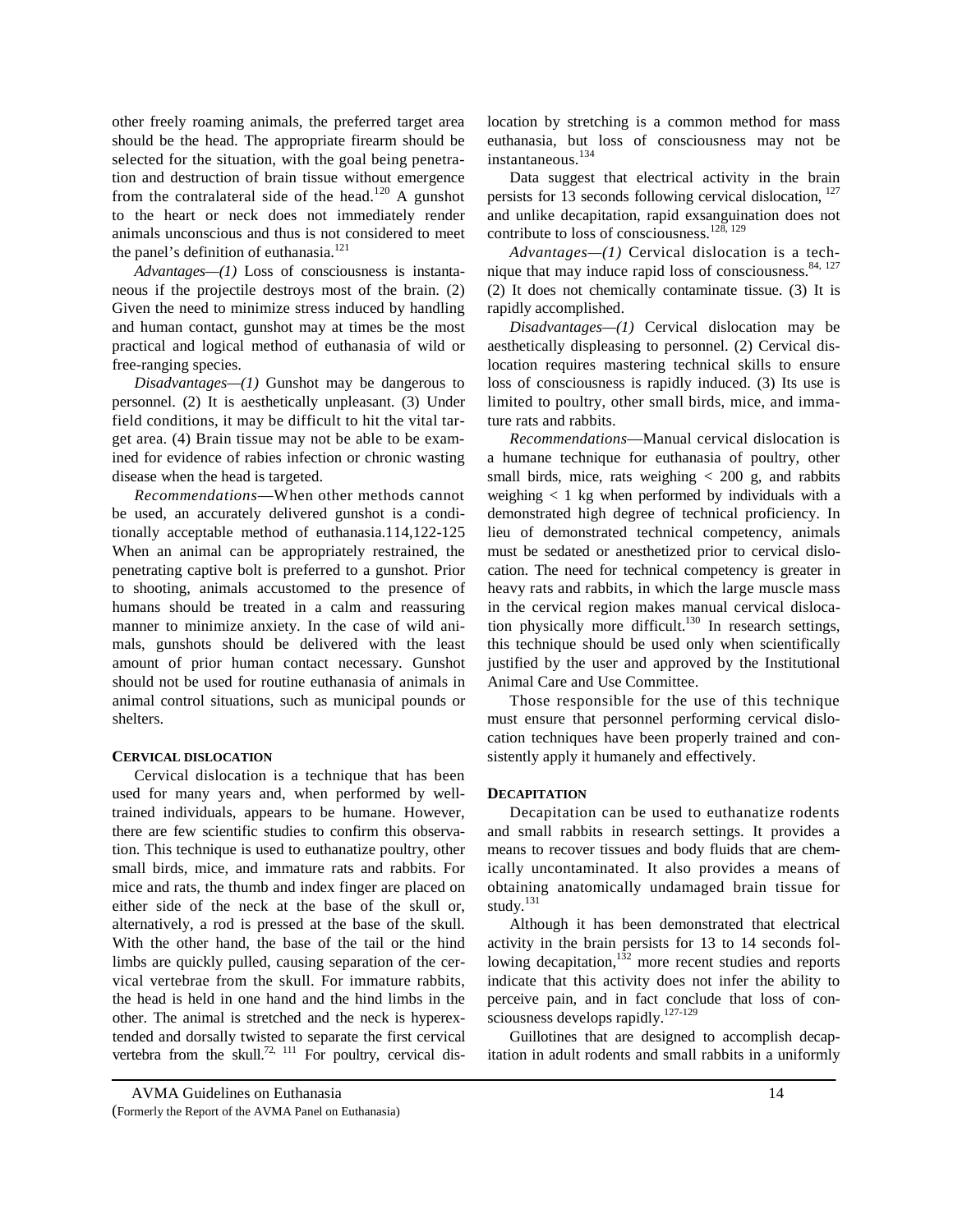other freely roaming animals, the preferred target area should be the head. The appropriate firearm should be selected for the situation, with the goal being penetration and destruction of brain tissue without emergence from the contralateral side of the head.[120] A gunshot to the heart or neck does not immediately render animals unconscious and thus is not considered to meet the panel's definition of euthanasia.[121]

*Advantages—(1)* Loss of consciousness is instantaneous if the projectile destroys most of the brain. (2) Given the need to minimize stress induced by handling and human contact, gunshot may at times be the most practical and logical method of euthanasia of wild or free-ranging species.

*Disadvantages—(1)* Gunshot may be dangerous to personnel. (2) It is aesthetically unpleasant. (3) Under field conditions, it may be difficult to hit the vital target area. (4) Brain tissue may not be able to be examined for evidence of rabies infection or chronic wasting disease when the head is targeted.

*Recommendations*—When other methods cannot be used, an accurately delivered gunshot is a conditionally acceptable method of euthanasia.114,122-125 When an animal can be appropriately restrained, the penetrating captive bolt is preferred to a gunshot. Prior to shooting, animals accustomed to the presence of humans should be treated in a calm and reassuring manner to minimize anxiety. In the case of wild animals, gunshots should be delivered with the least amount of prior human contact necessary. Gunshot should not be used for routine euthanasia of animals in animal control situations, such as municipal pounds or shelters.

#### CERVICAL DISLOCATION

Cervical dislocation is a technique that has been used for many years and, when performed by well-trained individuals, appears to be humane. However, there are few scientific studies to confirm this observation. This technique is used to euthanatize poultry, other small birds, mice, and immature rats and rabbits. For mice and rats, the thumb and index finger are placed on either side of the neck at the base of the skull or, alternatively, a rod is pressed at the base of the skull. With the other hand, the base of the tail or the hind limbs are quickly pulled, causing separation of the cervical vertebrae from the skull. For immature rabbits, the head is held in one hand and the hind limbs in the other. The animal is stretched and the neck is hyperextended and dorsally twisted to separate the first cervical vertebra from the skull.[72, 111] For poultry, cervical dislocation by stretching is a common method for mass euthanasia, but loss of consciousness may not be instantaneous.[134]

Data suggest that electrical activity in the brain persists for 13 seconds following cervical dislocation,[127] and unlike decapitation, rapid exsanguination does not contribute to loss of consciousness.[128, 129]

*Advantages—(1)* Cervical dislocation is a technique that may induce rapid loss of consciousness.[84, 127] (2) It does not chemically contaminate tissue. (3) It is rapidly accomplished.

*Disadvantages—(1)* Cervical dislocation may be aesthetically displeasing to personnel. (2) Cervical dislocation requires mastering technical skills to ensure loss of consciousness is rapidly induced. (3) Its use is limited to poultry, other small birds, mice, and immature rats and rabbits.

*Recommendations*—Manual cervical dislocation is a humane technique for euthanasia of poultry, other small birds, mice, rats weighing < 200 g, and rabbits weighing < 1 kg when performed by individuals with a demonstrated high degree of technical proficiency. In lieu of demonstrated technical competency, animals must be sedated or anesthetized prior to cervical dislocation. The need for technical competency is greater in heavy rats and rabbits, in which the large muscle mass in the cervical region makes manual cervical dislocation physically more difficult.[130] In research settings, this technique should be used only when scientifically justified by the user and approved by the Institutional Animal Care and Use Committee.

Those responsible for the use of this technique must ensure that personnel performing cervical dislocation techniques have been properly trained and consistently apply it humanely and effectively.

#### DECAPITATION

Decapitation can be used to euthanatize rodents and small rabbits in research settings. It provides a means to recover tissues and body fluids that are chemically uncontaminated. It also provides a means of obtaining anatomically undamaged brain tissue for study.[131]

Although it has been demonstrated that electrical activity in the brain persists for 13 to 14 seconds following decapitation,[132] more recent studies and reports indicate that this activity does not infer the ability to perceive pain, and in fact conclude that loss of consciousness develops rapidly.[127-129]

Guillotines that are designed to accomplish decapitation in adult rodents and small rabbits in a uniformly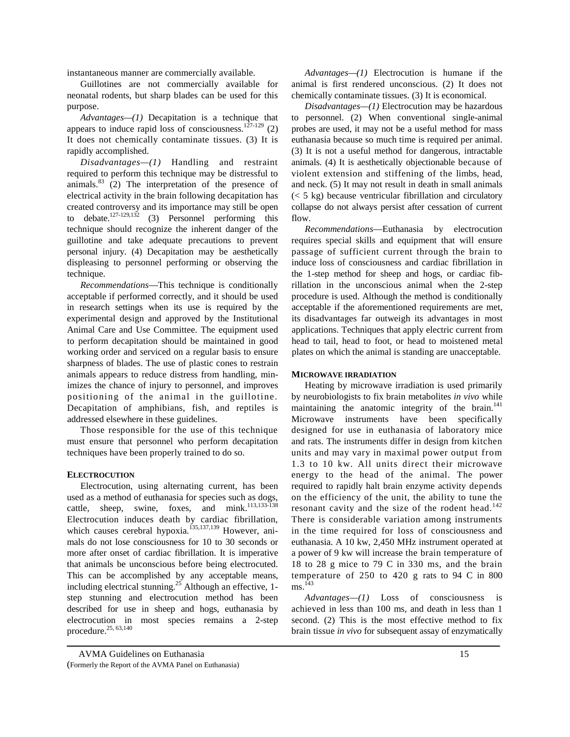instantaneous manner are commercially available.

Guillotines are not commercially available for neonatal rodents, but sharp blades can be used for this purpose.

*Advantages—(1)* Decapitation is a technique that appears to induce rapid loss of consciousness.[127-129] (2) It does not chemically contaminate tissues. (3) It is rapidly accomplished.

*Disadvantages—(1)* Handling and restraint required to perform this technique may be distressful to animals.[83] (2) The interpretation of the presence of electrical activity in the brain following decapitation has created controversy and its importance may still be open to debate.[127-129,132] (3) Personnel performing this technique should recognize the inherent danger of the guillotine and take adequate precautions to prevent personal injury. (4) Decapitation may be aesthetically displeasing to personnel performing or observing the technique.

*Recommendations*—This technique is conditionally acceptable if performed correctly, and it should be used in research settings when its use is required by the experimental design and approved by the Institutional Animal Care and Use Committee. The equipment used to perform decapitation should be maintained in good working order and serviced on a regular basis to ensure sharpness of blades. The use of plastic cones to restrain animals appears to reduce distress from handling, minimizes the chance of injury to personnel, and improves positioning of the animal in the guillotine. Decapitation of amphibians, fish, and reptiles is addressed elsewhere in these guidelines.

Those responsible for the use of this technique must ensure that personnel who perform decapitation techniques have been properly trained to do so.

**ELECTROCUTION**

Electrocution, using alternating current, has been used as a method of euthanasia for species such as dogs, cattle, sheep, swine, foxes, and mink.[113,133-138] Electrocution induces death by cardiac fibrillation, which causes cerebral hypoxia.[135,137,139] However, animals do not lose consciousness for 10 to 30 seconds or more after onset of cardiac fibrillation. It is imperative that animals be unconscious before being electrocuted. This can be accomplished by any acceptable means, including electrical stunning.[25] Although an effective, 1-step stunning and electrocution method has been described for use in sheep and hogs, euthanasia by electrocution in most species remains a 2-step procedure.[25,63,140]

*Advantages—(1)* Electrocution is humane if the animal is first rendered unconscious. (2) It does not chemically contaminate tissues. (3) It is economical.

*Disadvantages—(1)* Electrocution may be hazardous to personnel. (2) When conventional single-animal probes are used, it may not be a useful method for mass euthanasia because so much time is required per animal. (3) It is not a useful method for dangerous, intractable animals. (4) It is aesthetically objectionable because of violent extension and stiffening of the limbs, head, and neck. (5) It may not result in death in small animals (< 5 kg) because ventricular fibrillation and circulatory collapse do not always persist after cessation of current flow.

*Recommendations*—Euthanasia by electrocution requires special skills and equipment that will ensure passage of sufficient current through the brain to induce loss of consciousness and cardiac fibrillation in the 1-step method for sheep and hogs, or cardiac fibrillation in the unconscious animal when the 2-step procedure is used. Although the method is conditionally acceptable if the aforementioned requirements are met, its disadvantages far outweigh its advantages in most applications. Techniques that apply electric current from head to tail, head to foot, or head to moistened metal plates on which the animal is standing are unacceptable.

**MICROWAVE IRRADIATION**

Heating by microwave irradiation is used primarily by neurobiologists to fix brain metabolites *in vivo* while maintaining the anatomic integrity of the brain.[141] Microwave instruments have been specifically designed for use in euthanasia of laboratory mice and rats. The instruments differ in design from kitchen units and may vary in maximal power output from 1.3 to 10 kw. All units direct their microwave energy to the head of the animal. The power required to rapidly halt brain enzyme activity depends on the efficiency of the unit, the ability to tune the resonant cavity and the size of the rodent head.[142] There is considerable variation among instruments in the time required for loss of consciousness and euthanasia. A 10 kw, 2,450 MHz instrument operated at a power of 9 kw will increase the brain temperature of 18 to 28 g mice to 79 C in 330 ms, and the brain temperature of 250 to 420 g rats to 94 C in 800 ms.[143]

*Advantages—(1)* Loss of consciousness is achieved in less than 100 ms, and death in less than 1 second. (2) This is the most effective method to fix brain tissue *in vivo* for subsequent assay of enzymatically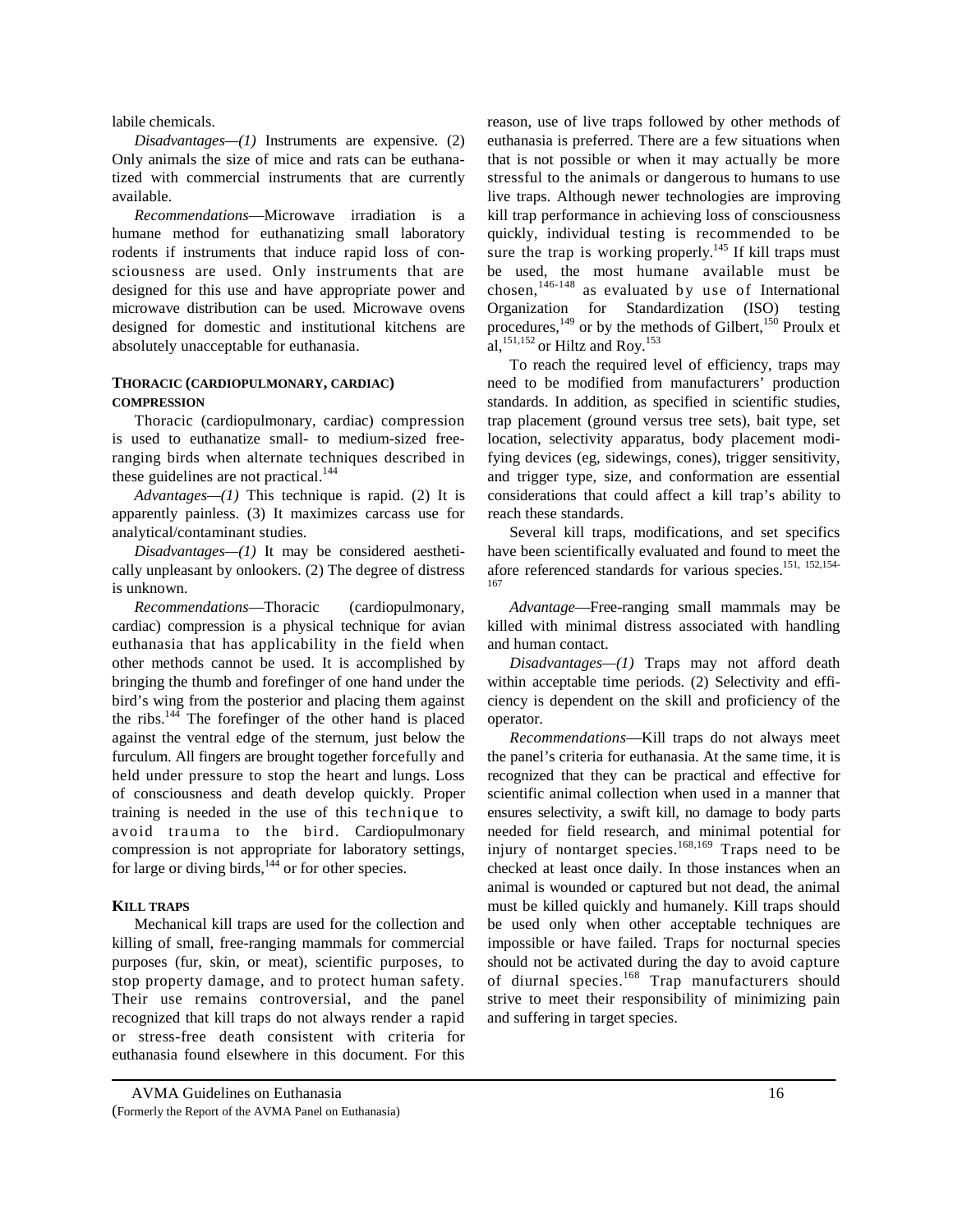labile chemicals.

*Disadvantages—(1)* Instruments are expensive. (2) Only animals the size of mice and rats can be euthanatized with commercial instruments that are currently available.

*Recommendations*—Microwave irradiation is a humane method for euthanatizing small laboratory rodents if instruments that induce rapid loss of consciousness are used. Only instruments that are designed for this use and have appropriate power and microwave distribution can be used. Microwave ovens designed for domestic and institutional kitchens are absolutely unacceptable for euthanasia.

### THORACIC (CARDIOPULMONARY, CARDIAC) COMPRESSION

Thoracic (cardiopulmonary, cardiac) compression is used to euthanatize small- to medium-sized free-ranging birds when alternate techniques described in these guidelines are not practical.[144]

*Advantages—(1)* This technique is rapid. (2) It is apparently painless. (3) It maximizes carcass use for analytical/contaminant studies.

*Disadvantages—(1)* It may be considered aesthetically unpleasant by onlookers. (2) The degree of distress is unknown.

*Recommendations*—Thoracic (cardiopulmonary, cardiac) compression is a physical technique for avian euthanasia that has applicability in the field when other methods cannot be used. It is accomplished by bringing the thumb and forefinger of one hand under the bird's wing from the posterior and placing them against the ribs.[144] The forefinger of the other hand is placed against the ventral edge of the sternum, just below the furculum. All fingers are brought together forcefully and held under pressure to stop the heart and lungs. Loss of consciousness and death develop quickly. Proper training is needed in the use of this technique to avoid trauma to the bird. Cardiopulmonary compression is not appropriate for laboratory settings, for large or diving birds,[144] or for other species.

### KILL TRAPS

Mechanical kill traps are used for the collection and killing of small, free-ranging mammals for commercial purposes (fur, skin, or meat), scientific purposes, to stop property damage, and to protect human safety. Their use remains controversial, and the panel recognized that kill traps do not always render a rapid or stress-free death consistent with criteria for euthanasia found elsewhere in this document. For this reason, use of live traps followed by other methods of euthanasia is preferred. There are a few situations when that is not possible or when it may actually be more stressful to the animals or dangerous to humans to use live traps. Although newer technologies are improving kill trap performance in achieving loss of consciousness quickly, individual testing is recommended to be sure the trap is working properly.[145] If kill traps must be used, the most humane available must be chosen,[146-148] as evaluated by use of International Organization for Standardization (ISO) testing procedures,[149] or by the methods of Gilbert,[150] Proulx et al,[151,152] or Hiltz and Roy.[153]

To reach the required level of efficiency, traps may need to be modified from manufacturers' production standards. In addition, as specified in scientific studies, trap placement (ground versus tree sets), bait type, set location, selectivity apparatus, body placement modifying devices (eg, sidewings, cones), trigger sensitivity, and trigger type, size, and conformation are essential considerations that could affect a kill trap's ability to reach these standards.

Several kill traps, modifications, and set specifics have been scientifically evaluated and found to meet the afore referenced standards for various species.[151, 152,154-167]

*Advantage*—Free-ranging small mammals may be killed with minimal distress associated with handling and human contact.

*Disadvantages—(1)* Traps may not afford death within acceptable time periods. (2) Selectivity and efficiency is dependent on the skill and proficiency of the operator.

*Recommendations*—Kill traps do not always meet the panel's criteria for euthanasia. At the same time, it is recognized that they can be practical and effective for scientific animal collection when used in a manner that ensures selectivity, a swift kill, no damage to body parts needed for field research, and minimal potential for injury of nontarget species.[168,169] Traps need to be checked at least once daily. In those instances when an animal is wounded or captured but not dead, the animal must be killed quickly and humanely. Kill traps should be used only when other acceptable techniques are impossible or have failed. Traps for nocturnal species should not be activated during the day to avoid capture of diurnal species.[168] Trap manufacturers should strive to meet their responsibility of minimizing pain and suffering in target species.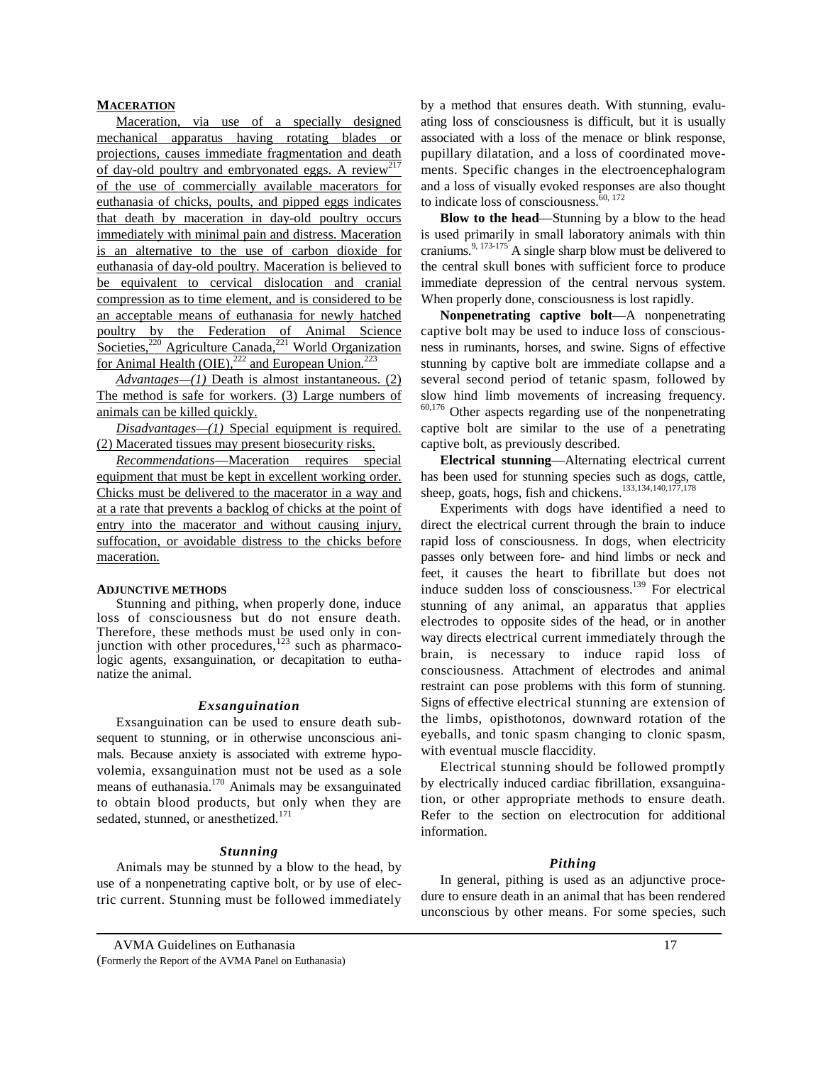**MACERATION**

Maceration, via use of a specially designed mechanical apparatus having rotating blades or projections, causes immediate fragmentation and death of day-old poultry and embryonated eggs. A review[217] of the use of commercially available macerators for euthanasia of chicks, poults, and pipped eggs indicates that death by maceration in day-old poultry occurs immediately with minimal pain and distress. Maceration is an alternative to the use of carbon dioxide for euthanasia of day-old poultry. Maceration is believed to be equivalent to cervical dislocation and cranial compression as to time element, and is considered to be an acceptable means of euthanasia for newly hatched poultry by the Federation of Animal Science Societies,[220] Agriculture Canada,[221] World Organization for Animal Health (OIE),[222] and European Union.[223]

*Advantages—(1)* Death is almost instantaneous. (2) The method is safe for workers. (3) Large numbers of animals can be killed quickly.

*Disadvantages—(1)* Special equipment is required. (2) Macerated tissues may present biosecurity risks.

*Recommendations*—Maceration requires special equipment that must be kept in excellent working order. Chicks must be delivered to the macerator in a way and at a rate that prevents a backlog of chicks at the point of entry into the macerator and without causing injury, suffocation, or avoidable distress to the chicks before maceration.

**ADJUNCTIVE METHODS**

Stunning and pithing, when properly done, induce loss of consciousness but do not ensure death. Therefore, these methods must be used only in conjunction with other procedures,[123] such as pharmacologic agents, exsanguination, or decapitation to euthanatize the animal.

### *Exsanguination*

Exsanguination can be used to ensure death subsequent to stunning, or in otherwise unconscious animals. Because anxiety is associated with extreme hypovolemia, exsanguination must not be used as a sole means of euthanasia.[170] Animals may be exsanguinated to obtain blood products, but only when they are sedated, stunned, or anesthetized.[171]

### *Stunning*

Animals may be stunned by a blow to the head, by use of a nonpenetrating captive bolt, or by use of electric current. Stunning must be followed immediately by a method that ensures death. With stunning, evaluating loss of consciousness is difficult, but it is usually associated with a loss of the menace or blink response, pupillary dilatation, and a loss of coordinated movements. Specific changes in the electroencephalogram and a loss of visually evoked responses are also thought to indicate loss of consciousness.[60, 172]

**Blow to the head**—Stunning by a blow to the head is used primarily in small laboratory animals with thin craniums.[9, 173-175] A single sharp blow must be delivered to the central skull bones with sufficient force to produce immediate depression of the central nervous system. When properly done, consciousness is lost rapidly.

**Nonpenetrating captive bolt**—A nonpenetrating captive bolt may be used to induce loss of consciousness in ruminants, horses, and swine. Signs of effective stunning by captive bolt are immediate collapse and a several second period of tetanic spasm, followed by slow hind limb movements of increasing frequency.[60,176] Other aspects regarding use of the nonpenetrating captive bolt are similar to the use of a penetrating captive bolt, as previously described.

**Electrical stunning**—Alternating electrical current has been used for stunning species such as dogs, cattle, sheep, goats, hogs, fish and chickens.[133,134,140,177,178]

Experiments with dogs have identified a need to direct the electrical current through the brain to induce rapid loss of consciousness. In dogs, when electricity passes only between fore- and hind limbs or neck and feet, it causes the heart to fibrillate but does not induce sudden loss of consciousness.[139] For electrical stunning of any animal, an apparatus that applies electrodes to opposite sides of the head, or in another way directs electrical current immediately through the brain, is necessary to induce rapid loss of consciousness. Attachment of electrodes and animal restraint can pose problems with this form of stunning. Signs of effective electrical stunning are extension of the limbs, opisthotonos, downward rotation of the eyeballs, and tonic spasm changing to clonic spasm, with eventual muscle flaccidity.

Electrical stunning should be followed promptly by electrically induced cardiac fibrillation, exsanguination, or other appropriate methods to ensure death. Refer to the section on electrocution for additional information.

### *Pithing*

In general, pithing is used as an adjunctive procedure to ensure death in an animal that has been rendered unconscious by other means. For some species, such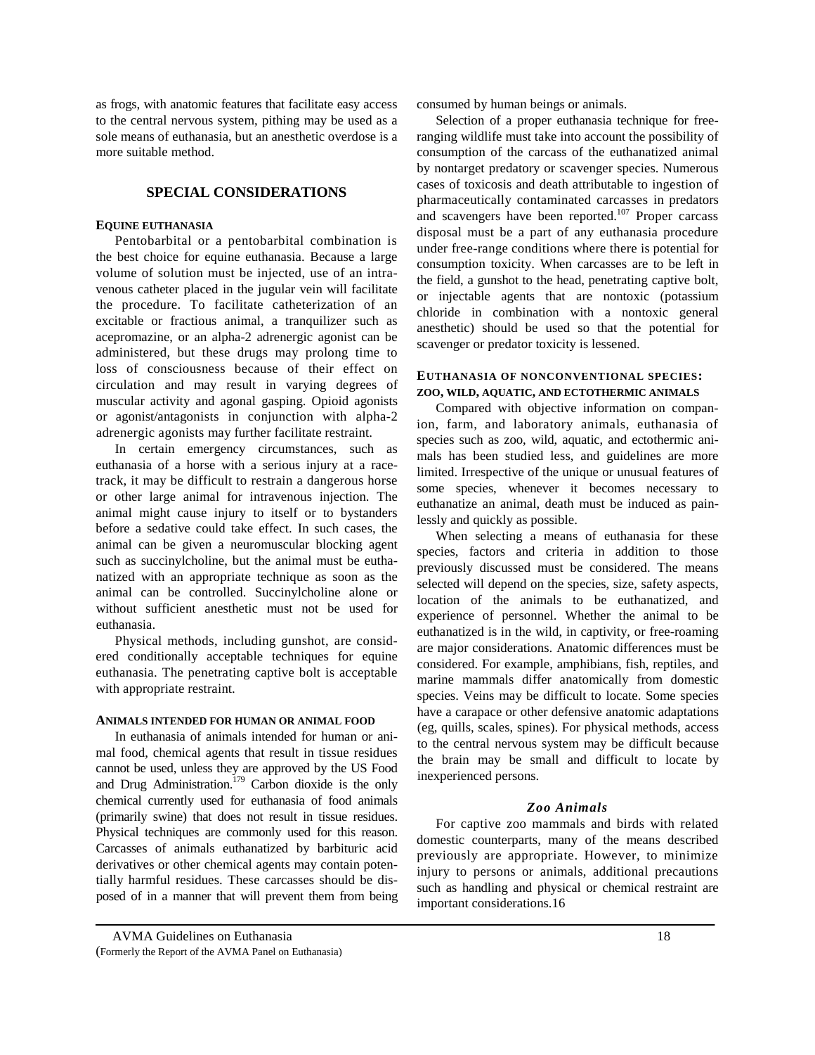as frogs, with anatomic features that facilitate easy access to the central nervous system, pithing may be used as a sole means of euthanasia, but an anesthetic overdose is a more suitable method.

## SPECIAL CONSIDERATIONS

### EQUINE EUTHANASIA

Pentobarbital or a pentobarbital combination is the best choice for equine euthanasia. Because a large volume of solution must be injected, use of an intravenous catheter placed in the jugular vein will facilitate the procedure. To facilitate catheterization of an excitable or fractious animal, a tranquilizer such as acepromazine, or an alpha-2 adrenergic agonist can be administered, but these drugs may prolong time to loss of consciousness because of their effect on circulation and may result in varying degrees of muscular activity and agonal gasping. Opioid agonists or agonist/antagonists in conjunction with alpha-2 adrenergic agonists may further facilitate restraint.

In certain emergency circumstances, such as euthanasia of a horse with a serious injury at a racetrack, it may be difficult to restrain a dangerous horse or other large animal for intravenous injection. The animal might cause injury to itself or to bystanders before a sedative could take effect. In such cases, the animal can be given a neuromuscular blocking agent such as succinylcholine, but the animal must be euthanatized with an appropriate technique as soon as the animal can be controlled. Succinylcholine alone or without sufficient anesthetic must not be used for euthanasia.

Physical methods, including gunshot, are considered conditionally acceptable techniques for equine euthanasia. The penetrating captive bolt is acceptable with appropriate restraint.

### ANIMALS INTENDED FOR HUMAN OR ANIMAL FOOD

In euthanasia of animals intended for human or animal food, chemical agents that result in tissue residues cannot be used, unless they are approved by the US Food and Drug Administration.[179] Carbon dioxide is the only chemical currently used for euthanasia of food animals (primarily swine) that does not result in tissue residues. Physical techniques are commonly used for this reason. Carcasses of animals euthanatized by barbituric acid derivatives or other chemical agents may contain potentially harmful residues. These carcasses should be disposed of in a manner that will prevent them from being consumed by human beings or animals.

Selection of a proper euthanasia technique for free-ranging wildlife must take into account the possibility of consumption of the carcass of the euthanatized animal by nontarget predatory or scavenger species. Numerous cases of toxicosis and death attributable to ingestion of pharmaceutically contaminated carcasses in predators and scavengers have been reported.[107] Proper carcass disposal must be a part of any euthanasia procedure under free-range conditions where there is potential for consumption toxicity. When carcasses are to be left in the field, a gunshot to the head, penetrating captive bolt, or injectable agents that are nontoxic (potassium chloride in combination with a nontoxic general anesthetic) should be used so that the potential for scavenger or predator toxicity is lessened.

### EUTHANASIA OF NONCONVENTIONAL SPECIES: ZOO, WILD, AQUATIC, AND ECTOTHERMIC ANIMALS

Compared with objective information on companion, farm, and laboratory animals, euthanasia of species such as zoo, wild, aquatic, and ectothermic animals has been studied less, and guidelines are more limited. Irrespective of the unique or unusual features of some species, whenever it becomes necessary to euthanatize an animal, death must be induced as painlessly and quickly as possible.

When selecting a means of euthanasia for these species, factors and criteria in addition to those previously discussed must be considered. The means selected will depend on the species, size, safety aspects, location of the animals to be euthanatized, and experience of personnel. Whether the animal to be euthanatized is in the wild, in captivity, or free-roaming are major considerations. Anatomic differences must be considered. For example, amphibians, fish, reptiles, and marine mammals differ anatomically from domestic species. Veins may be difficult to locate. Some species have a carapace or other defensive anatomic adaptations (eg, quills, scales, spines). For physical methods, access to the central nervous system may be difficult because the brain may be small and difficult to locate by inexperienced persons.

#### *Zoo Animals*

For captive zoo mammals and birds with related domestic counterparts, many of the means described previously are appropriate. However, to minimize injury to persons or animals, additional precautions such as handling and physical or chemical restraint are important considerations.16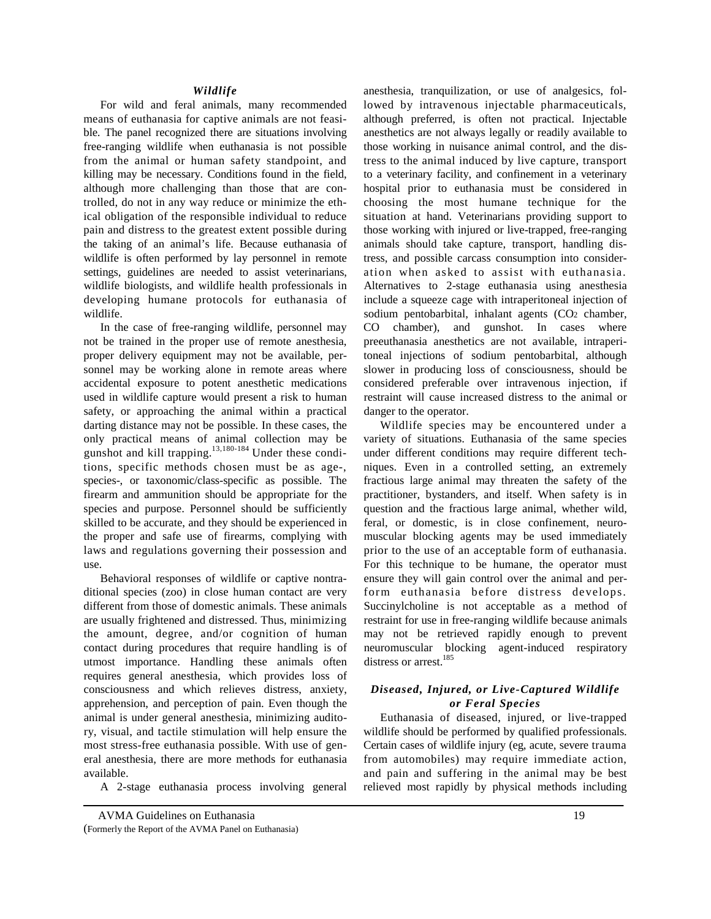### *Wildlife*

For wild and feral animals, many recommended means of euthanasia for captive animals are not feasible. The panel recognized there are situations involving free-ranging wildlife when euthanasia is not possible from the animal or human safety standpoint, and killing may be necessary. Conditions found in the field, although more challenging than those that are controlled, do not in any way reduce or minimize the ethical obligation of the responsible individual to reduce pain and distress to the greatest extent possible during the taking of an animal's life. Because euthanasia of wildlife is often performed by lay personnel in remote settings, guidelines are needed to assist veterinarians, wildlife biologists, and wildlife health professionals in developing humane protocols for euthanasia of wildlife.

In the case of free-ranging wildlife, personnel may not be trained in the proper use of remote anesthesia, proper delivery equipment may not be available, personnel may be working alone in remote areas where accidental exposure to potent anesthetic medications used in wildlife capture would present a risk to human safety, or approaching the animal within a practical darting distance may not be possible. In these cases, the only practical means of animal collection may be gunshot and kill trapping.[13,180-184] Under these conditions, specific methods chosen must be as age-, species-, or taxonomic/class-specific as possible. The firearm and ammunition should be appropriate for the species and purpose. Personnel should be sufficiently skilled to be accurate, and they should be experienced in the proper and safe use of firearms, complying with laws and regulations governing their possession and use.

Behavioral responses of wildlife or captive nontraditional species (zoo) in close human contact are very different from those of domestic animals. These animals are usually frightened and distressed. Thus, minimizing the amount, degree, and/or cognition of human contact during procedures that require handling is of utmost importance. Handling these animals often requires general anesthesia, which provides loss of consciousness and which relieves distress, anxiety, apprehension, and perception of pain. Even though the animal is under general anesthesia, minimizing auditory, visual, and tactile stimulation will help ensure the most stress-free euthanasia possible. With use of general anesthesia, there are more methods for euthanasia available.

A 2-stage euthanasia process involving general anesthesia, tranquilization, or use of analgesics, followed by intravenous injectable pharmaceuticals, although preferred, is often not practical. Injectable anesthetics are not always legally or readily available to those working in nuisance animal control, and the distress to the animal induced by live capture, transport to a veterinary facility, and confinement in a veterinary hospital prior to euthanasia must be considered in choosing the most humane technique for the situation at hand. Veterinarians providing support to those working with injured or live-trapped, free-ranging animals should take capture, transport, handling distress, and possible carcass consumption into consideration when asked to assist with euthanasia. Alternatives to 2-stage euthanasia using anesthesia include a squeeze cage with intraperitoneal injection of sodium pentobarbital, inhalant agents ($CO_2$ chamber, CO chamber), and gunshot. In cases where preeuthanasia anesthetics are not available, intraperitoneal injections of sodium pentobarbital, although slower in producing loss of consciousness, should be considered preferable over intravenous injection, if restraint will cause increased distress to the animal or danger to the operator.

Wildlife species may be encountered under a variety of situations. Euthanasia of the same species under different conditions may require different techniques. Even in a controlled setting, an extremely fractious large animal may threaten the safety of the practitioner, bystanders, and itself. When safety is in question and the fractious large animal, whether wild, feral, or domestic, is in close confinement, neuromuscular blocking agents may be used immediately prior to the use of an acceptable form of euthanasia. For this technique to be humane, the operator must ensure they will gain control over the animal and perform euthanasia before distress develops. Succinylcholine is not acceptable as a method of restraint for use in free-ranging wildlife because animals may not be retrieved rapidly enough to prevent neuromuscular blocking agent-induced respiratory distress or arrest.[185]

### *Diseased, Injured, or Live-Captured Wildlife or Feral Species*

Euthanasia of diseased, injured, or live-trapped wildlife should be performed by qualified professionals. Certain cases of wildlife injury (eg, acute, severe trauma from automobiles) may require immediate action, and pain and suffering in the animal may be best relieved most rapidly by physical methods including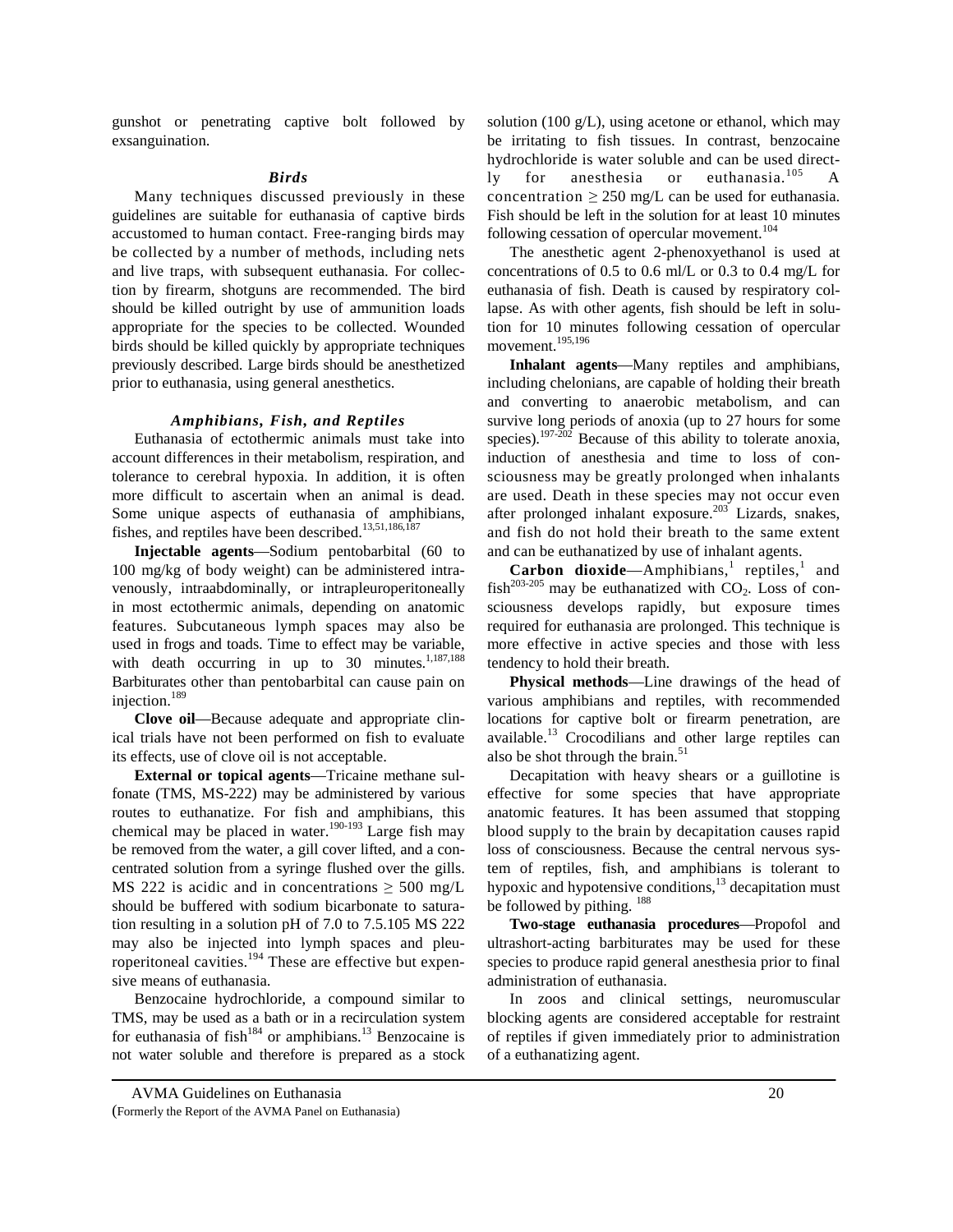gunshot or penetrating captive bolt followed by exsanguination.

### *Birds*

Many techniques discussed previously in these guidelines are suitable for euthanasia of captive birds accustomed to human contact. Free-ranging birds may be collected by a number of methods, including nets and live traps, with subsequent euthanasia. For collection by firearm, shotguns are recommended. The bird should be killed outright by use of ammunition loads appropriate for the species to be collected. Wounded birds should be killed quickly by appropriate techniques previously described. Large birds should be anesthetized prior to euthanasia, using general anesthetics.

### *Amphibians, Fish, and Reptiles*

Euthanasia of ectothermic animals must take into account differences in their metabolism, respiration, and tolerance to cerebral hypoxia. In addition, it is often more difficult to ascertain when an animal is dead. Some unique aspects of euthanasia of amphibians, fishes, and reptiles have been described.[13,51,186,187]

**Injectable agents**—Sodium pentobarbital (60 to 100 mg/kg of body weight) can be administered intravenously, intraabdominally, or intrapleuroperitoneally in most ectothermic animals, depending on anatomic features. Subcutaneous lymph spaces may also be used in frogs and toads. Time to effect may be variable, with death occurring in up to 30 minutes.[1,187,188] Barbiturates other than pentobarbital can cause pain on injection.[189]

**Clove oil**—Because adequate and appropriate clinical trials have not been performed on fish to evaluate its effects, use of clove oil is not acceptable.

**External or topical agents**—Tricaine methane sulfonate (TMS, MS-222) may be administered by various routes to euthanatize. For fish and amphibians, this chemical may be placed in water.[190-193] Large fish may be removed from the water, a gill cover lifted, and a concentrated solution from a syringe flushed over the gills. MS 222 is acidic and in concentrations ≥ 500 mg/L should be buffered with sodium bicarbonate to saturation resulting in a solution pH of 7.0 to 7.5.105 MS 222 may also be injected into lymph spaces and pleuroperitoneal cavities.[194] These are effective but expensive means of euthanasia.

Benzocaine hydrochloride, a compound similar to TMS, may be used as a bath or in a recirculation system for euthanasia of fish[184] or amphibians.[13] Benzocaine is not water soluble and therefore is prepared as a stock solution (100 g/L), using acetone or ethanol, which may be irritating to fish tissues. In contrast, benzocaine hydrochloride is water soluble and can be used directly for anesthesia or euthanasia.[105] A concentration ≥ 250 mg/L can be used for euthanasia. Fish should be left in the solution for at least 10 minutes following cessation of opercular movement.[104]

The anesthetic agent 2-phenoxyethanol is used at concentrations of 0.5 to 0.6 ml/L or 0.3 to 0.4 mg/L for euthanasia of fish. Death is caused by respiratory collapse. As with other agents, fish should be left in solution for 10 minutes following cessation of opercular movement.[195,196]

**Inhalant agents**—Many reptiles and amphibians, including chelonians, are capable of holding their breath and converting to anaerobic metabolism, and can survive long periods of anoxia (up to 27 hours for some species).[197-202] Because of this ability to tolerate anoxia, induction of anesthesia and time to loss of consciousness may be greatly prolonged when inhalants are used. Death in these species may not occur even after prolonged inhalant exposure.[203] Lizards, snakes, and fish do not hold their breath to the same extent and can be euthanatized by use of inhalant agents.

**Carbon dioxide**—Amphibians,[1] reptiles,[1] and fish[203-205] may be euthanatized with $CO_2$. Loss of consciousness develops rapidly, but exposure times required for euthanasia are prolonged. This technique is more effective in active species and those with less tendency to hold their breath.

**Physical methods**—Line drawings of the head of various amphibians and reptiles, with recommended locations for captive bolt or firearm penetration, are available.[13] Crocodilians and other large reptiles can also be shot through the brain.[51]

Decapitation with heavy shears or a guillotine is effective for some species that have appropriate anatomic features. It has been assumed that stopping blood supply to the brain by decapitation causes rapid loss of consciousness. Because the central nervous system of reptiles, fish, and amphibians is tolerant to hypoxic and hypotensive conditions,[13] decapitation must be followed by pithing.[188]

**Two-stage euthanasia procedures**—Propofol and ultrashort-acting barbiturates may be used for these species to produce rapid general anesthesia prior to final administration of euthanasia.

In zoos and clinical settings, neuromuscular blocking agents are considered acceptable for restraint of reptiles if given immediately prior to administration of a euthanatizing agent.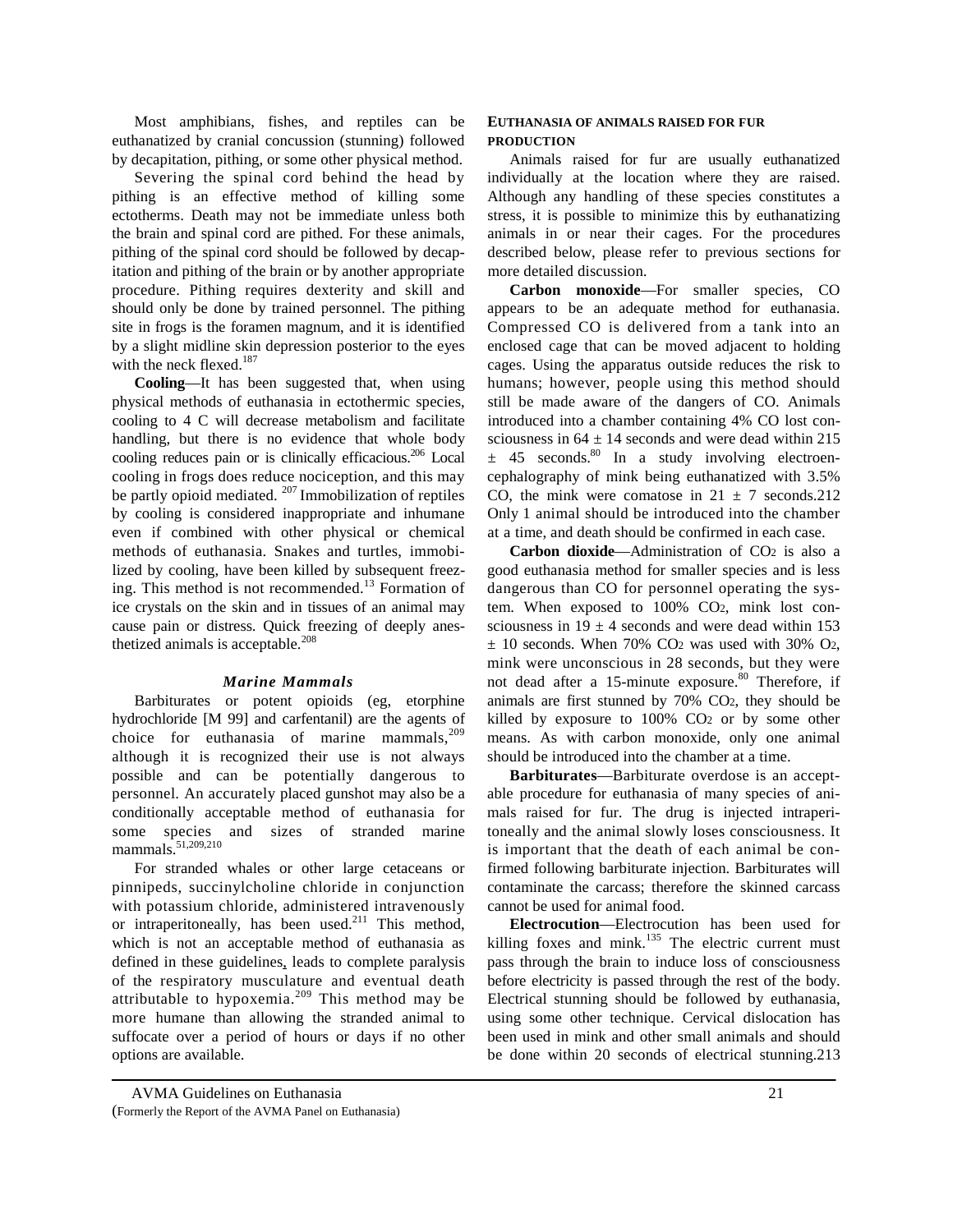Most amphibians, fishes, and reptiles can be euthanatized by cranial concussion (stunning) followed by decapitation, pithing, or some other physical method.

Severing the spinal cord behind the head by pithing is an effective method of killing some ectotherms. Death may not be immediate unless both the brain and spinal cord are pithed. For these animals, pithing of the spinal cord should be followed by decapitation and pithing of the brain or by another appropriate procedure. Pithing requires dexterity and skill and should only be done by trained personnel. The pithing site in frogs is the foramen magnum, and it is identified by a slight midline skin depression posterior to the eyes with the neck flexed.[187]

**Cooling**—It has been suggested that, when using physical methods of euthanasia in ectothermic species, cooling to 4 C will decrease metabolism and facilitate handling, but there is no evidence that whole body cooling reduces pain or is clinically efficacious.[206] Local cooling in frogs does reduce nociception, and this may be partly opioid mediated. [207] Immobilization of reptiles by cooling is considered inappropriate and inhumane even if combined with other physical or chemical methods of euthanasia. Snakes and turtles, immobilized by cooling, have been killed by subsequent freezing. This method is not recommended.[13] Formation of ice crystals on the skin and in tissues of an animal may cause pain or distress. Quick freezing of deeply anesthetized animals is acceptable.[208]

### *Marine Mammals*

Barbiturates or potent opioids (eg, etorphine hydrochloride [M 99] and carfentanil) are the agents of choice for euthanasia of marine mammals,[209] although it is recognized their use is not always possible and can be potentially dangerous to personnel. An accurately placed gunshot may also be a conditionally acceptable method of euthanasia for some species and sizes of stranded marine mammals.[51,209,210]

For stranded whales or other large cetaceans or pinnipeds, succinylcholine chloride in conjunction with potassium chloride, administered intravenously or intraperitoneally, has been used.[211] This method, which is not an acceptable method of euthanasia as defined in these guidelines, leads to complete paralysis of the respiratory musculature and eventual death attributable to hypoxemia.[209] This method may be more humane than allowing the stranded animal to suffocate over a period of hours or days if no other options are available.

### EUTHANASIA OF ANIMALS RAISED FOR FUR PRODUCTION

Animals raised for fur are usually euthanatized individually at the location where they are raised. Although any handling of these species constitutes a stress, it is possible to minimize this by euthanatizing animals in or near their cages. For the procedures described below, please refer to previous sections for more detailed discussion.

**Carbon monoxide**—For smaller species, CO appears to be an adequate method for euthanasia. Compressed CO is delivered from a tank into an enclosed cage that can be moved adjacent to holding cages. Using the apparatus outside reduces the risk to humans; however, people using this method should still be made aware of the dangers of CO. Animals introduced into a chamber containing 4% CO lost consciousness in $64 \pm 14$ seconds and were dead within $215 \pm 45$ seconds.[80] In a study involving electroencephalography of mink being euthanatized with 3.5% CO, the mink were comatose in $21 \pm 7$ seconds.212 Only 1 animal should be introduced into the chamber at a time, and death should be confirmed in each case.

**Carbon dioxide**—Administration of $CO_2$ is also a good euthanasia method for smaller species and is less dangerous than CO for personnel operating the system. When exposed to 100% $CO_2$, mink lost consciousness in $19 \pm 4$ seconds and were dead within $153 \pm 10$ seconds. When 70% $CO_2$ was used with 30% $O_2$, mink were unconscious in 28 seconds, but they were not dead after a 15-minute exposure.[80] Therefore, if animals are first stunned by 70% $CO_2$, they should be killed by exposure to 100% $CO_2$ or by some other means. As with carbon monoxide, only one animal should be introduced into the chamber at a time.

**Barbiturates**—Barbiturate overdose is an acceptable procedure for euthanasia of many species of animals raised for fur. The drug is injected intraperitoneally and the animal slowly loses consciousness. It is important that the death of each animal be confirmed following barbiturate injection. Barbiturates will contaminate the carcass; therefore the skinned carcass cannot be used for animal food.

**Electrocution**—Electrocution has been used for killing foxes and mink.[135] The electric current must pass through the brain to induce loss of consciousness before electricity is passed through the rest of the body. Electrical stunning should be followed by euthanasia, using some other technique. Cervical dislocation has been used in mink and other small animals and should be done within 20 seconds of electrical stunning.213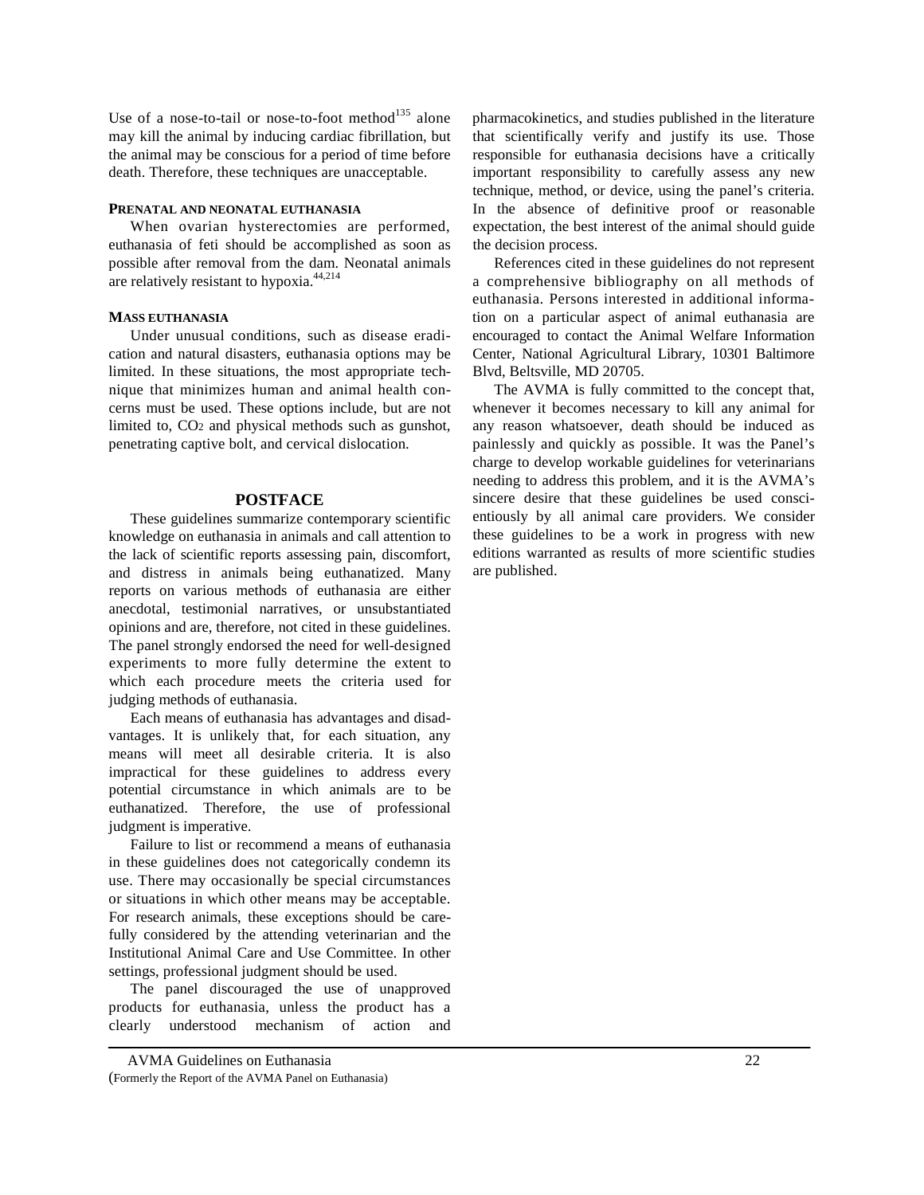Use of a nose-to-tail or nose-to-foot method[135] alone may kill the animal by inducing cardiac fibrillation, but the animal may be conscious for a period of time before death. Therefore, these techniques are unacceptable.

#### PRENATAL AND NEONATAL EUTHANASIA

When ovarian hysterectomies are performed, euthanasia of feti should be accomplished as soon as possible after removal from the dam. Neonatal animals are relatively resistant to hypoxia.[44,214]

#### MASS EUTHANASIA

Under unusual conditions, such as disease eradication and natural disasters, euthanasia options may be limited. In these situations, the most appropriate technique that minimizes human and animal health concerns must be used. These options include, but are not limited to, $CO_2$ and physical methods such as gunshot, penetrating captive bolt, and cervical dislocation.

## POSTFACE

These guidelines summarize contemporary scientific knowledge on euthanasia in animals and call attention to the lack of scientific reports assessing pain, discomfort, and distress in animals being euthanatized. Many reports on various methods of euthanasia are either anecdotal, testimonial narratives, or unsubstantiated opinions and are, therefore, not cited in these guidelines. The panel strongly endorsed the need for well-designed experiments to more fully determine the extent to which each procedure meets the criteria used for judging methods of euthanasia.

Each means of euthanasia has advantages and disadvantages. It is unlikely that, for each situation, any means will meet all desirable criteria. It is also impractical for these guidelines to address every potential circumstance in which animals are to be euthanatized. Therefore, the use of professional judgment is imperative.

Failure to list or recommend a means of euthanasia in these guidelines does not categorically condemn its use. There may occasionally be special circumstances or situations in which other means may be acceptable. For research animals, these exceptions should be carefully considered by the attending veterinarian and the Institutional Animal Care and Use Committee. In other settings, professional judgment should be used.

The panel discouraged the use of unapproved products for euthanasia, unless the product has a clearly understood mechanism of action and pharmacokinetics, and studies published in the literature that scientifically verify and justify its use. Those responsible for euthanasia decisions have a critically important responsibility to carefully assess any new technique, method, or device, using the panel's criteria. In the absence of definitive proof or reasonable expectation, the best interest of the animal should guide the decision process.

References cited in these guidelines do not represent a comprehensive bibliography on all methods of euthanasia. Persons interested in additional information on a particular aspect of animal euthanasia are encouraged to contact the Animal Welfare Information Center, National Agricultural Library, 10301 Baltimore Blvd, Beltsville, MD 20705.

The AVMA is fully committed to the concept that, whenever it becomes necessary to kill any animal for any reason whatsoever, death should be induced as painlessly and quickly as possible. It was the Panel's charge to develop workable guidelines for veterinarians needing to address this problem, and it is the AVMA's sincere desire that these guidelines be used conscientiously by all animal care providers. We consider these guidelines to be a work in progress with new editions warranted as results of more scientific studies are published.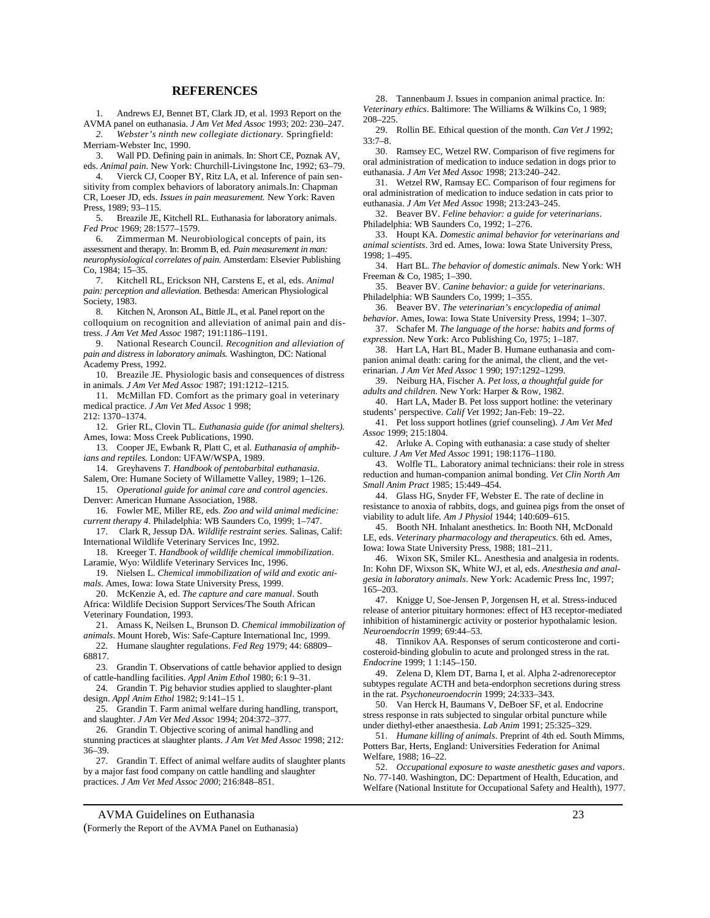## REFERENCES

1. Andrews EJ, Bennet BT, Clark JD, et al. 1993 Report on the AVMA panel on euthanasia. *J Am Vet Med Assoc* 1993; 202: 230–247.
2. *Webster's ninth new collegiate dictionary.* Springfield: Merriam-Webster Inc, 1990.
3. Wall PD. Defining pain in animals. In: Short CE, Poznak AV, eds. *Animal pain.* New York: Churchill-Livingstone Inc, 1992; 63–79.
4. Vierck CJ, Cooper BY, Ritz LA, et al. Inference of pain sensitivity from complex behaviors of laboratory animals.In: Chapman CR, Loeser JD, eds. *Issues in pain measurement.* New York: Raven Press, 1989; 93–115.
5. Breazile JE, Kitchell RL. Euthanasia for laboratory animals. *Fed Proc* 1969; 28:1577–1579.
6. Zimmerman M. Neurobiological concepts of pain, its assessment and therapy. In: Bromm B, ed. *Pain measurement in man: neurophysiological correlates of pain.* Amsterdam: Elsevier Publishing Co, 1984; 15–35.
7. Kitchell RL, Erickson NH, Carstens E, et al, eds. *Animal pain: perception and alleviation.* Bethesda: American Physiological Society, 1983.
8. Kitchen N, Aronson AL, Bittle JL, et al. Panel report on the colloquium on recognition and alleviation of animal pain and distress. *J Am Vet Med Assoc* 1987; 191:1186–1191.
9. National Research Council. *Recognition and alleviation of pain and distress in laboratory animals.* Washington, DC: National Academy Press, 1992.
10. Breazile JE. Physiologic basis and consequences of distress in animals. *J Am Vet Med Assoc* 1987; 191:1212–1215.
11. McMillan FD. Comfort as the primary goal in veterinary medical practice. *J Am Vet Med Assoc* 1 998; 212: 1370–1374.
12. Grier RL, Clovin TL. *Euthanasia guide (for animal shelters).* Ames, Iowa: Moss Creek Publications, 1990.
13. Cooper JE, Ewbank R, Platt C, et al. *Euthanasia of amphibians and reptiles.* London: UFAW/WSPA, 1989.
14. Greyhavens *T. Handbook of pentobarbital euthanasia*. Salem, Ore: Humane Society of Willamette Valley, 1989; 1–126.
15. *Operational guide for animal care and control agencies*. Denver: American Humane Association, 1988.
16. Fowler ME, Miller RE, eds. *Zoo and wild animal medicine: current therapy 4*. Philadelphia: WB Saunders Co, 1999; 1–747.
17. Clark R, Jessup DA. *Wildlife restraint series.* Salinas, Calif: International Wildlife Veterinary Services Inc, 1992.
18. Kreeger T. *Handbook of wildlife chemical immobilization*. Laramie, Wyo: Wildlife Veterinary Services Inc, 1996.
19. Nielsen L. *Chemical immobilization of wild and exotic animals*. Ames, Iowa: Iowa State University Press, 1999.
20. McKenzie A, ed. *The capture and care manual*. South Africa: Wildlife Decision Support Services/The South African Veterinary Foundation, 1993.
21. Amass K, Neilsen L, Brunson D. *Chemical immobilization of animals*. Mount Horeb, Wis: Safe-Capture International Inc, 1999.
22. Humane slaughter regulations. *Fed Reg* 1979; 44: 68809–68817.
23. Grandin T. Observations of cattle behavior applied to design of cattle-handling facilities. *Appl Anim Ethol* 1980; 6:1 9–31.
24. Grandin T. Pig behavior studies applied to slaughter-plant design. *Appl Anim Ethol* 1982; 9:141–15 1.
25. Grandin T. Farm animal welfare during handling, transport, and slaughter. *J Am Vet Med Assoc* 1994; 204:372–377.
26. Grandin T. Objective scoring of animal handling and stunning practices at slaughter plants. *J Am Vet Med Assoc* 1998; 212: 36–39.
27. Grandin T. Effect of animal welfare audits of slaughter plants by a major fast food company on cattle handling and slaughter practices. *J Am Vet Med Assoc 2000*; 216:848–851.
28. Tannenbaum J. Issues in companion animal practice. In: *Veterinary ethics*. Baltimore: The Williams & Wilkins Co, 1 989; 208–225.
29. Rollin BE. Ethical question of the month. *Can Vet J* 1992; 33:7–8.
30. Ramsey EC, Wetzel RW. Comparison of five regimens for oral administration of medication to induce sedation in dogs prior to euthanasia. *J Am Vet Med Assoc* 1998; 213:240–242.
31. Wetzel RW, Ramsay EC. Comparison of four regimens for oral administration of medication to induce sedation in cats prior to euthanasia. *J Am Vet Med Assoc* 1998; 213:243–245.
32. Beaver BV. *Feline behavior: a guide for veterinarians*. Philadelphia: WB Saunders Co, 1992; 1–276.
33. Houpt KA. *Domestic animal behavior for veterinarians and animal scientists*. 3rd ed. Ames, Iowa: Iowa State University Press, 1998; 1–495.
34. Hart BL. *The behavior of domestic animals*. New York: WH Freeman & Co, 1985; 1–390.
35. Beaver BV. *Canine behavior: a guide for veterinarians*. Philadelphia: WB Saunders Co, 1999; 1–355.
36. Beaver BV. *The veterinarian's encyclopedia of animal behavior*. Ames, Iowa: Iowa State University Press, 1994; 1–307.
37. Schafer M. *The language of the horse: habits and forms of expression*. New York: Arco Publishing Co, 1975; 1–187.
38. Hart LA, Hart BL, Mader B. Humane euthanasia and companion animal death: caring for the animal, the client, and the veterinarian. *J Am Vet Med Assoc* 1 990; 197:1292–1299.
39. Neiburg HA, Fischer A. *Pet loss, a thoughtful guide for adults and children*. New York: Harper & Row, 1982.
40. Hart LA, Mader B. Pet loss support hotline: the veterinary students' perspective. *Calif Vet* 1992; Jan-Feb: 19–22.
41. Pet loss support hotlines (grief counseling). *J Am Vet Med Assoc* 1999; 215:1804.
42. Arluke A. Coping with euthanasia: a case study of shelter culture. *J Am Vet Med Assoc* 1991; 198:1176–1180.
43. Wolfle TL. Laboratory animal technicians: their role in stress reduction and human-companion animal bonding. *Vet Clin North Am Small Anim Pract* 1985; 15:449–454.
44. Glass HG, Snyder FF, Webster E. The rate of decline in resistance to anoxia of rabbits, dogs, and guinea pigs from the onset of viability to adult life. *Am J Physiol* 1944; 140:609–615.
45. Booth NH. Inhalant anesthetics. In: Booth NH, McDonald LE, eds. *Veterinary pharmacology and therapeutics*. 6th ed. Ames, Iowa: Iowa State University Press, 1988; 181–211.
46. Wixon SK, Smiler KL. Anesthesia and analgesia in rodents. In: Kohn DF, Wixson SK, White WJ, et al, eds. *Anesthesia and analgesia in laboratory animals*. New York: Academic Press Inc, 1997; 165–203.
47. Knigge U, Soe-Jensen P, Jorgensen H, et al. Stress-induced release of anterior pituitary hormones: effect of H3 receptor-mediated inhibition of histaminergic activity or posterior hypothalamic lesion. *Neuroendocrin* 1999; 69:44–53.
48. Tinnikov AA. Responses of serum conticosterone and corticosteroid-binding globulin to acute and prolonged stress in the rat. *Endocrine* 1999; 1 1:145–150.
49. Zelena D, Klem DT, Barna I, et al. Alpha 2-adrenoreceptor subtypes regulate ACTH and beta-endorphon secretions during stress in the rat. *Psychoneuroendocrin* 1999; 24:333–343.
50. Van Herck H, Baumans V, DeBoer SF, et al. Endocrine stress response in rats subjected to singular orbital puncture while under diethyl-ether anaesthesia. *Lab Anim* 1991; 25:325–329.
51. *Humane killing of animals*. Preprint of 4th ed. South Mimms, Potters Bar, Herts, England: Universities Federation for Animal Welfare, 1988; 16–22.
52. *Occupational exposure to waste anesthetic gases and vapors*. No. 77-140. Washington, DC: Department of Health, Education, and Welfare (National Institute for Occupational Safety and Health), 1977.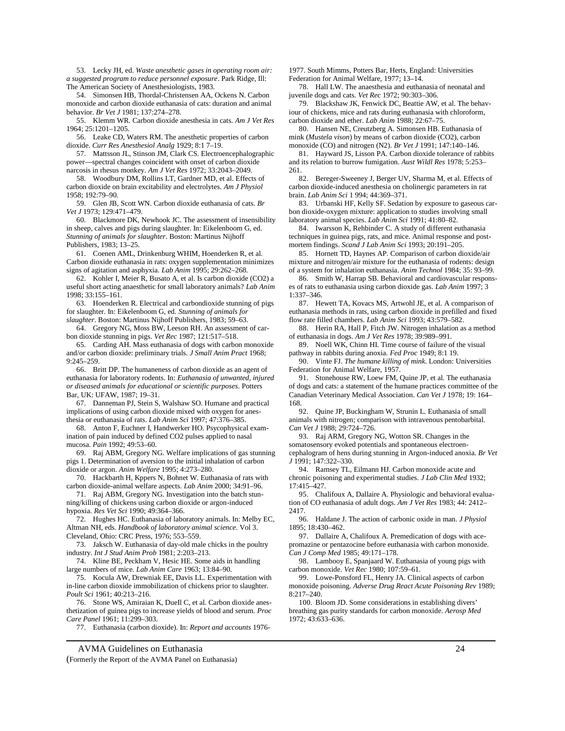53. Lecky JH, ed. *Waste anesthetic gases in operating room air: a suggested program to reduce personnel exposure*. Park Ridge, Ill: The American Society of Anesthesiologists, 1983.

54. Simonsen HB, Thordal-Christensen AA, Ockens N. Carbon monoxide and carbon dioxide euthanasia of cats: duration and animal behavior. *Br Vet J* 1981; 137:274–278.

55. Klemm WR. Carbon dioxide anesthesia in cats. *Am J Vet Res* 1964; 25:1201–1205.

56. Leake CD, Waters RM. The anesthetic properties of carbon dioxide. *Curr Res Anesthesiol Analg* 1929; 8:1 7–19.

57. Mattsson JL, Stinson JM, Clark CS. Electroencephalographic power—spectral changes coincident with onset of carbon dioxide narcosis in rhesus monkey. *Am J Vet Res* 1972; 33:2043–2049.

58. Woodbury DM, Rollins LT, Gardner MD, et al. Effects of carbon dioxide on brain excitability and electrolytes. *Am J Physiol* 1958; 192:79–90.

59. Glen JB, Scott WN. Carbon dioxide euthanasia of cats. *Br Vet J* 1973; 129:471–479.

60. Blackmore DK, Newhook JC. The assessment of insensibility in sheep, calves and pigs during slaughter. In: Eikelenboom G, ed. *Stunning of animals for slaughter*. Boston: Martinus Nijhoff Publishers, 1983; 13–25.

61. Coenen AML, Drinkenburg WHIM, Hoenderken R, et al. Carbon dioxide euthanasia in rats: oxygen supplementation minimizes signs of agitation and asphyxia. *Lab Anim* 1995; 29:262–268.

62. Kohler I, Meier R, Busato A, et al. Is carbon dioxide (CO2) a useful short acting anaesthetic for small laboratory animals? *Lab Anim* 1998; 33:155–161.

63. Hoenderken R. Electrical and carbondioxide stunning of pigs for slaughter. In: Eikelenboom G, ed. *Stunning of animals for slaughter*. Boston: Martinus Nijhoff Publishers, 1983; 59–63.

64. Gregory NG, Moss BW, Leeson RH. An assessment of carbon dioxide stunning in pigs. *Vet Rec* 1987; 121:517–518.

65. Carding AH. Mass euthanasia of dogs with carbon monoxide and/or carbon dioxide: preliminary trials. *J Small Anim Pract* 1968; 9:245–259.

66. Britt DP. The humaneness of carbon dioxide as an agent of euthanasia for laboratory rodents. In: *Euthanasia of unwanted, injured or diseased animals for educational or scientific purposes*. Potters Bar, UK: UFAW, 1987; 19–31.

67. Danneman PJ, Stein S, Walshaw SO. Humane and practical implications of using carbon dioxide mixed with oxygen for anesthesia or euthanasia of rats. *Lab Anim Sci* 1997; 47:376–385.

68. Anton F, Euchner I, Handwerker HO. Psycophysical examination of pain induced by defined CO2 pulses applied to nasal mucosa. *Pain* 1992; 49:53–60.

69. Raj ABM, Gregory NG. Welfare implications of gas stunning pigs 1. Determination of aversion to the initial inhalation of carbon dioxide or argon. *Anim Welfare* 1995; 4:273–280.

70. Hackbarth H, Kppers N, Bohnet W. Euthanasia of rats with carbon dioxide-animal welfare aspects. *Lab Anim* 2000; 34:91–96.

71. Raj ABM, Gregory NG. Investigation into the batch stunning/killing of chickens using carbon dioxide or argon-induced hypoxia. *Res Vet Sci* 1990; 49:364–366.

72. Hughes HC. Euthanasia of laboratory animals. In: Melby EC, Altman NH, eds. *Handbook of laboratory animal science*. Vol 3. Cleveland, Ohio: CRC Press, 1976; 553–559.

73. Jaksch W. Euthanasia of day-old male chicks in the poultry industry. *Int J Stud Anim Prob* 1981; 2:203–213.

74. Kline BE, Peckham V, Hesic HE. Some aids in handling large numbers of mice. *Lab Anim Care* 1963; 13:84–90.

75. Kocula AW, Drewniak EE, Davis LL. Experimentation with in-line carbon dioxide immobilization of chickens prior to slaughter. *Poult Sci* 1961; 40:213–216.

76. Stone WS, Amiraian K, Duell C, et al. Carbon dioxide anesthetization of guinea pigs to increase yields of blood and serum. *Proc Care Panel* 1961; 11:299–303.

77. Euthanasia (carbon dioxide). In: *Report and accounts* 1976-1977. South Mimms, Potters Bar, Herts, England: Universities Federation for Animal Welfare, 1977; 13–14.

78. Hall LW. The anaesthesia and euthanasia of neonatal and juvenile dogs and cats. *Vet Rec* 1972; 90:303–306.

79. Blackshaw JK, Fenwick DC, Beattie AW, et al. The behaviour of chickens, mice and rats during euthanasia with chloroform, carbon dioxide and ether. *Lab Anim* 1988; 22:67–75.

80. Hansen NE, Creutzberg A. Simonsen HB. Euthanasia of mink (*Mustela vison*) by means of carbon dioxide (CO2), carbon monoxide (CO) and nitrogen (N2). *Br Vet J* 1991; 147:140–146.

81. Hayward JS, Lisson PA. Carbon dioxide tolerance of rabbits and its relation to burrow fumigation. *Aust Wildl Res* 1978; 5:253–261.

82. Bereger-Sweeney J, Berger UV, Sharma M, et al. Effects of carbon dioxide-induced anesthesia on cholinergic parameters in rat brain. *Lab Anim Sci* 1 994; 44:369–371.

83. Urbanski HF, Kelly SF. Sedation by exposure to gaseous carbon dioxide-oxygen mixture: application to studies involving small laboratory animal species. *Lab Anim Sci* 1991; 41:80–82.

84. Iwarsson K, Rehbinder C. A study of different euthanasia techniques in guinea pigs, rats, and mice. Animal response and postmortem findings. *Scand J Lab Anim Sci* 1993; 20:191–205.

85. Hornett TD, Haynes AP. Comparison of carbon dioxide/air mixture and nitrogen/air mixture for the euthanasia of rodents: design of a system for inhalation euthanasia. *Anim Technol* 1984; 35: 93–99.

86. Smith W, Harrap SB. Behavioral and cardiovascular responses of rats to euthanasia using carbon dioxide gas. *Lab Anim* 1997; 3 1:337–346.

87. Hewett TA, Kovacs MS, Artwohl JE, et al. A comparison of euthanasia methods in rats, using carbon dioxide in prefilled and fixed flow rate filled chambers. *Lab Anim Sci* 1993; 43:579–582.

88. Herin RA, Hall P, Fitch JW. Nitrogen inhalation as a method of euthanasia in dogs. *Am J Vet Res* 1978; 39:989–991.

89. Noell WK, Chinn HI. Time course of failure of the visual pathway in rabbits during anoxia. *Fed Proc* 1949; 8:1 19.

90. Vinte FJ. *The humane killing of mink*. London: Universities Federation for Animal Welfare, 1957.

91. Stonehouse RW, Loew FM, Quine JP, et al. The euthanasia of dogs and cats: a statement of the humane practices committee of the Canadian Veterinary Medical Association. *Can Vet J* 1978; 19: 164–168.

92. Quine JP, Buckingham W, Strunin L. Euthanasia of small animals with nitrogen; comparison with intravenous pentobarbital. *Can Vet J* 1988; 29:724–726.

93. Raj ARM, Gregory NG, Wotton SR. Changes in the somatosensory evoked potentials and spontaneous electroencephalogram of hens during stunning in Argon-induced anoxia. *Br Vet J* 1991; 147:322–330.

94. Ramsey TL, Eilmann HJ. Carbon monoxide acute and chronic poisoning and experimental studies. *J Lab Clin Med* 1932; 17:415–427.

95. Chalifoux A, Dallaire A. Physiologic and behavioral evaluation of CO euthanasia of adult dogs. *Am J Vet Res* 1983; 44: 2412–2417.

96. Haldane J. The action of carbonic oxide in man. *J Physiol* 1895; 18:430–462.

97. Dallaire A, Chalifoux A. Premedication of dogs with acepromazine or pentazocine before euthanasia with carbon monoxide. *Can J Comp Med* 1985; 49:171–178.

98. Lambooy E, Spanjaard W. Euthanasia of young pigs with carbon monoxide. *Vet Rec* 1980; 107:59–61.

99. Lowe-Ponsford FL, Henry JA. Clinical aspects of carbon monoxide poisoning. *Adverse Drug React Acute Poisoning Rev* 1989; 8:217–240.

100. Bloom JD. Some considerations in establishing divers' breathing gas purity standards for carbon monoxide. *Aerosp Med* 1972; 43:633–636.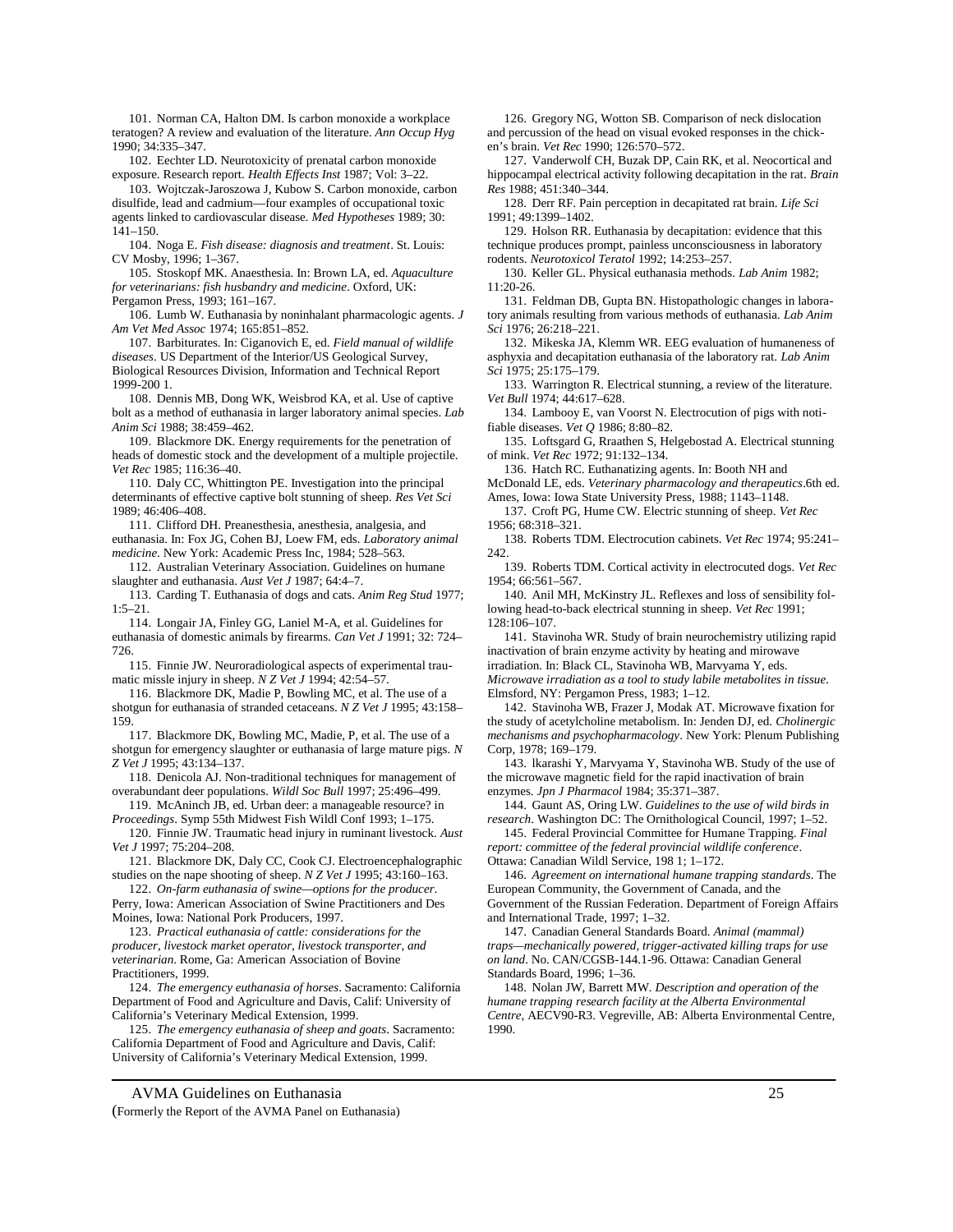101. Norman CA, Halton DM. Is carbon monoxide a workplace teratogen? A review and evaluation of the literature. *Ann Occup Hyg* 1990; 34:335–347.

102. Eechter LD. Neurotoxicity of prenatal carbon monoxide exposure. Research report. *Health Effects Inst* 1987; Vol: 3–22.

103. Wojtczak-Jaroszowa J, Kubow S. Carbon monoxide, carbon disulfide, lead and cadmium—four examples of occupational toxic agents linked to cardiovascular disease. *Med Hypotheses* 1989; 30: 141–150.

104. Noga E. *Fish disease: diagnosis and treatment*. St. Louis: CV Mosby, 1996; 1–367.

105. Stoskopf MK. Anaesthesia. In: Brown LA, ed. *Aquaculture for veterinarians: fish husbandry and medicine*. Oxford, UK: Pergamon Press, 1993; 161–167.

106. Lumb W. Euthanasia by noninhalant pharmacologic agents. *J Am Vet Med Assoc* 1974; 165:851–852.

107. Barbiturates. In: Ciganovich E, ed. *Field manual of wildlife diseases*. US Department of the Interior/US Geological Survey, Biological Resources Division, Information and Technical Report 1999-200 1.

108. Dennis MB, Dong WK, Weisbrod KA, et al. Use of captive bolt as a method of euthanasia in larger laboratory animal species. *Lab Anim Sci* 1988; 38:459–462.

109. Blackmore DK. Energy requirements for the penetration of heads of domestic stock and the development of a multiple projectile. *Vet Rec* 1985; 116:36–40.

110. Daly CC, Whittington PE. Investigation into the principal determinants of effective captive bolt stunning of sheep. *Res Vet Sci* 1989; 46:406–408.

111. Clifford DH. Preanesthesia, anesthesia, analgesia, and euthanasia. In: Fox JG, Cohen BJ, Loew FM, eds. *Laboratory animal medicine*. New York: Academic Press Inc, 1984; 528–563.

112. Australian Veterinary Association. Guidelines on humane slaughter and euthanasia. *Aust Vet J* 1987; 64:4–7.

113. Carding T. Euthanasia of dogs and cats. *Anim Reg Stud* 1977; 1:5–21.

114. Longair JA, Finley GG, Laniel M-A, et al. Guidelines for euthanasia of domestic animals by firearms. *Can Vet J* 1991; 32: 724–726.

115. Finnie JW. Neuroradiological aspects of experimental traumatic missle injury in sheep. *N Z Vet J* 1994; 42:54–57.

116. Blackmore DK, Madie P, Bowling MC, et al. The use of a shotgun for euthanasia of stranded cetaceans. *N Z Vet J* 1995; 43:158–159.

117. Blackmore DK, Bowling MC, Madie, P, et al. The use of a shotgun for emergency slaughter or euthanasia of large mature pigs. *N Z Vet J* 1995; 43:134–137.

118. Denicola AJ. Non-traditional techniques for management of overabundant deer populations. *Wildl Soc Bull* 1997; 25:496–499.

119. McAninch JB, ed. Urban deer: a manageable resource? in *Proceedings*. Symp 55th Midwest Fish Wildl Conf 1993; 1–175.

120. Finnie JW. Traumatic head injury in ruminant livestock. *Aust Vet J* 1997; 75:204–208.

121. Blackmore DK, Daly CC, Cook CJ. Electroencephalographic studies on the nape shooting of sheep. *N Z Vet J* 1995; 43:160–163.

122. *On-farm euthanasia of swine—options for the producer*. Perry, Iowa: American Association of Swine Practitioners and Des Moines, Iowa: National Pork Producers, 1997.

123. *Practical euthanasia of cattle: considerations for the producer, livestock market operator, livestock transporter, and veterinarian*. Rome, Ga: American Association of Bovine Practitioners, 1999.

124. *The emergency euthanasia of horses*. Sacramento: California Department of Food and Agriculture and Davis, Calif: University of California's Veterinary Medical Extension, 1999.

125. *The emergency euthanasia of sheep and goats*. Sacramento: California Department of Food and Agriculture and Davis, Calif: University of California's Veterinary Medical Extension, 1999.

126. Gregory NG, Wotton SB. Comparison of neck dislocation and percussion of the head on visual evoked responses in the chicken's brain. *Vet Rec* 1990; 126:570–572.

127. Vanderwolf CH, Buzak DP, Cain RK, et al. Neocortical and hippocampal electrical activity following decapitation in the rat. *Brain Res* 1988; 451:340–344.

128. Derr RF. Pain perception in decapitated rat brain. *Life Sci* 1991; 49:1399–1402.

129. Holson RR. Euthanasia by decapitation: evidence that this technique produces prompt, painless unconsciousness in laboratory rodents. *Neurotoxicol Teratol* 1992; 14:253–257.

130. Keller GL. Physical euthanasia methods. *Lab Anim* 1982; 11:20-26.

131. Feldman DB, Gupta BN. Histopathologic changes in laboratory animals resulting from various methods of euthanasia. *Lab Anim Sci* 1976; 26:218–221.

132. Mikeska JA, Klemm WR. EEG evaluation of humaneness of asphyxia and decapitation euthanasia of the laboratory rat. *Lab Anim Sci* 1975; 25:175–179.

133. Warrington R. Electrical stunning, a review of the literature. *Vet Bull* 1974; 44:617–628.

134. Lambooy E, van Voorst N. Electrocution of pigs with notifiable diseases. *Vet Q* 1986; 8:80–82.

135. Loftsgard G, Rraathen S, Helgebostad A. Electrical stunning of mink. *Vet Rec* 1972; 91:132–134.

136. Hatch RC. Euthanatizing agents. In: Booth NH and McDonald LE, eds. *Veterinary pharmacology and therapeutics*.6th ed. Ames, Iowa: Iowa State University Press, 1988; 1143–1148.

137. Croft PG, Hume CW. Electric stunning of sheep. *Vet Rec* 1956; 68:318–321.

138. Roberts TDM. Electrocution cabinets. *Vet Rec* 1974; 95:241–242.

139. Roberts TDM. Cortical activity in electrocuted dogs. *Vet Rec* 1954; 66:561–567.

140. Anil MH, McKinstry JL. Reflexes and loss of sensibility following head-to-back electrical stunning in sheep. *Vet Rec* 1991; 128:106–107.

141. Stavinoha WR. Study of brain neurochemistry utilizing rapid inactivation of brain enzyme activity by heating and mirowave irradiation. In: Black CL, Stavinoha WB, Marvyama Y, eds. *Microwave irradiation as a tool to study labile metabolites in tissue*. Elmsford, NY: Pergamon Press, 1983; 1–12.

142. Stavinoha WB, Frazer J, Modak AT. Microwave fixation for the study of acetylcholine metabolism. In: Jenden DJ, ed. *Cholinergic mechanisms and psychopharmacology*. New York: Plenum Publishing Corp, 1978; 169–179.

143. lkarashi Y, Marvyama Y, Stavinoha WB. Study of the use of the microwave magnetic field for the rapid inactivation of brain enzymes. *Jpn J Pharmacol* 1984; 35:371–387.

144. Gaunt AS, Oring LW. *Guidelines to the use of wild birds in research*. Washington DC: The Ornithological Council, 1997; 1–52.

145. Federal Provincial Committee for Humane Trapping. *Final report: committee of the federal provincial wildlife conference*. Ottawa: Canadian Wildl Service, 198 1; 1–172.

146. *Agreement on international humane trapping standards*. The European Community, the Government of Canada, and the Government of the Russian Federation. Department of Foreign Affairs and International Trade, 1997; 1–32.

147. Canadian General Standards Board. *Animal (mammal) traps—mechanically powered, trigger-activated killing traps for use on land*. No. CAN/CGSB-144.1-96. Ottawa: Canadian General Standards Board, 1996; 1–36.

148. Nolan JW, Barrett MW. *Description and operation of the humane trapping research facility at the Alberta Environmental Centre*, AECV90-R3. Vegreville, AB: Alberta Environmental Centre, 1990.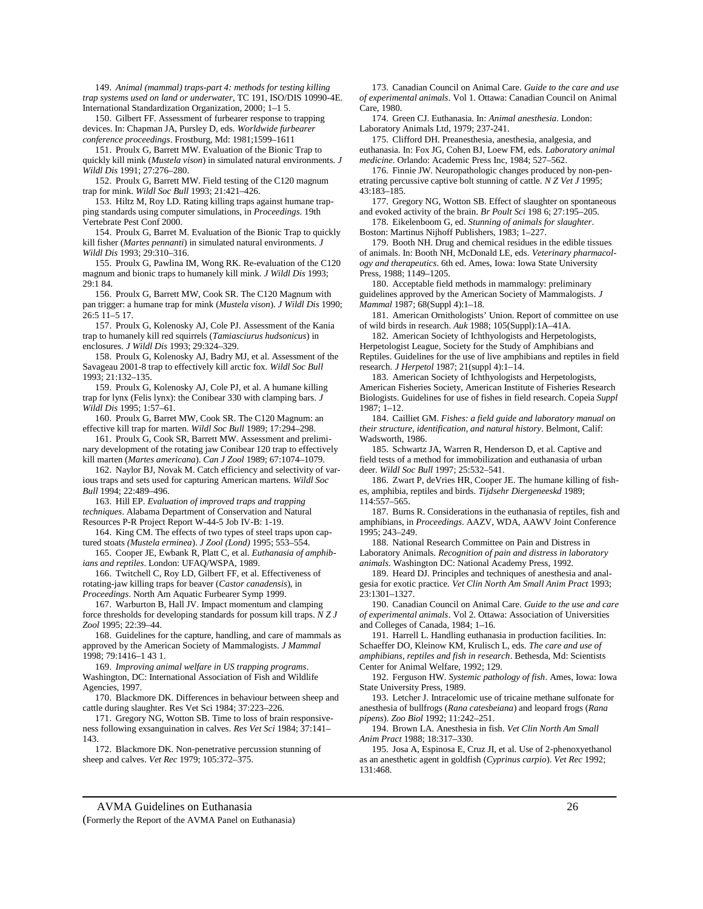149. *Animal (mammal) traps-part 4: methods for testing killing trap systems used on land or underwater*, TC 191, ISO/DIS 10990-4E. International Standardization Organization, 2000; 1–1 5.

150. Gilbert FF. Assessment of furbearer response to trapping devices. In: Chapman JA, Pursley D, eds. *Worldwide furbearer conference proceedings*. Frostburg, Md: 1981;1599–1611

151. Proulx G, Barrett MW. Evaluation of the Bionic Trap to quickly kill mink (*Mustela vison*) in simulated natural environments. *J Wildl Dis* 1991; 27:276–280.

152. Proulx G, Barrett MW. Field testing of the C120 magnum trap for mink. *Wildl Soc Bull* 1993; 21:421–426.

153. Hiltz M, Roy LD. Rating killing traps against humane trapping standards using computer simulations, in *Proceedings*. 19th Vertebrate Pest Conf 2000.

154. Proulx G, Barret M. Evaluation of the Bionic Trap to quickly kill fisher (*Martes pennanti*) in simulated natural environments. *J Wildl Dis* 1993; 29:310–316.

155. Proulx G, Pawlina IM, Wong RK. Re-evaluation of the C120 magnum and bionic traps to humanely kill mink. *J Wildl Dis* 1993; 29:1 84.

156. Proulx G, Barrett MW, Cook SR. The C120 Magnum with pan trigger: a humane trap for mink (*Mustela vison*). *J Wildl Dis* 1990; 26:5 11–5 17.

157. Proulx G, Kolenosky AJ, Cole PJ. Assessment of the Kania trap to humanely kill red squirrels (*Tamiasciurus hudsonicus*) in enclosures. *J Wildl Dis* 1993; 29:324–329.

158. Proulx G, Kolenosky AJ, Badry MJ, et al. Assessment of the Savageau 2001-8 trap to effectively kill arctic fox. *Wildl Soc Bull* 1993; 21:132–135.

159. Proulx G, Kolenosky AJ, Cole PJ, et al. A humane killing trap for lynx (Felis lynx): the Conibear 330 with clamping bars. *J Wildl Dis* 1995; 1:57–61.

160. Proulx G, Barret MW, Cook SR. The C120 Magnum: an effective kill trap for marten. *Wildl Soc Bull* 1989; 17:294–298.

161. Proulx G, Cook SR, Barrett MW. Assessment and preliminary development of the rotating jaw Conibear 120 trap to effectively kill marten (*Martes americana*). *Can J Zool* 1989; 67:1074–1079.

162. Naylor BJ, Novak M. Catch efficiency and selectivity of various traps and sets used for capturing American martens. *Wildl Soc Bull* 1994; 22:489–496.

163. Hill EP. *Evaluation of improved traps and trapping techniques*. Alabama Department of Conservation and Natural Resources P-R Project Report W-44-5 Job IV-B: 1-19.

164. King CM. The effects of two types of steel traps upon captured stoats *(Mustela erminea*). *J Zool (Lond)* 1995; 553–554.

165. Cooper JE, Ewbank R, Platt C, et al. *Euthanasia of amphibians and reptiles*. London: UFAQ/WSPA, 1989.

166. Twitchell C, Roy LD, Gilbert FF, et al. Effectiveness of rotating-jaw killing traps for beaver (*Castor canadensis*), in *Proceedings*. North Am Aquatic Furbearer Symp 1999.

167. Warburton B, Hall JV. Impact momentum and clamping force thresholds for developing standards for possum kill traps. *N Z J Zool* 1995; 22:39–44.

168. Guidelines for the capture, handling, and care of mammals as approved by the American Society of Mammalogists. *J Mammal* 1998; 79:1416–1 43 1.

169. *Improving animal welfare in US trapping programs*. Washington, DC: International Association of Fish and Wildlife Agencies, 1997.

170. Blackmore DK. Differences in behaviour between sheep and cattle during slaughter. Res Vet Sci 1984; 37:223–226.

171. Gregory NG, Wotton SB. Time to loss of brain responsiveness following exsanguination in calves. *Res Vet Sci* 1984; 37:141–143.

172. Blackmore DK. Non-penetrative percussion stunning of sheep and calves. *Vet Rec* 1979; 105:372–375.

173. Canadian Council on Animal Care. *Guide to the care and use of experimental animals*. Vol 1. Ottawa: Canadian Council on Animal Care, 1980.

174. Green CJ. Euthanasia. In: *Animal anesthesia*. London: Laboratory Animals Ltd, 1979; 237-241.

175. Clifford DH. Preanesthesia, anesthesia, analgesia, and euthanasia. In: Fox JG, Cohen BJ, Loew FM, eds. *Laboratory animal medicine.* Orlando: Academic Press Inc, 1984; 527–562.

176. Finnie JW. Neuropathologic changes produced by non-penetrating percussive captive bolt stunning of cattle. *N Z Vet J* 1995; 43:183–185.

177. Gregory NG, Wotton SB. Effect of slaughter on spontaneous and evoked activity of the brain. *Br Poult Sci* 198 6; 27:195–205.

178. Eikelenboom G, ed. *Stunning of animals for slaughter*. Boston: Martinus Nijhoff Publishers, 1983; 1–227.

179. Booth NH. Drug and chemical residues in the edible tissues of animals. In: Booth NH, McDonald LE, eds. *Veterinary pharmacology and therapeutics*. 6th ed. Ames, Iowa: Iowa State University Press, 1988; 1149–1205.

180. Acceptable field methods in mammalogy: preliminary guidelines approved by the American Society of Mammalogists. *J Mammal* 1987; 68(Suppl 4):1–18.

181. American Ornithologists' Union. Report of committee on use of wild birds in research. *Auk* 1988; 105(Suppl):1A–41A.

182. American Society of Ichthyologists and Herpetologists, Herpetologist League, Society for the Study of Amphibians and Reptiles. Guidelines for the use of live amphibians and reptiles in field research. *J Herpetol* 1987; 21(suppl 4):1–14.

183. American Society of Ichthyologists and Herpetologists, American Fisheries Society, American Institute of Fisheries Research Biologists. Guidelines for use of fishes in field research. Copeia *Suppl* 1987; 1–12.

184. Cailliet GM. *Fishes: a field guide and laboratory manual on their structure, identification, and natural history*. Belmont, Calif: Wadsworth, 1986.

185. Schwartz JA, Warren R, Henderson D, et al. Captive and field tests of a method for immobilization and euthanasia of urban deer. *Wildl Soc Bull* 1997; 25:532–541.

186. Zwart P, deVries HR, Cooper JE. The humane killing of fishes, amphibia, reptiles and birds. *Tijdsehr Diergeneeskd* 1989; 114:557–565.

187. Burns R. Considerations in the euthanasia of reptiles, fish and amphibians, in *Proceedings*. AAZV, WDA, AAWV Joint Conference 1995; 243–249.

188. National Research Committee on Pain and Distress in Laboratory Animals. *Recognition of pain and distress in laboratory animals*. Washington DC: National Academy Press, 1992.

189. Heard DJ. Principles and techniques of anesthesia and analgesia for exotic practice. *Vet Clin North Am Small Anim Pract* 1993; 23:1301–1327.

190. Canadian Council on Animal Care. *Guide to the use and care of experimental animals*. Vol 2. Ottawa: Association of Universities and Colleges of Canada, 1984; 1–16.

191. Harrell L. Handling euthanasia in production facilities. In: Schaeffer DO, Kleinow KM, Krulisch L, eds. *The care and use of amphibians, reptiles and fish in research*. Bethesda, Md: Scientists Center for Animal Welfare, 1992; 129.

192. Ferguson HW. *Systemic pathology of fish*. Ames, Iowa: Iowa State University Press, 1989.

193. Letcher J. Intracelomic use of tricaine methane sulfonate for anesthesia of bullfrogs (*Rana catesbeiana*) and leopard frogs (*Rana pipens*). *Zoo Biol* 1992; 11:242–251.

194. Brown LA. Anesthesia in fish. *Vet Clin North Am Small Anim Pract* 1988; 18:317–330.

195. Josa A, Espinosa E, Cruz JI, et al. Use of 2-phenoxyethanol as an anesthetic agent in goldfish (*Cyprinus carpio*). *Vet Rec* 1992; 131:468.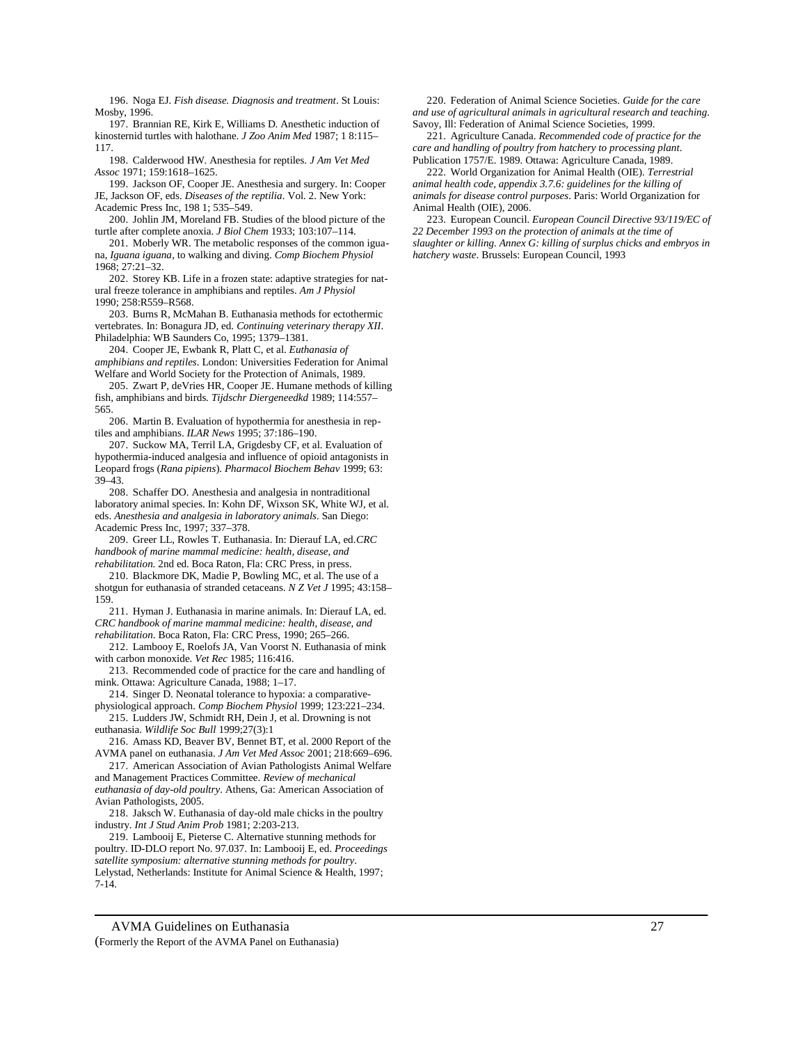196. Noga EJ. *Fish disease. Diagnosis and treatment*. St Louis: Mosby, 1996.

197. Brannian RE, Kirk E, Williams D. Anesthetic induction of kinosternid turtles with halothane. *J Zoo Anim Med* 1987; 1 8:115–117.

198. Calderwood HW. Anesthesia for reptiles. *J Am Vet Med Assoc* 1971; 159:1618–1625.

199. Jackson OF, Cooper JE. Anesthesia and surgery. In: Cooper JE, Jackson OF, eds. *Diseases of the reptilia*. Vol. 2. New York: Academic Press Inc, 198 1; 535–549.

200. Johlin JM, Moreland FB. Studies of the blood picture of the turtle after complete anoxia. *J Biol Chem* 1933; 103:107–114.

201. Moberly WR. The metabolic responses of the common iguana, *Iguana iguana*, to walking and diving. *Comp Biochem Physiol* 1968; 27:21–32.

202. Storey KB. Life in a frozen state: adaptive strategies for natural freeze tolerance in amphibians and reptiles. *Am J Physiol* 1990; 258:R559–R568.

203. Burns R, McMahan B. Euthanasia methods for ectothermic vertebrates. In: Bonagura JD, ed. *Continuing veterinary therapy XII*. Philadelphia: WB Saunders Co, 1995; 1379–1381.

204. Cooper JE, Ewbank R, Platt C, et al. *Euthanasia of amphibians and reptiles*. London: Universities Federation for Animal Welfare and World Society for the Protection of Animals, 1989.

205. Zwart P, deVries HR, Cooper JE. Humane methods of killing fish, amphibians and birds. *Tijdschr Diergeneedkd* 1989; 114:557–565.

206. Martin B. Evaluation of hypothermia for anesthesia in reptiles and amphibians. *ILAR News* 1995; 37:186–190.

207. Suckow MA, Terril LA, Grigdesby CF, et al. Evaluation of hypothermia-induced analgesia and influence of opioid antagonists in Leopard frogs (*Rana pipiens*). *Pharmacol Biochem Behav* 1999; 63: 39–43.

208. Schaffer DO. Anesthesia and analgesia in nontraditional laboratory animal species. In: Kohn DF, Wixson SK, White WJ, et al. eds. *Anesthesia and analgesia in laboratory animals*. San Diego: Academic Press Inc, 1997; 337–378.

209. Greer LL, Rowles T. Euthanasia. In: Dierauf LA, ed.*CRC handbook of marine mammal medicine: health, disease, and rehabilitation.* 2nd ed. Boca Raton, Fla: CRC Press, in press.

210. Blackmore DK, Madie P, Bowling MC, et al. The use of a shotgun for euthanasia of stranded cetaceans. *N Z Vet J* 1995; 43:158–159.

211. Hyman J. Euthanasia in marine animals. In: Dierauf LA, ed. *CRC handbook of marine mammal medicine: health, disease, and rehabilitation*. Boca Raton, Fla: CRC Press, 1990; 265–266.

212. Lambooy E, Roelofs JA, Van Voorst N. Euthanasia of mink with carbon monoxide. *Vet Rec* 1985; 116:416.

213. Recommended code of practice for the care and handling of mink. Ottawa: Agriculture Canada, 1988; 1–17.

214. Singer D. Neonatal tolerance to hypoxia: a comparative-physiological approach. *Comp Biochem Physiol* 1999; 123:221–234.

215. Ludders JW, Schmidt RH, Dein J, et al. Drowning is not euthanasia. *Wildlife Soc Bull* 1999;27(3):1

216. Amass KD, Beaver BV, Bennet BT, et al. 2000 Report of the AVMA panel on euthanasia. *J Am Vet Med Assoc* 2001; 218:669–696.

217. American Association of Avian Pathologists Animal Welfare and Management Practices Committee. *Review of mechanical euthanasia of day-old poultry*. Athens, Ga: American Association of Avian Pathologists, 2005.

218. Jaksch W. Euthanasia of day-old male chicks in the poultry industry. *Int J Stud Anim Prob* 1981; 2:203-213.

219. Lambooij E, Pieterse C. Alternative stunning methods for poultry. ID-DLO report No. 97.037. In: Lambooij E, ed. *Proceedings satellite symposium: alternative stunning methods for poultry*. Lelystad, Netherlands: Institute for Animal Science & Health, 1997; 7-14.

220. Federation of Animal Science Societies. *Guide for the care and use of agricultural animals in agricultural research and teaching*. Savoy, Ill: Federation of Animal Science Societies, 1999.

221. Agriculture Canada. *Recommended code of practice for the care and handling of poultry from hatchery to processing plant*. Publication 1757/E. 1989. Ottawa: Agriculture Canada, 1989.

222. World Organization for Animal Health (OIE). *Terrestrial animal health code, appendix 3.7.6: guidelines for the killing of animals for disease control purposes*. Paris: World Organization for Animal Health (OIE), 2006.

223. European Council. *European Council Directive 93/119/EC of 22 December 1993 on the protection of animals at the time of slaughter or killing. Annex G: killing of surplus chicks and embryos in hatchery waste*. Brussels: European Council, 1993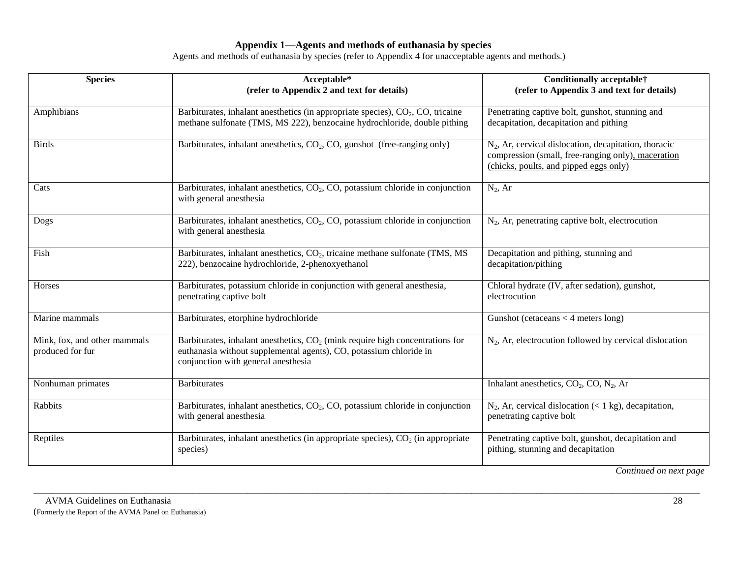# Appendix 1—Agents and methods of euthanasia by species

Agents and methods of euthanasia by species (refer to Appendix 4 for unacceptable agents and methods.)

| Species | Acceptable* (refer to Appendix 2 and text for details) | Conditionally acceptable† (refer to Appendix 3 and text for details) |
|---|---|---|
| Amphibians | Barbiturates, inhalant anesthetics (in appropriate species), $CO_2$, CO, tricaine methane sulfonate (TMS, MS 222), benzocaine hydrochloride, double pithing | Penetrating captive bolt, gunshot, stunning and decapitation, decapitation and pithing |
| Birds | Barbiturates, inhalant anesthetics, $CO_2$, CO, gunshot (free-ranging only) | $N_2$, Ar, cervical dislocation, decapitation, thoracic compression (small, free-ranging only), maceration (chicks, poults, and pipped eggs only) |
| Cats | Barbiturates, inhalant anesthetics, $CO_2$, CO, potassium chloride in conjunction with general anesthesia | $N_2$, Ar |
| Dogs | Barbiturates, inhalant anesthetics, $CO_2$, CO, potassium chloride in conjunction with general anesthesia | $N_2$, Ar, penetrating captive bolt, electrocution |
| Fish | Barbiturates, inhalant anesthetics, $CO_2$, tricaine methane sulfonate (TMS, MS 222), benzocaine hydrochloride, 2-phenoxyethanol | Decapitation and pithing, stunning and decapitation/pithing |
| Horses | Barbiturates, potassium chloride in conjunction with general anesthesia, penetrating captive bolt | Chloral hydrate (IV, after sedation), gunshot, electrocution |
| Marine mammals | Barbiturates, etorphine hydrochloride | Gunshot (cetaceans < 4 meters long) |
| Mink, fox, and other mammals produced for fur | Barbiturates, inhalant anesthetics, $CO_2$ (mink require high concentrations for euthanasia without supplemental agents), CO, potassium chloride in conjunction with general anesthesia | $N_2$, Ar, electrocution followed by cervical dislocation |
| Nonhuman primates | Barbiturates | Inhalant anesthetics, $CO_2$, CO, $N_2$, Ar |
| Rabbits | Barbiturates, inhalant anesthetics, $CO_2$, CO, potassium chloride in conjunction with general anesthesia | $N_2$, Ar, cervical dislocation (< 1 kg), decapitation, penetrating captive bolt |
| Reptiles | Barbiturates, inhalant anesthetics (in appropriate species), $CO_2$ (in appropriate species) | Penetrating captive bolt, gunshot, decapitation and pithing, stunning and decapitation |

*Continued on next page*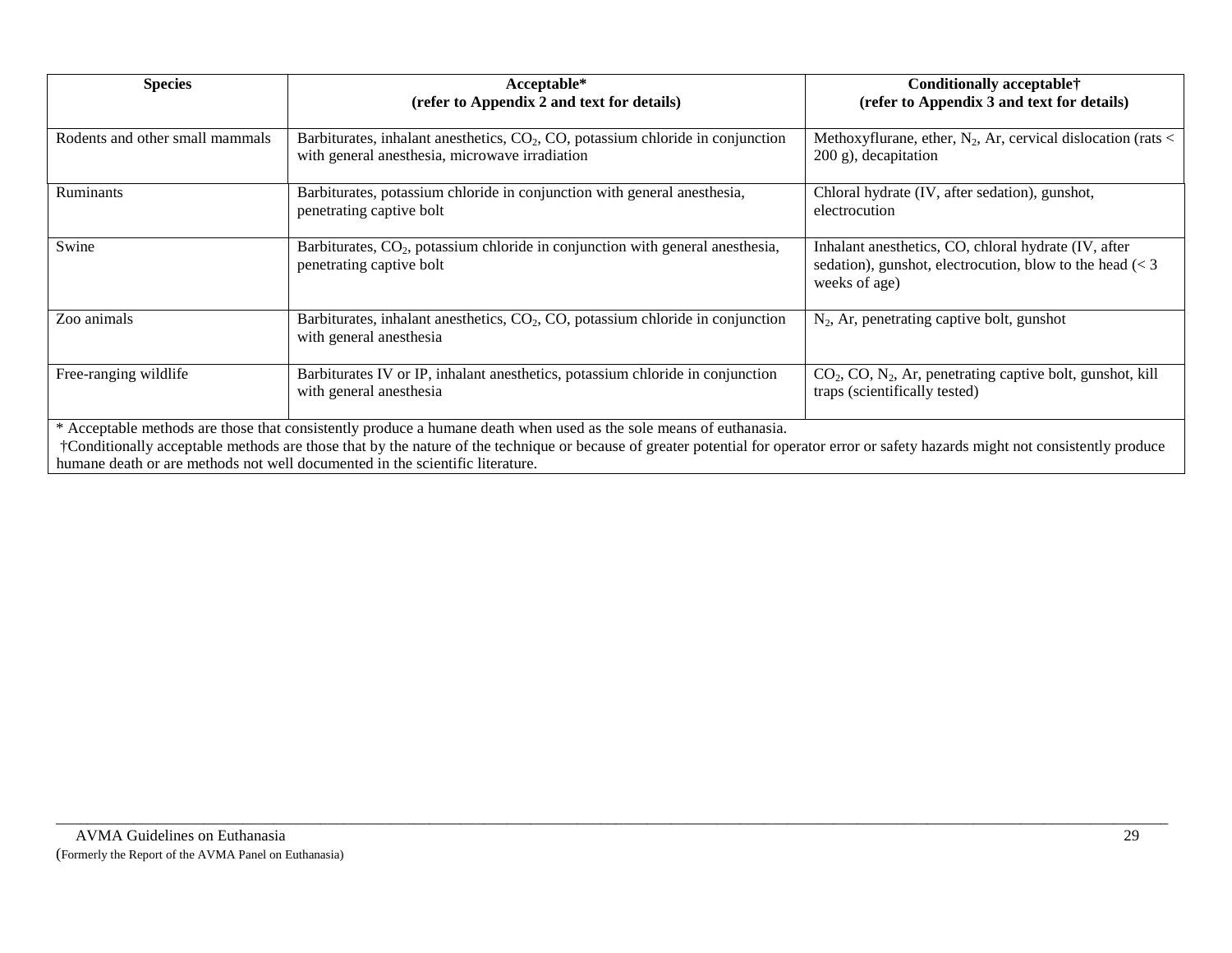| Species | Acceptable* (refer to Appendix 2 and text for details) | Conditionally acceptable† (refer to Appendix 3 and text for details) |
|---|---|---|
| Rodents and other small mammals | Barbiturates, inhalant anesthetics, $CO_2$, CO, potassium chloride in conjunction with general anesthesia, microwave irradiation | Methoxyflurane, ether, $N_2$, Ar, cervical dislocation (rats < 200 g), decapitation |
| Ruminants | Barbiturates, potassium chloride in conjunction with general anesthesia, penetrating captive bolt | Chloral hydrate (IV, after sedation), gunshot, electrocution |
| Swine | Barbiturates, $CO_2$, potassium chloride in conjunction with general anesthesia, penetrating captive bolt | Inhalant anesthetics, CO, chloral hydrate (IV, after sedation), gunshot, electrocution, blow to the head (< 3 weeks of age) |
| Zoo animals | Barbiturates, inhalant anesthetics, $CO_2$, CO, potassium chloride in conjunction with general anesthesia | $N_2$, Ar, penetrating captive bolt, gunshot |
| Free-ranging wildlife | Barbiturates IV or IP, inhalant anesthetics, potassium chloride in conjunction with general anesthesia | $CO_2$, CO, $N_2$, Ar, penetrating captive bolt, gunshot, kill traps (scientifically tested) |

* Acceptable methods are those that consistently produce a humane death when used as the sole means of euthanasia.

†Conditionally acceptable methods are those that by the nature of the technique or because of greater potential for operator error or safety hazards might not consistently produce humane death or are methods not well documented in the scientific literature.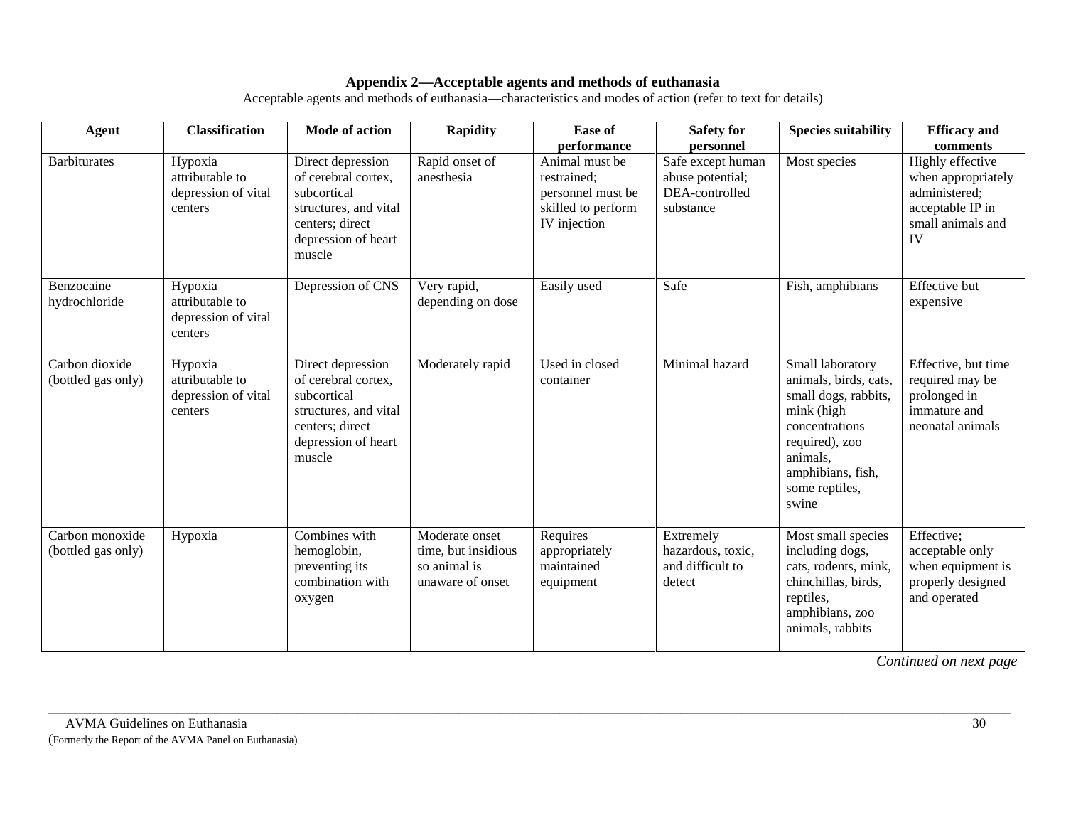## Appendix 2—Acceptable agents and methods of euthanasia

Acceptable agents and methods of euthanasia—characteristics and modes of action (refer to text for details)

| Agent | Classification | Mode of action | Rapidity | Ease of performance | Safety for personnel | Species suitability | Efficacy and comments |
|---|---|---|---|---|---|---|---|
| Barbiturates | Hypoxia attributable to depression of vital centers | Direct depression of cerebral cortex, subcortical structures, and vital centers; direct depression of heart muscle | Rapid onset of anesthesia | Animal must be restrained; personnel must be skilled to perform IV injection | Safe except human abuse potential; DEA-controlled substance | Most species | Highly effective when appropriately administered; acceptable IP in small animals and IV |
| Benzocaine hydrochloride | Hypoxia attributable to depression of vital centers | Depression of CNS | Very rapid, depending on dose | Easily used | Safe | Fish, amphibians | Effective but expensive |
| Carbon dioxide (bottled gas only) | Hypoxia attributable to depression of vital centers | Direct depression of cerebral cortex, subcortical structures, and vital centers; direct depression of heart muscle | Moderately rapid | Used in closed container | Minimal hazard | Small laboratory animals, birds, cats, small dogs, rabbits, mink (high concentrations required), zoo animals, amphibians, fish, some reptiles, swine | Effective, but time required may be prolonged in immature and neonatal animals |
| Carbon monoxide (bottled gas only) | Hypoxia | Combines with hemoglobin, preventing its combination with oxygen | Moderate onset time, but insidious so animal is unaware of onset | Requires appropriately maintained equipment | Extremely hazardous, toxic, and difficult to detect | Most small species including dogs, cats, rodents, mink, chinchillas, birds, reptiles, amphibians, zoo animals, rabbits | Effective; acceptable only when equipment is properly designed and operated |

*Continued on next page*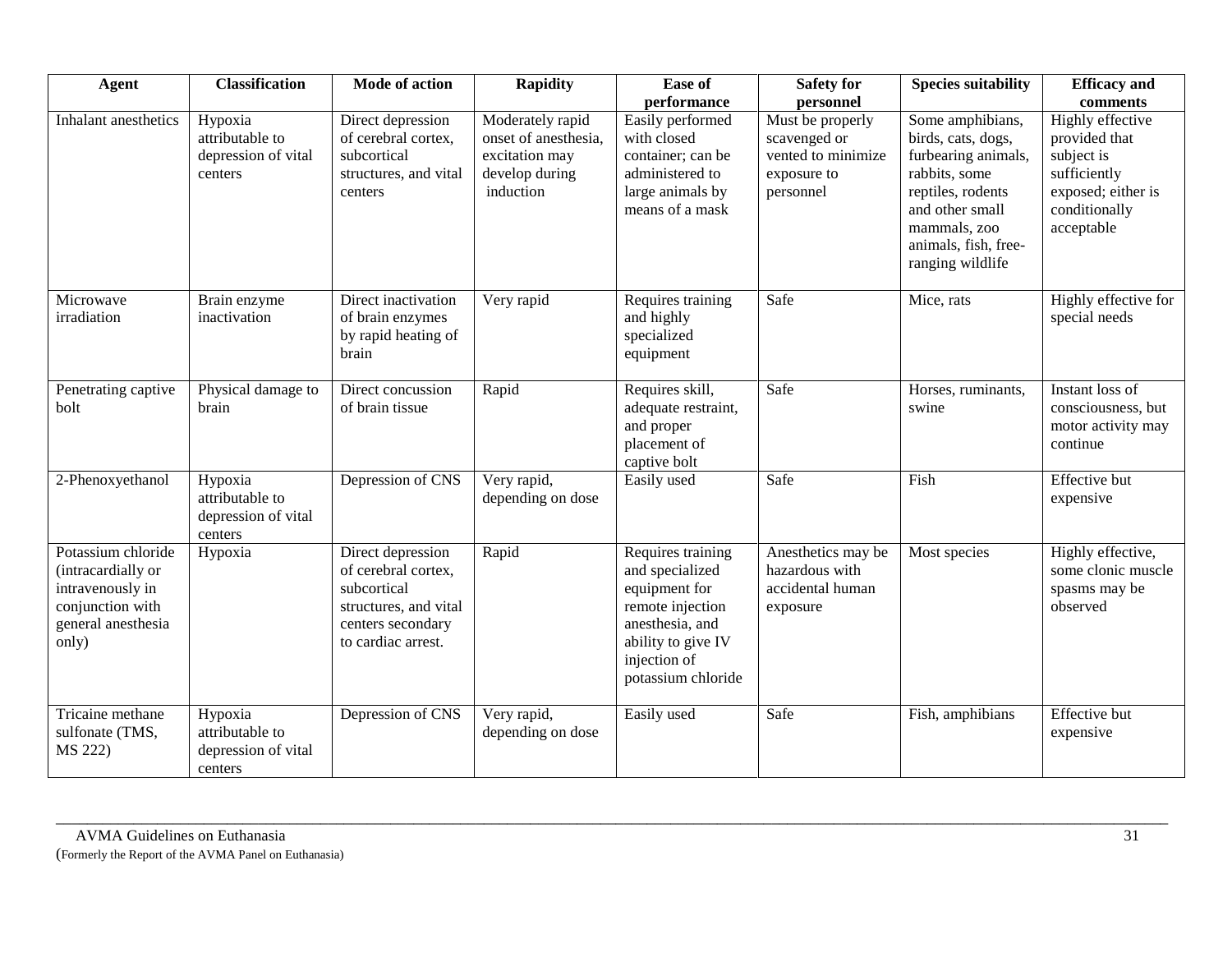| Agent | Classification | Mode of action | Rapidity | Ease of performance | Safety for personnel | Species suitability | Efficacy and comments |
|---|---|---|---|---|---|---|---|
| Inhalant anesthetics | Hypoxia attributable to depression of vital centers | Direct depression of cerebral cortex, subcortical structures, and vital centers | Moderately rapid onset of anesthesia, excitation may develop during induction | Easily performed with closed container; can be administered to large animals by means of a mask | Must be properly scavenged or vented to minimize exposure to personnel | Some amphibians, birds, cats, dogs, furbearing animals, rabbits, some reptiles, rodents and other small mammals, zoo animals, fish, free-ranging wildlife | Highly effective provided that subject is sufficiently exposed; either is conditionally acceptable |
| Microwave irradiation | Brain enzyme inactivation | Direct inactivation of brain enzymes by rapid heating of brain | Very rapid | Requires training and highly specialized equipment | Safe | Mice, rats | Highly effective for special needs |
| Penetrating captive bolt | Physical damage to brain | Direct concussion of brain tissue | Rapid | Requires skill, adequate restraint, and proper placement of captive bolt | Safe | Horses, ruminants, swine | Instant loss of consciousness, but motor activity may continue |
| 2-Phenoxyethanol | Hypoxia attributable to depression of vital centers | Depression of CNS | Very rapid, depending on dose | Easily used | Safe | Fish | Effective but expensive |
| Potassium chloride (intracardially or intravenously in conjunction with general anesthesia only) | Hypoxia | Direct depression of cerebral cortex, subcortical structures, and vital centers secondary to cardiac arrest. | Rapid | Requires training and specialized equipment for remote injection anesthesia, and ability to give IV injection of potassium chloride | Anesthetics may be hazardous with accidental human exposure | Most species | Highly effective, some clonic muscle spasms may be observed |
| Tricaine methane sulfonate (TMS, MS 222) | Hypoxia attributable to depression of vital centers | Depression of CNS | Very rapid, depending on dose | Easily used | Safe | Fish, amphibians | Effective but expensive |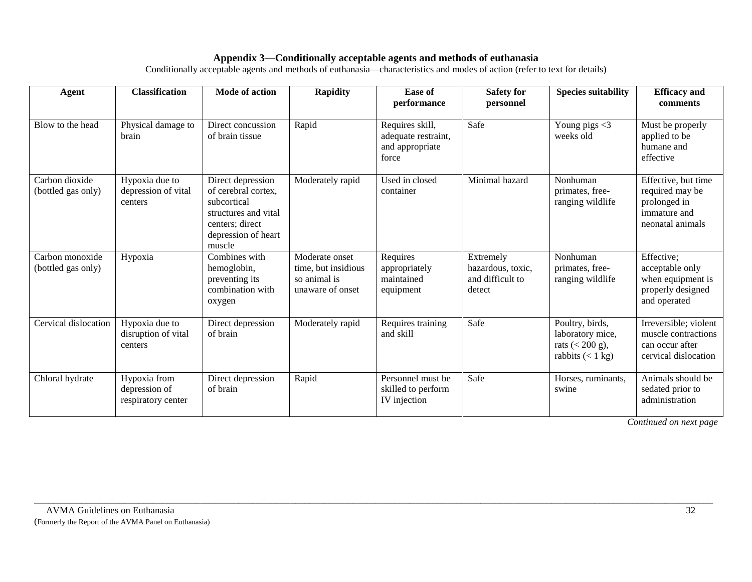## Appendix 3—Conditionally acceptable agents and methods of euthanasia

Conditionally acceptable agents and methods of euthanasia—characteristics and modes of action (refer to text for details)

| Agent | Classification | Mode of action | Rapidity | Ease of performance | Safety for personnel | Species suitability | Efficacy and comments |
|---|---|---|---|---|---|---|---|
| Blow to the head | Physical damage to brain | Direct concussion of brain tissue | Rapid | Requires skill, adequate restraint, and appropriate force | Safe | Young pigs <3 weeks old | Must be properly applied to be humane and effective |
| Carbon dioxide (bottled gas only) | Hypoxia due to depression of vital centers | Direct depression of cerebral cortex, subcortical structures and vital centers; direct depression of heart muscle | Moderately rapid | Used in closed container | Minimal hazard | Nonhuman primates, free-ranging wildlife | Effective, but time required may be prolonged in immature and neonatal animals |
| Carbon monoxide (bottled gas only) | Hypoxia | Combines with hemoglobin, preventing its combination with oxygen | Moderate onset time, but insidious so animal is unaware of onset | Requires appropriately maintained equipment | Extremely hazardous, toxic, and difficult to detect | Nonhuman primates, free-ranging wildlife | Effective; acceptable only when equipment is properly designed and operated |
| Cervical dislocation | Hypoxia due to disruption of vital centers | Direct depression of brain | Moderately rapid | Requires training and skill | Safe | Poultry, birds, laboratory mice, rats (< 200 g), rabbits (< 1 kg) | Irreversible; violent muscle contractions can occur after cervical dislocation |
| Chloral hydrate | Hypoxia from depression of respiratory center | Direct depression of brain | Rapid | Personnel must be skilled to perform IV injection | Safe | Horses, ruminants, swine | Animals should be sedated prior to administration |

*Continued on next page*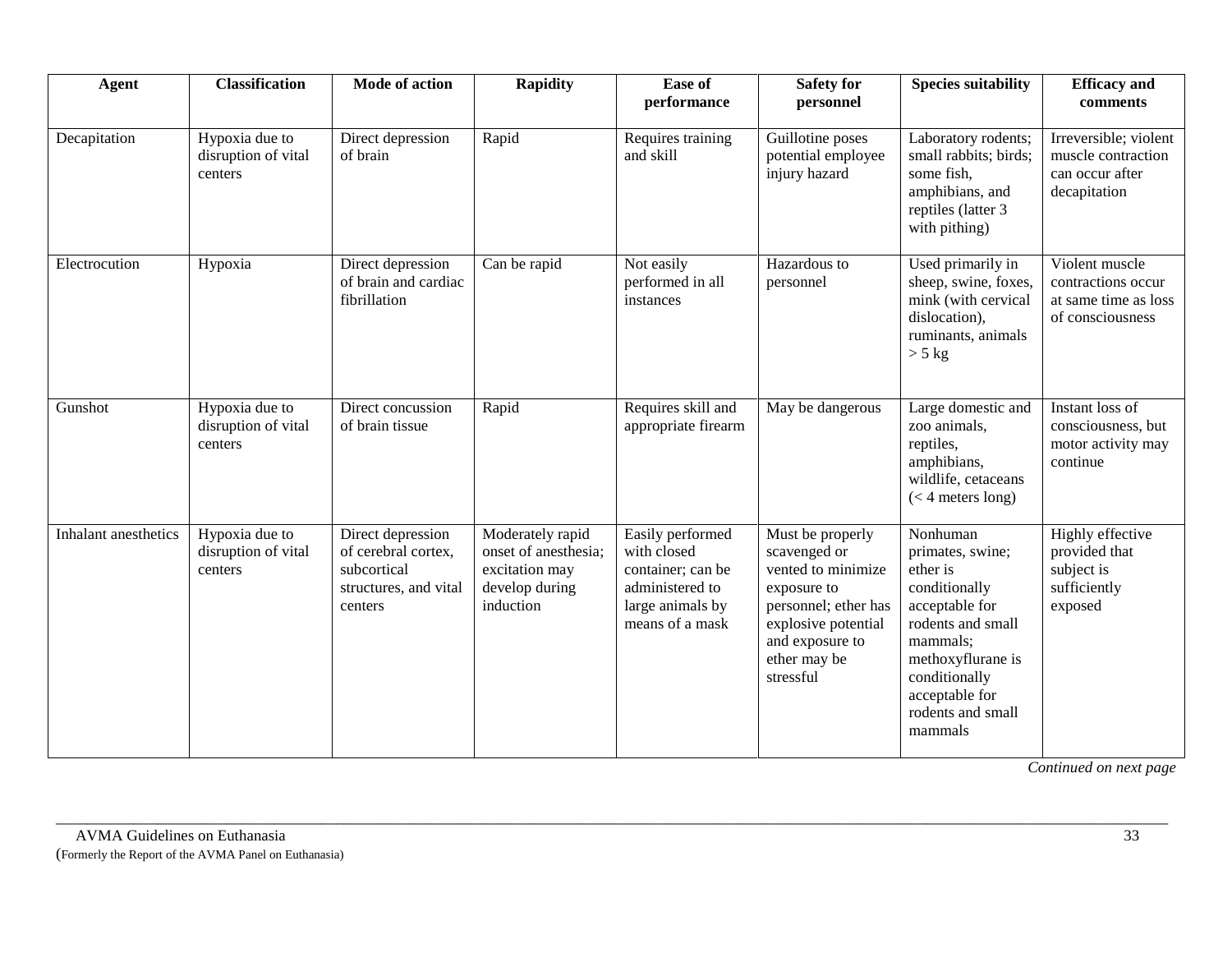| Agent | Classification | Mode of action | Rapidity | Ease of performance | Safety for personnel | Species suitability | Efficacy and comments |
|---|---|---|---|---|---|---|---|
| Decapitation | Hypoxia due to disruption of vital centers | Direct depression of brain | Rapid | Requires training and skill | Guillotine poses potential employee injury hazard | Laboratory rodents; small rabbits; birds; some fish, amphibians, and reptiles (latter 3 with pithing) | Irreversible; violent muscle contraction can occur after decapitation |
| Electrocution | Hypoxia | Direct depression of brain and cardiac fibrillation | Can be rapid | Not easily performed in all instances | Hazardous to personnel | Used primarily in sheep, swine, foxes, mink (with cervical dislocation), ruminants, animals > 5 kg | Violent muscle contractions occur at same time as loss of consciousness |
| Gunshot | Hypoxia due to disruption of vital centers | Direct concussion of brain tissue | Rapid | Requires skill and appropriate firearm | May be dangerous | Large domestic and zoo animals, reptiles, amphibians, wildlife, cetaceans (< 4 meters long) | Instant loss of consciousness, but motor activity may continue |
| Inhalant anesthetics | Hypoxia due to disruption of vital centers | Direct depression of cerebral cortex, subcortical structures, and vital centers | Moderately rapid onset of anesthesia; excitation may develop during induction | Easily performed with closed container; can be administered to large animals by means of a mask | Must be properly scavenged or vented to minimize exposure to personnel; ether has explosive potential and exposure to ether may be stressful | Nonhuman primates, swine; ether is conditionally acceptable for rodents and small mammals; methoxyflurane is conditionally acceptable for rodents and small mammals | Highly effective provided that subject is sufficiently exposed |

*Continued on next page*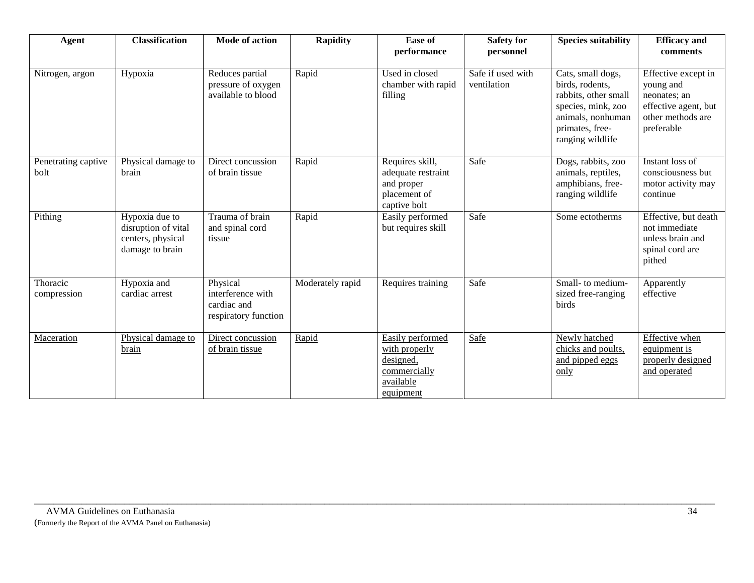| Agent | Classification | Mode of action | Rapidity | Ease of performance | Safety for personnel | Species suitability | Efficacy and comments |
|---|---|---|---|---|---|---|---|
| Nitrogen, argon | Hypoxia | Reduces partial pressure of oxygen available to blood | Rapid | Used in closed chamber with rapid filling | Safe if used with ventilation | Cats, small dogs, birds, rodents, rabbits, other small species, mink, zoo animals, nonhuman primates, free-ranging wildlife | Effective except in young and neonates; an effective agent, but other methods are preferable |
| Penetrating captive bolt | Physical damage to brain | Direct concussion of brain tissue | Rapid | Requires skill, adequate restraint and proper placement of captive bolt | Safe | Dogs, rabbits, zoo animals, reptiles, amphibians, free-ranging wildlife | Instant loss of consciousness but motor activity may continue |
| Pithing | Hypoxia due to disruption of vital centers, physical damage to brain | Trauma of brain and spinal cord tissue | Rapid | Easily performed but requires skill | Safe | Some ectotherms | Effective, but death not immediate unless brain and spinal cord are pithed |
| Thoracic compression | Hypoxia and cardiac arrest | Physical interference with cardiac and respiratory function | Moderately rapid | Requires training | Safe | Small- to medium-sized free-ranging birds | Apparently effective |
| Maceration | Physical damage to brain | Direct concussion of brain tissue | Rapid | Easily performed with properly designed, commercially available equipment | Safe | Newly hatched chicks and poults, and pipped eggs only | Effective when equipment is properly designed and operated |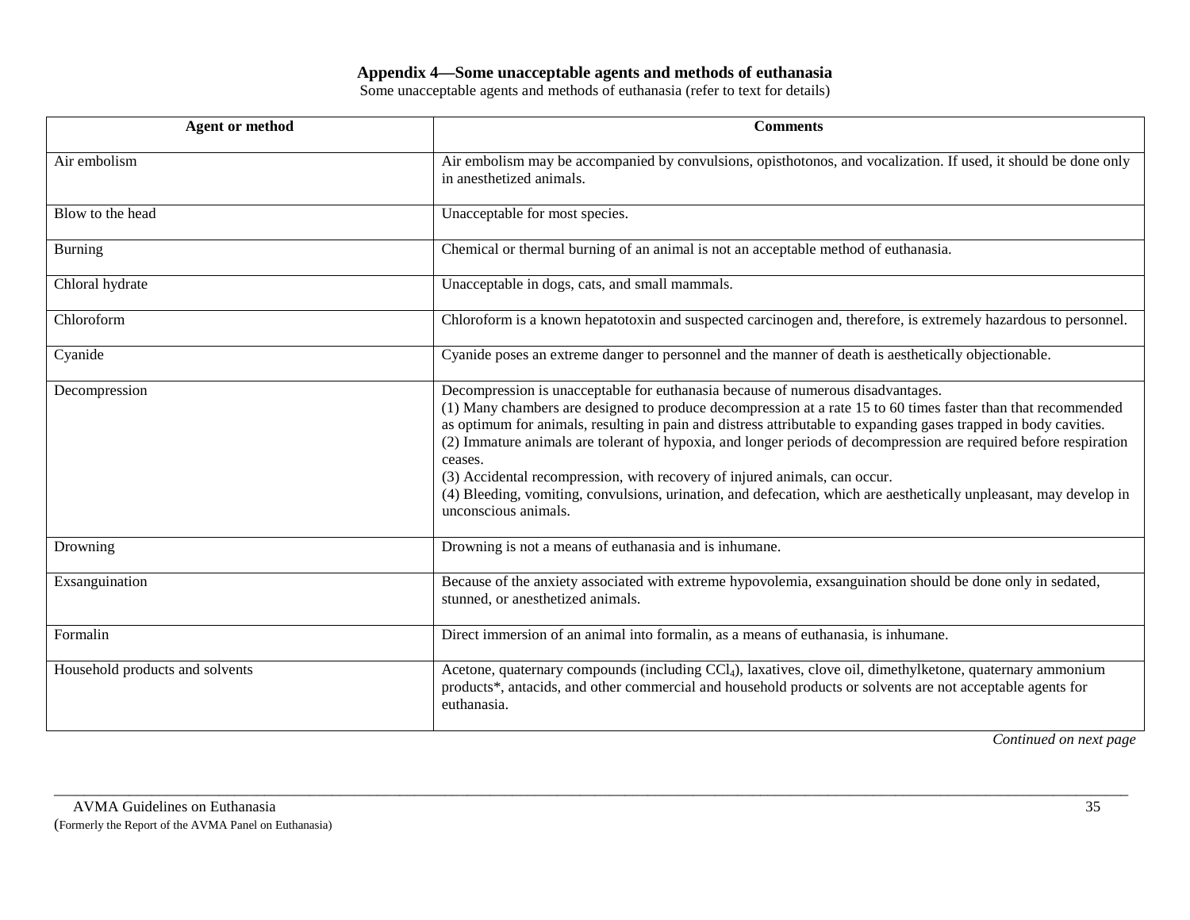## Appendix 4—Some unacceptable agents and methods of euthanasia

Some unacceptable agents and methods of euthanasia (refer to text for details)

| Agent or method | Comments |
|---|---|
| Air embolism | Air embolism may be accompanied by convulsions, opisthotonos, and vocalization. If used, it should be done only in anesthetized animals. |
| Blow to the head | Unacceptable for most species. |
| Burning | Chemical or thermal burning of an animal is not an acceptable method of euthanasia. |
| Chloral hydrate | Unacceptable in dogs, cats, and small mammals. |
| Chloroform | Chloroform is a known hepatotoxin and suspected carcinogen and, therefore, is extremely hazardous to personnel. |
| Cyanide | Cyanide poses an extreme danger to personnel and the manner of death is aesthetically objectionable. |
| Decompression | Decompression is unacceptable for euthanasia because of numerous disadvantages.<br>(1) Many chambers are designed to produce decompression at a rate 15 to 60 times faster than that recommended as optimum for animals, resulting in pain and distress attributable to expanding gases trapped in body cavities.<br>(2) Immature animals are tolerant of hypoxia, and longer periods of decompression are required before respiration ceases.<br>(3) Accidental recompression, with recovery of injured animals, can occur.<br>(4) Bleeding, vomiting, convulsions, urination, and defecation, which are aesthetically unpleasant, may develop in unconscious animals. |
| Drowning | Drowning is not a means of euthanasia and is inhumane. |
| Exsanguination | Because of the anxiety associated with extreme hypovolemia, exsanguination should be done only in sedated, stunned, or anesthetized animals. |
| Formalin | Direct immersion of an animal into formalin, as a means of euthanasia, is inhumane. |
| Household products and solvents | Acetone, quaternary compounds (including $CCl_4$), laxatives, clove oil, dimethylketone, quaternary ammonium products*, antacids, and other commercial and household products or solvents are not acceptable agents for euthanasia. |

*Continued on next page*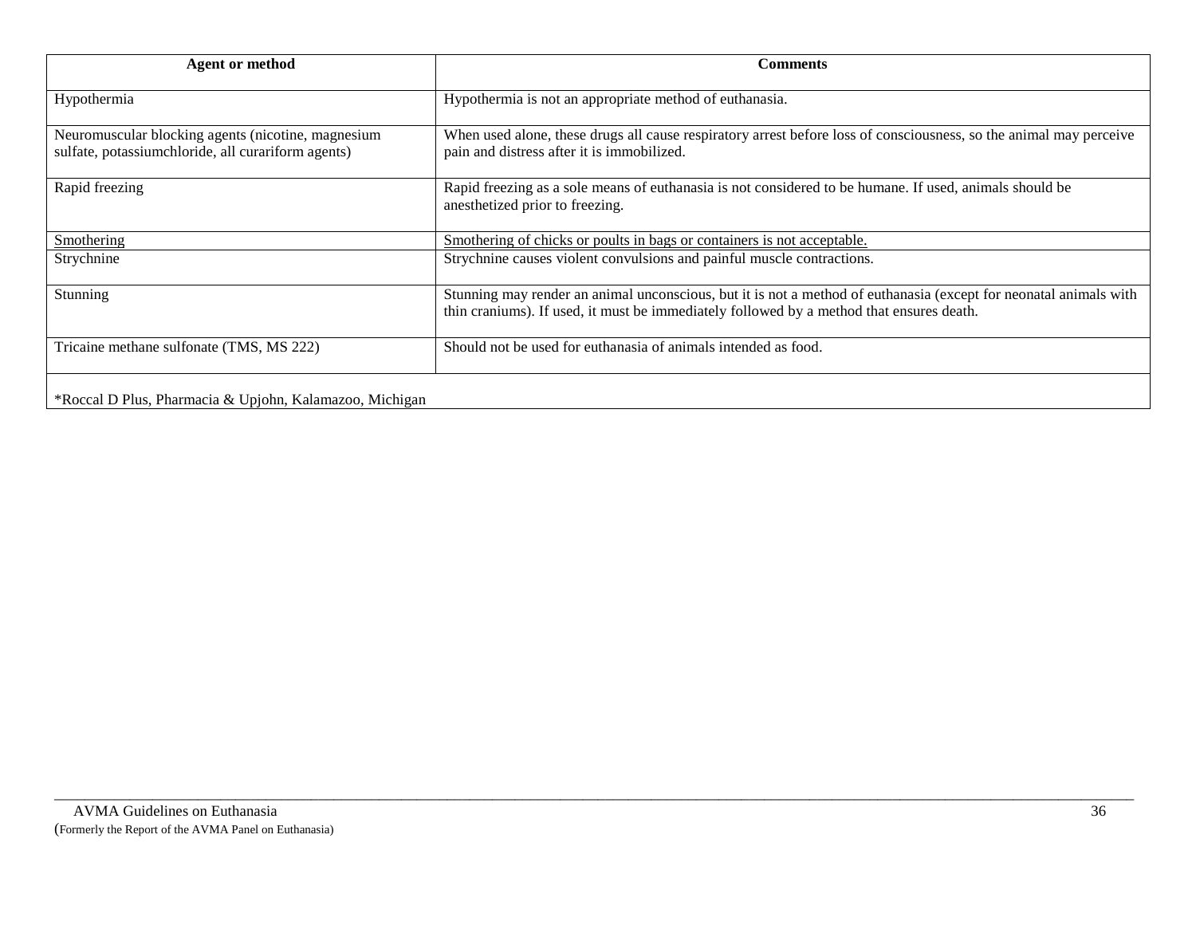| Agent or method | Comments |
|---|---|
| Hypothermia | Hypothermia is not an appropriate method of euthanasia. |
| Neuromuscular blocking agents (nicotine, magnesium sulfate, potassiumchloride, all curariform agents) | When used alone, these drugs all cause respiratory arrest before loss of consciousness, so the animal may perceive pain and distress after it is immobilized. |
| Rapid freezing | Rapid freezing as a sole means of euthanasia is not considered to be humane. If used, animals should be anesthetized prior to freezing. |
| Smothering | Smothering of chicks or poults in bags or containers is not acceptable. |
| Strychnine | Strychnine causes violent convulsions and painful muscle contractions. |
| Stunning | Stunning may render an animal unconscious, but it is not a method of euthanasia (except for neonatal animals with thin craniums). If used, it must be immediately followed by a method that ensures death. |
| Tricaine methane sulfonate (TMS, MS 222) | Should not be used for euthanasia of animals intended as food. |

*Roccal D Plus, Pharmacia & Upjohn, Kalamazoo, Michigan